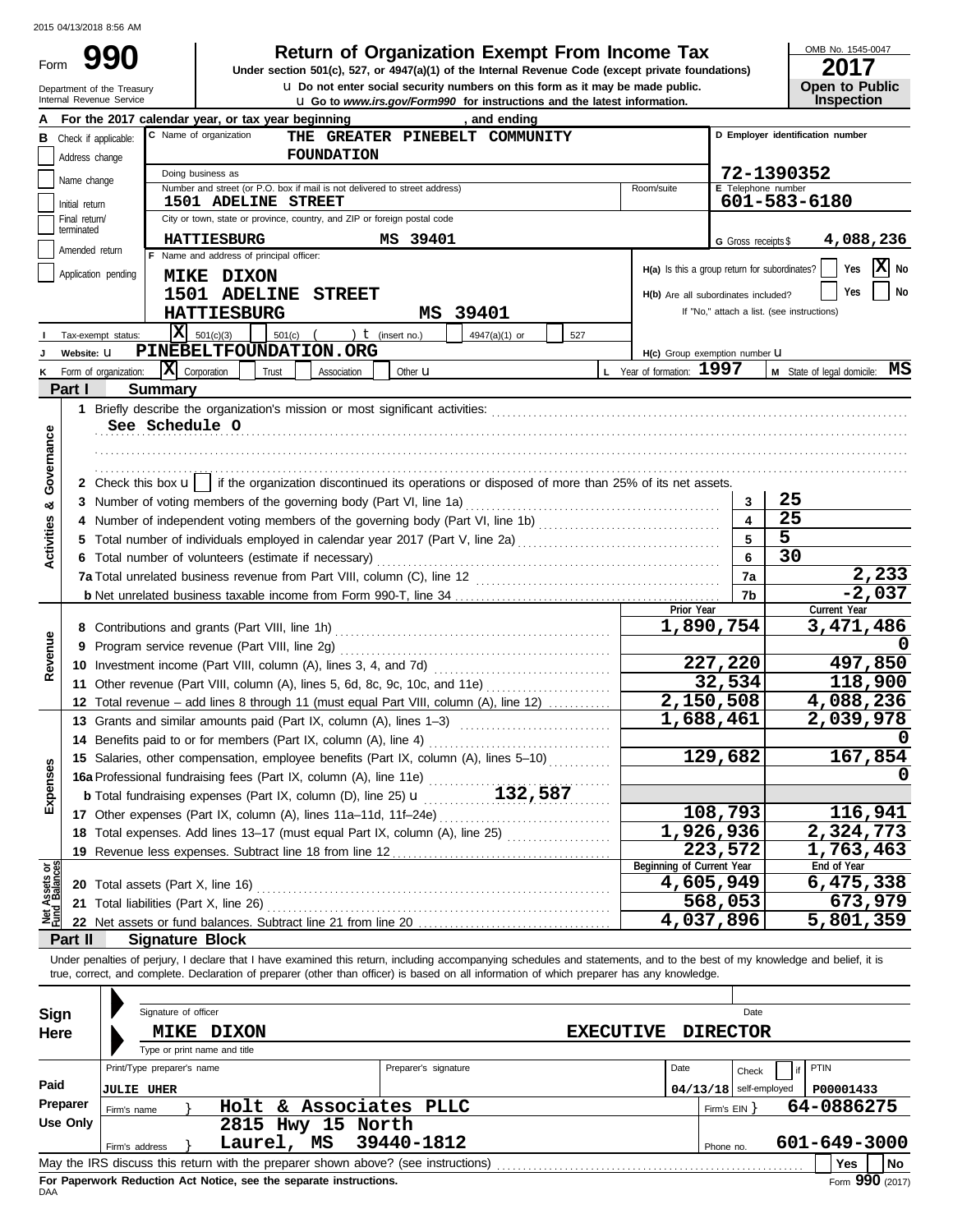2015 04/13/2018 8:56 AM

Form **990**

# Return of Organization Exempt From Income Tax

**Under section 501(c), 527, or 4947(a)(1) of the Internal Revenue Code (except private foundations)**

u Do not enter social security numbers on this form as it may be made public.

u Go to *www.irs.gov/Form990* for instructions and the latest information.

Department of the Treasury
Internal Revenue Service

OMB No. 1545-0047

**2017**

**Open to Public Inspection**

**A** For the 2017 calendar year, or tax year beginning , and ending

**B** Check if applicable:
- Address change
- Name change
- Initial return
- Final return/terminated
- Amended return
- Application pending

**C** Name of organization: THE GREATER PINEBELT COMMUNITY FOUNDATION

Doing business as

Number and street (or P.O. box if mail is not delivered to street address): 1501 ADELINE STREET — Room/suite

City or town, state or province, country, and ZIP or foreign postal code: HATTIESBURG MS 39401

**D** Employer identification number: 72-1390352

**E** Telephone number: 601-583-6180

**G** Gross receipts $ 4,088,236

**F** Name and address of principal officer: MIKE DIXON, 1501 ADELINE STREET, HATTIESBURG MS 39401

**H(a)** Is this a group return for subordinates? Yes [ ] No [X]

**H(b)** Are all subordinates included? Yes [ ] No [ ]

If "No," attach a list. (see instructions)

**I** Tax-exempt status: [X] 501(c)(3) [ ] 501(c) ( ) t (insert no.) [ ] 4947(a)(1) or [ ] 527

**J** Website: u PINEBELTFOUNDATION.ORG

**H(c)** Group exemption number u

**K** Form of organization: [X] Corporation [ ] Trust [ ] Association [ ] Other u

**L** Year of formation: 1997

**M** State of legal domicile: MS

## Part I Summary

**Activities & Governance**

1 Briefly describe the organization's mission or most significant activities:
See Schedule O

2 Check this box u [ ] if the organization discontinued its operations or disposed of more than 25% of its net assets.

| | | Line | Value |
|---|---|---|---|
| 3 | Number of voting members of the governing body (Part VI, line 1a) | 3 | 25 |
| 4 | Number of independent voting members of the governing body (Part VI, line 1b) | 4 | 25 |
| 5 | Total number of individuals employed in calendar year 2017 (Part V, line 2a) | 5 | 5 |
| 6 | Total number of volunteers (estimate if necessary) | 6 | 30 |
| 7a | Total unrelated business revenue from Part VIII, column (C), line 12 | 7a | 2,233 |
| b | Net unrelated business taxable income from Form 990-T, line 34 | 7b | -2,037 |

| | | | Prior Year | Current Year |
|---|---|---|---|---|
| **Revenue** | 8 | Contributions and grants (Part VIII, line 1h) | 1,890,754 | 3,471,486 |
| | 9 | Program service revenue (Part VIII, line 2g) | | 0 |
| | 10 | Investment income (Part VIII, column (A), lines 3, 4, and 7d) | 227,220 | 497,850 |
| | 11 | Other revenue (Part VIII, column (A), lines 5, 6d, 8c, 9c, 10c, and 11e) | 32,534 | 118,900 |
| | 12 | Total revenue – add lines 8 through 11 (must equal Part VIII, column (A), line 12) | 2,150,508 | 4,088,236 |
| **Expenses** | 13 | Grants and similar amounts paid (Part IX, column (A), lines 1–3) | 1,688,461 | 2,039,978 |
| | 14 | Benefits paid to or for members (Part IX, column (A), line 4) | | 0 |
| | 15 | Salaries, other compensation, employee benefits (Part IX, column (A), lines 5–10) | 129,682 | 167,854 |
| | 16a | Professional fundraising fees (Part IX, column (A), line 11e) | | 0 |
| | b | Total fundraising expenses (Part IX, column (D), line 25) u 132,587 | | |
| | 17 | Other expenses (Part IX, column (A), lines 11a–11d, 11f–24e) | 108,793 | 116,941 |
| | 18 | Total expenses. Add lines 13–17 (must equal Part IX, column (A), line 25) | 1,926,936 | 2,324,773 |
| | 19 | Revenue less expenses. Subtract line 18 from line 12 | 223,572 | 1,763,463 |
| | | | **Beginning of Current Year** | **End of Year** |
| **Net Assets or Fund Balances** | 20 | Total assets (Part X, line 16) | 4,605,949 | 6,475,338 |
| | 21 | Total liabilities (Part X, line 26) | 568,053 | 673,979 |
| | 22 | Net assets or fund balances. Subtract line 21 from line 20 | 4,037,896 | 5,801,359 |

## Part II Signature Block

Under penalties of perjury, I declare that I have examined this return, including accompanying schedules and statements, and to the best of my knowledge and belief, it is true, correct, and complete. Declaration of preparer (other than officer) is based on all information of which preparer has any knowledge.

**Sign Here**

Signature of officer — Date

MIKE DIXON — EXECUTIVE DIRECTOR

Type or print name and title

| **Paid Preparer Use Only** | | | | |
|---|---|---|---|---|
| Print/Type preparer's name: JULIE UHER | Preparer's signature | Date: 04/13/18 | Check [ ] if self-employed | PTIN: P00001433 |
| Firm's name: Holt & Associates PLLC | | | Firm's EIN: 64-0886275 | |
| Firm's address: 2815 Hwy 15 North, Laurel, MS 39440-1812 | | | Phone no. 601-649-3000 | |

May the IRS discuss this return with the preparer shown above? (see instructions) Yes [ ] No [ ]

**For Paperwork Reduction Act Notice, see the separate instructions.**

DAA

Form **990** (2017)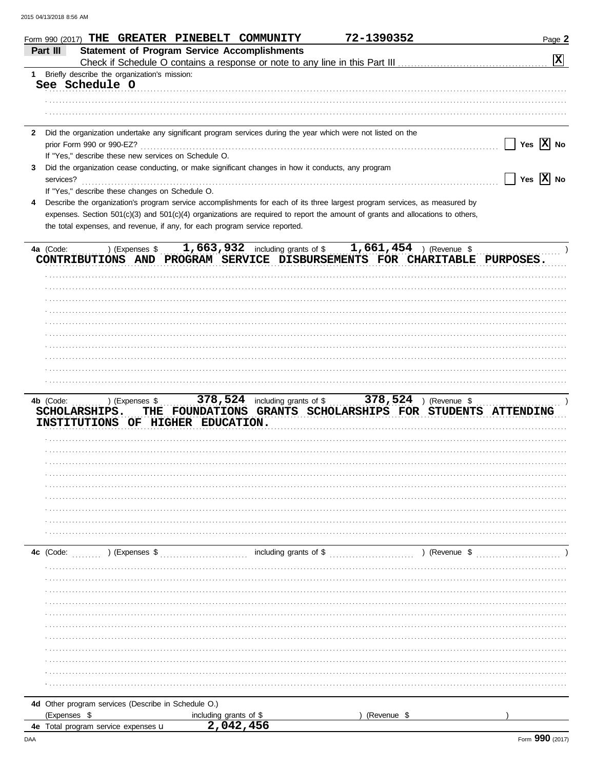Form 990 (2017) THE GREATER PINEBELT COMMUNITY 72-1390352 Page **2**

**Part III Statement of Program Service Accomplishments**

Check if Schedule O contains a response or note to any line in this Part III . . . . . . . . . . [X]

**1** Briefly describe the organization's mission:

See Schedule O

**2** Did the organization undertake any significant program services during the year which were not listed on the prior Form 990 or 990-EZ? . . . . . . [ ] Yes [X] No

If "Yes," describe these new services on Schedule O.

**3** Did the organization cease conducting, or make significant changes in how it conducts, any program services? . . . . . . [ ] Yes [X] No

If "Yes," describe these changes on Schedule O.

**4** Describe the organization's program service accomplishments for each of its three largest program services, as measured by expenses. Section 501(c)(3) and 501(c)(4) organizations are required to report the amount of grants and allocations to others, the total expenses, and revenue, if any, for each program service reported.

**4a** (Code: ) (Expenses $ 1,663,932 including grants of $ 1,661,454 ) (Revenue $ )

CONTRIBUTIONS AND PROGRAM SERVICE DISBURSEMENTS FOR CHARITABLE PURPOSES.

**4b** (Code: ) (Expenses $ 378,524 including grants of $ 378,524 ) (Revenue $ )

SCHOLARSHIPS. THE FOUNDATIONS GRANTS SCHOLARSHIPS FOR STUDENTS ATTENDING INSTITUTIONS OF HIGHER EDUCATION.

**4c** (Code: ) (Expenses $ including grants of $ ) (Revenue $ )

**4d** Other program services (Describe in Schedule O.)

(Expenses $ including grants of $ ) (Revenue $ )

**4e** Total program service expenses ▸ 2,042,456

Form **990** (2017)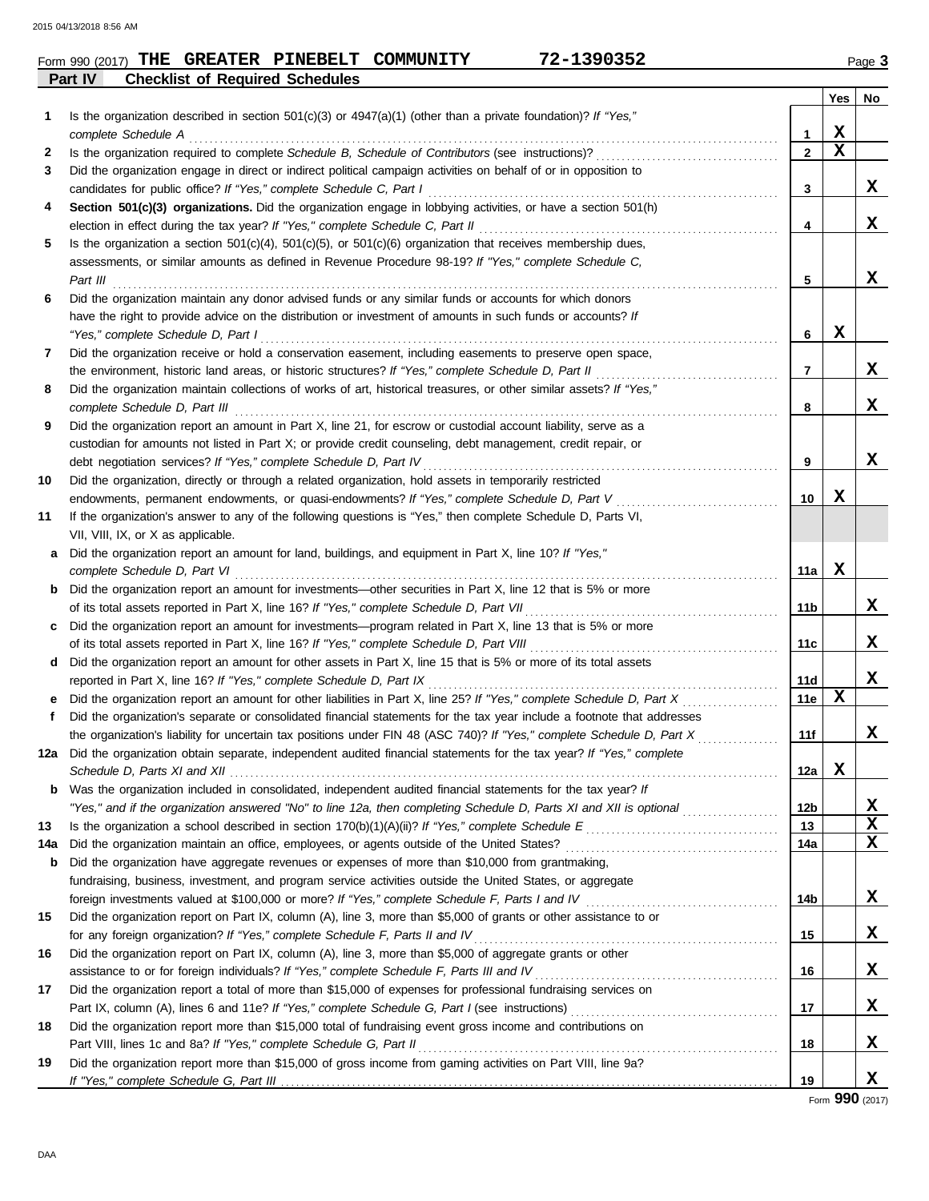Form 990 (2017) **THE GREATER PINEBELT COMMUNITY** **72-1390352** Page **3**

**Part IV** **Checklist of Required Schedules**

| | | | Yes | No |
|---|---|---|---|---|
| 1 | Is the organization described in section 501(c)(3) or 4947(a)(1) (other than a private foundation)? *If "Yes," complete Schedule A* | 1 | X | |
| 2 | Is the organization required to complete *Schedule B, Schedule of Contributors* (see instructions)? | 2 | X | |
| 3 | Did the organization engage in direct or indirect political campaign activities on behalf of or in opposition to candidates for public office? *If "Yes," complete Schedule C, Part I* | 3 | | X |
| 4 | **Section 501(c)(3) organizations.** Did the organization engage in lobbying activities, or have a section 501(h) election in effect during the tax year? *If "Yes," complete Schedule C, Part II* | 4 | | X |
| 5 | Is the organization a section 501(c)(4), 501(c)(5), or 501(c)(6) organization that receives membership dues, assessments, or similar amounts as defined in Revenue Procedure 98-19? *If "Yes," complete Schedule C, Part III* | 5 | | X |
| 6 | Did the organization maintain any donor advised funds or any similar funds or accounts for which donors have the right to provide advice on the distribution or investment of amounts in such funds or accounts? *If "Yes," complete Schedule D, Part I* | 6 | X | |
| 7 | Did the organization receive or hold a conservation easement, including easements to preserve open space, the environment, historic land areas, or historic structures? *If "Yes," complete Schedule D, Part II* | 7 | | X |
| 8 | Did the organization maintain collections of works of art, historical treasures, or other similar assets? *If "Yes," complete Schedule D, Part III* | 8 | | X |
| 9 | Did the organization report an amount in Part X, line 21, for escrow or custodial account liability, serve as a custodian for amounts not listed in Part X; or provide credit counseling, debt management, credit repair, or debt negotiation services? *If "Yes," complete Schedule D, Part IV* | 9 | | X |
| 10 | Did the organization, directly or through a related organization, hold assets in temporarily restricted endowments, permanent endowments, or quasi-endowments? *If "Yes," complete Schedule D, Part V* | 10 | X | |
| 11 | If the organization's answer to any of the following questions is "Yes," then complete Schedule D, Parts VI, VII, VIII, IX, or X as applicable. | | | |
| a | Did the organization report an amount for land, buildings, and equipment in Part X, line 10? *If "Yes," complete Schedule D, Part VI* | 11a | X | |
| b | Did the organization report an amount for investments—other securities in Part X, line 12 that is 5% or more of its total assets reported in Part X, line 16? *If "Yes," complete Schedule D, Part VII* | 11b | | X |
| c | Did the organization report an amount for investments—program related in Part X, line 13 that is 5% or more of its total assets reported in Part X, line 16? *If "Yes," complete Schedule D, Part VIII* | 11c | | X |
| d | Did the organization report an amount for other assets in Part X, line 15 that is 5% or more of its total assets reported in Part X, line 16? *If "Yes," complete Schedule D, Part IX* | 11d | | X |
| e | Did the organization report an amount for other liabilities in Part X, line 25? *If "Yes," complete Schedule D, Part X* | 11e | X | |
| f | Did the organization's separate or consolidated financial statements for the tax year include a footnote that addresses the organization's liability for uncertain tax positions under FIN 48 (ASC 740)? *If "Yes," complete Schedule D, Part X* | 11f | | X |
| 12a | Did the organization obtain separate, independent audited financial statements for the tax year? *If "Yes," complete Schedule D, Parts XI and XII* | 12a | X | |
| b | Was the organization included in consolidated, independent audited financial statements for the tax year? *If "Yes," and if the organization answered "No" to line 12a, then completing Schedule D, Parts XI and XII is optional* | 12b | | X |
| 13 | Is the organization a school described in section 170(b)(1)(A)(ii)? *If "Yes," complete Schedule E* | 13 | | X |
| 14a | Did the organization maintain an office, employees, or agents outside of the United States? | 14a | | X |
| b | Did the organization have aggregate revenues or expenses of more than $10,000 from grantmaking, fundraising, business, investment, and program service activities outside the United States, or aggregate foreign investments valued at $100,000 or more? *If "Yes," complete Schedule F, Parts I and IV* | 14b | | X |
| 15 | Did the organization report on Part IX, column (A), line 3, more than $5,000 of grants or other assistance to or for any foreign organization? *If "Yes," complete Schedule F, Parts II and IV* | 15 | | X |
| 16 | Did the organization report on Part IX, column (A), line 3, more than $5,000 of aggregate grants or other assistance to or for foreign individuals? *If "Yes," complete Schedule F, Parts III and IV* | 16 | | X |
| 17 | Did the organization report a total of more than $15,000 of expenses for professional fundraising services on Part IX, column (A), lines 6 and 11e? *If "Yes," complete Schedule G, Part I* (see instructions) | 17 | | X |
| 18 | Did the organization report more than $15,000 total of fundraising event gross income and contributions on Part VIII, lines 1c and 8a? *If "Yes," complete Schedule G, Part II* | 18 | | X |
| 19 | Did the organization report more than $15,000 of gross income from gaming activities on Part VIII, line 9a? *If "Yes," complete Schedule G, Part III* | 19 | | X |

Form **990** (2017)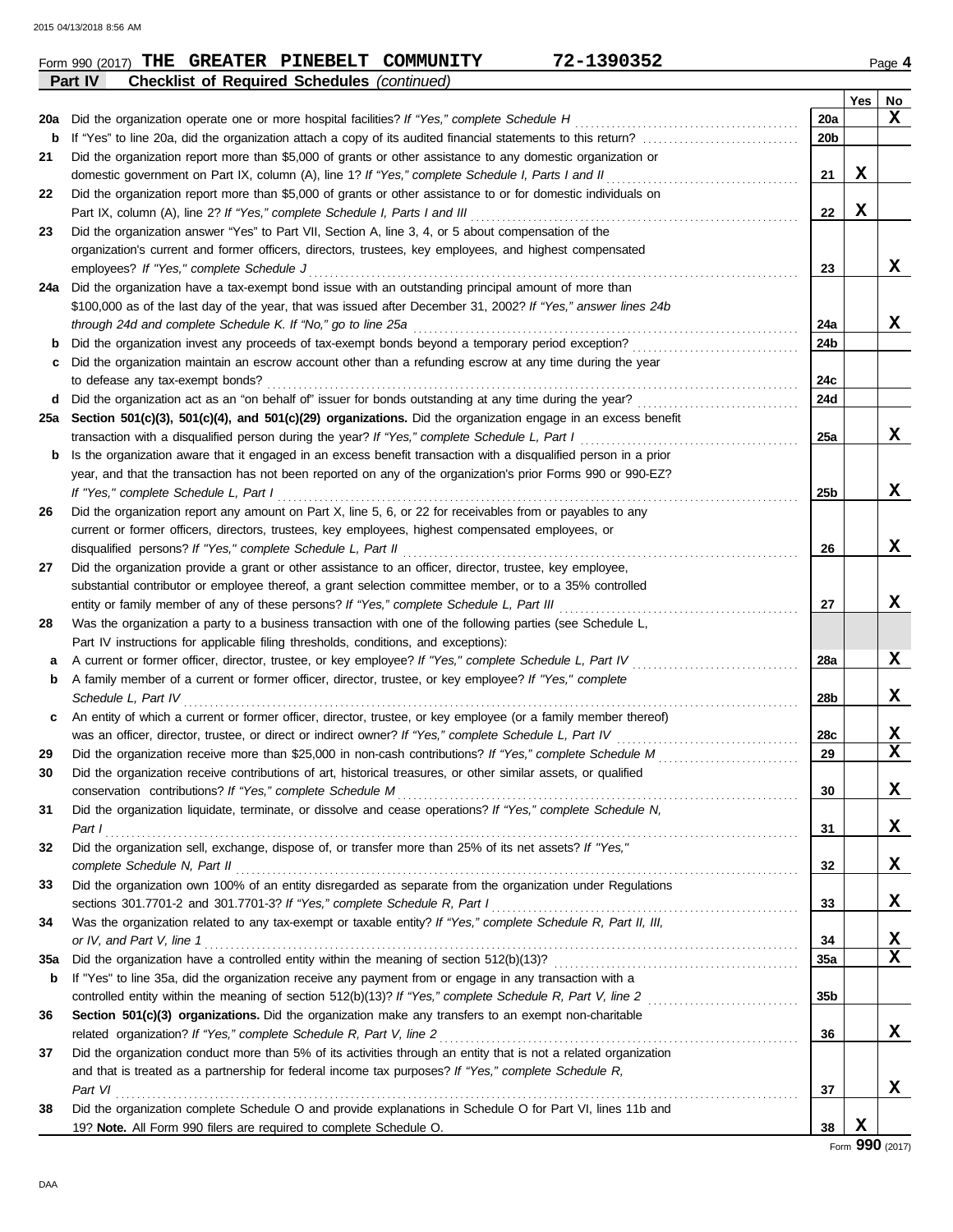Form 990 (2017) **THE GREATER PINEBELT COMMUNITY** **72-1390352** Page **4**

## Part IV Checklist of Required Schedules *(continued)*

| | | | Yes | No |
|---|---|---|---|---|
| **20a** | Did the organization operate one or more hospital facilities? *If "Yes," complete Schedule H* | 20a | | X |
| **b** | If "Yes" to line 20a, did the organization attach a copy of its audited financial statements to this return? | 20b | | |
| **21** | Did the organization report more than $5,000 of grants or other assistance to any domestic organization or domestic government on Part IX, column (A), line 1? *If "Yes," complete Schedule I, Parts I and II* | 21 | X | |
| **22** | Did the organization report more than $5,000 of grants or other assistance to or for domestic individuals on Part IX, column (A), line 2? *If "Yes," complete Schedule I, Parts I and III* | 22 | X | |
| **23** | Did the organization answer "Yes" to Part VII, Section A, line 3, 4, or 5 about compensation of the organization's current and former officers, directors, trustees, key employees, and highest compensated employees? *If "Yes," complete Schedule J* | 23 | | X |
| **24a** | Did the organization have a tax-exempt bond issue with an outstanding principal amount of more than $100,000 as of the last day of the year, that was issued after December 31, 2002? *If "Yes," answer lines 24b through 24d and complete Schedule K. If "No," go to line 25a* | 24a | | X |
| **b** | Did the organization invest any proceeds of tax-exempt bonds beyond a temporary period exception? | 24b | | |
| **c** | Did the organization maintain an escrow account other than a refunding escrow at any time during the year to defease any tax-exempt bonds? | 24c | | |
| **d** | Did the organization act as an "on behalf of" issuer for bonds outstanding at any time during the year? | 24d | | |
| **25a** | **Section 501(c)(3), 501(c)(4), and 501(c)(29) organizations.** Did the organization engage in an excess benefit transaction with a disqualified person during the year? *If "Yes," complete Schedule L, Part I* | 25a | | X |
| **b** | Is the organization aware that it engaged in an excess benefit transaction with a disqualified person in a prior year, and that the transaction has not been reported on any of the organization's prior Forms 990 or 990-EZ? *If "Yes," complete Schedule L, Part I* | 25b | | X |
| **26** | Did the organization report any amount on Part X, line 5, 6, or 22 for receivables from or payables to any current or former officers, directors, trustees, key employees, highest compensated employees, or disqualified persons? *If "Yes," complete Schedule L, Part II* | 26 | | X |
| **27** | Did the organization provide a grant or other assistance to an officer, director, trustee, key employee, substantial contributor or employee thereof, a grant selection committee member, or to a 35% controlled entity or family member of any of these persons? *If "Yes," complete Schedule L, Part III* | 27 | | X |
| **28** | Was the organization a party to a business transaction with one of the following parties (see Schedule L, Part IV instructions for applicable filing thresholds, conditions, and exceptions): | | | |
| **a** | A current or former officer, director, trustee, or key employee? *If "Yes," complete Schedule L, Part IV* | 28a | | X |
| **b** | A family member of a current or former officer, director, trustee, or key employee? *If "Yes," complete Schedule L, Part IV* | 28b | | X |
| **c** | An entity of which a current or former officer, director, trustee, or key employee (or a family member thereof) was an officer, director, trustee, or direct or indirect owner? *If "Yes," complete Schedule L, Part IV* | 28c | | X |
| **29** | Did the organization receive more than $25,000 in non-cash contributions? *If "Yes," complete Schedule M* | 29 | | X |
| **30** | Did the organization receive contributions of art, historical treasures, or other similar assets, or qualified conservation contributions? *If "Yes," complete Schedule M* | 30 | | X |
| **31** | Did the organization liquidate, terminate, or dissolve and cease operations? *If "Yes," complete Schedule N, Part I* | 31 | | X |
| **32** | Did the organization sell, exchange, dispose of, or transfer more than 25% of its net assets? *If "Yes," complete Schedule N, Part II* | 32 | | X |
| **33** | Did the organization own 100% of an entity disregarded as separate from the organization under Regulations sections 301.7701-2 and 301.7701-3? *If "Yes," complete Schedule R, Part I* | 33 | | X |
| **34** | Was the organization related to any tax-exempt or taxable entity? *If "Yes," complete Schedule R, Part II, III, or IV, and Part V, line 1* | 34 | | X |
| **35a** | Did the organization have a controlled entity within the meaning of section 512(b)(13)? | 35a | | X |
| **b** | If "Yes" to line 35a, did the organization receive any payment from or engage in any transaction with a controlled entity within the meaning of section 512(b)(13)? *If "Yes," complete Schedule R, Part V, line 2* | 35b | | |
| **36** | **Section 501(c)(3) organizations.** Did the organization make any transfers to an exempt non-charitable related organization? *If "Yes," complete Schedule R, Part V, line 2* | 36 | | X |
| **37** | Did the organization conduct more than 5% of its activities through an entity that is not a related organization and that is treated as a partnership for federal income tax purposes? *If "Yes," complete Schedule R, Part VI* | 37 | | X |
| **38** | Did the organization complete Schedule O and provide explanations in Schedule O for Part VI, lines 11b and 19? **Note.** All Form 990 filers are required to complete Schedule O. | 38 | X | |

Form **990** (2017)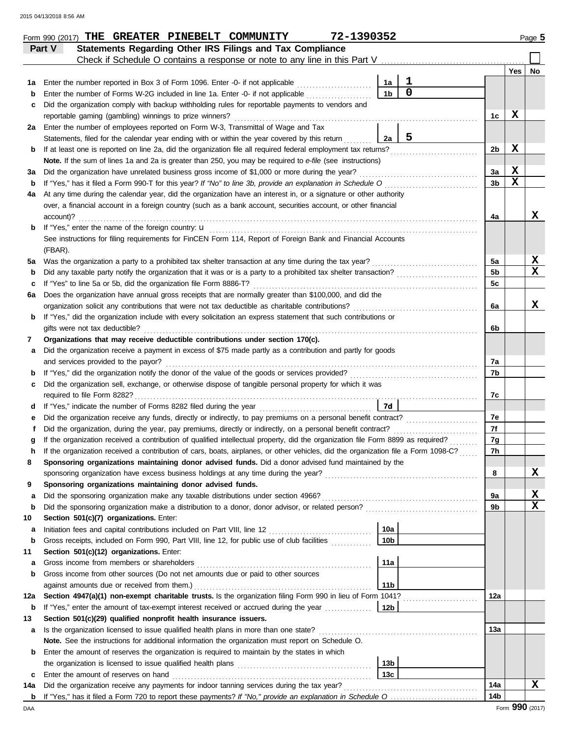Form 990 (2017) **THE GREATER PINEBELT COMMUNITY** **72-1390352** Page **5**

## Part V Statements Regarding Other IRS Filings and Tax Compliance

Check if Schedule O contains a response or note to any line in this Part V ☐

| | | | | | Yes | No |
|---|---|---|---|---|---|---|
| 1a | Enter the number reported in Box 3 of Form 1096. Enter -0- if not applicable | 1a | 1 | | | |
| b | Enter the number of Forms W-2G included in line 1a. Enter -0- if not applicable | 1b | 0 | | | |
| c | Did the organization comply with backup withholding rules for reportable payments to vendors and reportable gaming (gambling) winnings to prize winners? | | | 1c | X | |
| 2a | Enter the number of employees reported on Form W-3, Transmittal of Wage and Tax Statements, filed for the calendar year ending with or within the year covered by this return | 2a | 5 | | | |
| b | If at least one is reported on line 2a, did the organization file all required federal employment tax returns? | | | 2b | X | |
| | **Note.** If the sum of lines 1a and 2a is greater than 250, you may be required to *e-file* (see instructions) | | | | | |
| 3a | Did the organization have unrelated business gross income of $1,000 or more during the year? | | | 3a | X | |
| b | If "Yes," has it filed a Form 990-T for this year? *If "No" to line 3b, provide an explanation in Schedule O* | | | 3b | X | |
| 4a | At any time during the calendar year, did the organization have an interest in, or a signature or other authority over, a financial account in a foreign country (such as a bank account, securities account, or other financial account)? | | | 4a | | X |
| b | If "Yes," enter the name of the foreign country: u | | | | | |
| | See instructions for filing requirements for FinCEN Form 114, Report of Foreign Bank and Financial Accounts (FBAR). | | | | | |
| 5a | Was the organization a party to a prohibited tax shelter transaction at any time during the tax year? | | | 5a | | X |
| b | Did any taxable party notify the organization that it was or is a party to a prohibited tax shelter transaction? | | | 5b | | X |
| c | If "Yes" to line 5a or 5b, did the organization file Form 8886-T? | | | 5c | | |
| 6a | Does the organization have annual gross receipts that are normally greater than $100,000, and did the organization solicit any contributions that were not tax deductible as charitable contributions? | | | 6a | | X |
| b | If "Yes," did the organization include with every solicitation an express statement that such contributions or gifts were not tax deductible? | | | 6b | | |
| 7 | **Organizations that may receive deductible contributions under section 170(c).** | | | | | |
| a | Did the organization receive a payment in excess of $75 made partly as a contribution and partly for goods and services provided to the payor? | | | 7a | | |
| b | If "Yes," did the organization notify the donor of the value of the goods or services provided? | | | 7b | | |
| c | Did the organization sell, exchange, or otherwise dispose of tangible personal property for which it was required to file Form 8282? | | | 7c | | |
| d | If "Yes," indicate the number of Forms 8282 filed during the year | 7d | | | | |
| e | Did the organization receive any funds, directly or indirectly, to pay premiums on a personal benefit contract? | | | 7e | | |
| f | Did the organization, during the year, pay premiums, directly or indirectly, on a personal benefit contract? | | | 7f | | |
| g | If the organization received a contribution of qualified intellectual property, did the organization file Form 8899 as required? | | | 7g | | |
| h | If the organization received a contribution of cars, boats, airplanes, or other vehicles, did the organization file a Form 1098-C? | | | 7h | | |
| 8 | **Sponsoring organizations maintaining donor advised funds.** Did a donor advised fund maintained by the sponsoring organization have excess business holdings at any time during the year? | | | 8 | | X |
| 9 | **Sponsoring organizations maintaining donor advised funds.** | | | | | |
| a | Did the sponsoring organization make any taxable distributions under section 4966? | | | 9a | | X |
| b | Did the sponsoring organization make a distribution to a donor, donor advisor, or related person? | | | 9b | | X |
| 10 | **Section 501(c)(7) organizations.** Enter: | | | | | |
| a | Initiation fees and capital contributions included on Part VIII, line 12 | 10a | | | | |
| b | Gross receipts, included on Form 990, Part VIII, line 12, for public use of club facilities | 10b | | | | |
| 11 | **Section 501(c)(12) organizations.** Enter: | | | | | |
| a | Gross income from members or shareholders | 11a | | | | |
| b | Gross income from other sources (Do not net amounts due or paid to other sources against amounts due or received from them.) | 11b | | | | |
| 12a | **Section 4947(a)(1) non-exempt charitable trusts.** Is the organization filing Form 990 in lieu of Form 1041? | | | 12a | | |
| b | If "Yes," enter the amount of tax-exempt interest received or accrued during the year | 12b | | | | |
| 13 | **Section 501(c)(29) qualified nonprofit health insurance issuers.** | | | | | |
| a | Is the organization licensed to issue qualified health plans in more than one state? | | | 13a | | |
| | **Note.** See the instructions for additional information the organization must report on Schedule O. | | | | | |
| b | Enter the amount of reserves the organization is required to maintain by the states in which the organization is licensed to issue qualified health plans | 13b | | | | |
| c | Enter the amount of reserves on hand | 13c | | | | |
| 14a | Did the organization receive any payments for indoor tanning services during the tax year? | | | 14a | | X |
| b | If "Yes," has it filed a Form 720 to report these payments? *If "No," provide an explanation in Schedule O* | | | 14b | | |

Form **990** (2017)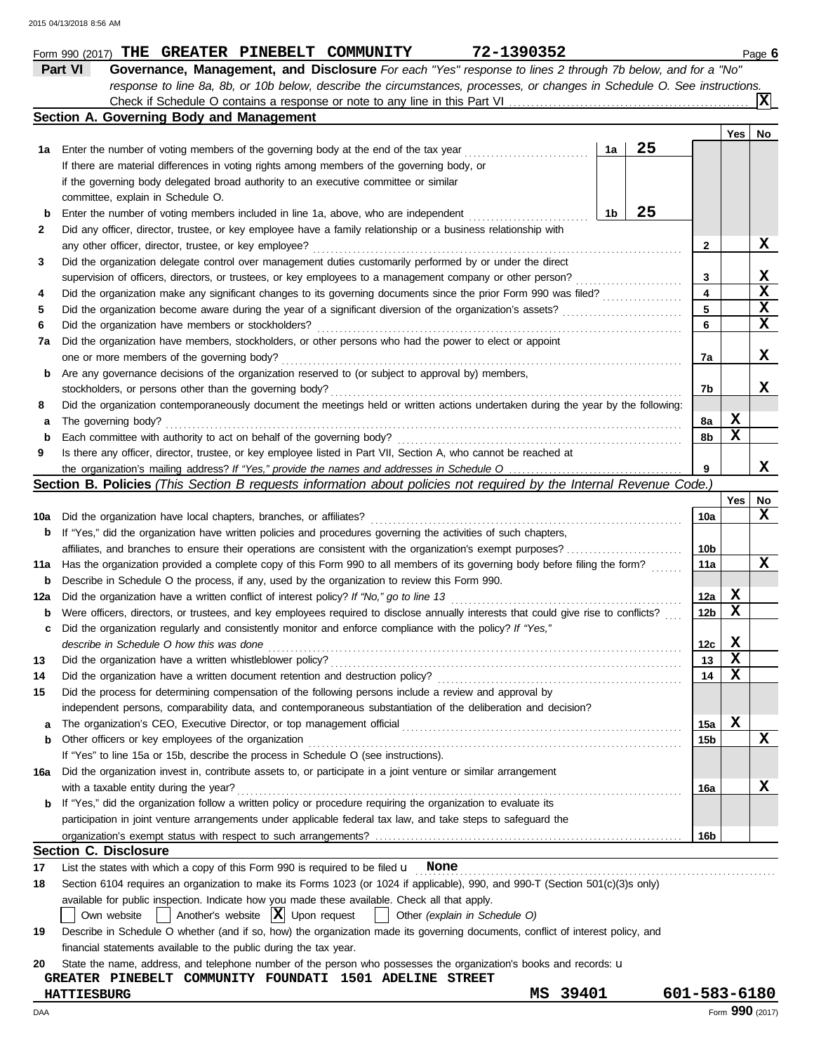Form 990 (2017) **THE GREATER PINEBELT COMMUNITY** **72-1390352** Page **6**

## Part VI Governance, Management, and Disclosure

*For each "Yes" response to lines 2 through 7b below, and for a "No" response to line 8a, 8b, or 10b below, describe the circumstances, processes, or changes in Schedule O. See instructions.*

Check if Schedule O contains a response or note to any line in this Part VI .......... **[X]**

### Section A. Governing Body and Management

| | | | | | Yes | No |
|---|---|---|---|---|---|---|
| **1a** | Enter the number of voting members of the governing body at the end of the tax year. If there are material differences in voting rights among members of the governing body, or if the governing body delegated broad authority to an executive committee or similar committee, explain in Schedule O. | 1a | 25 | | | |
| **b** | Enter the number of voting members included in line 1a, above, who are independent | 1b | 25 | | | |
| **2** | Did any officer, director, trustee, or key employee have a family relationship or a business relationship with any other officer, director, trustee, or key employee? | | | 2 | | X |
| **3** | Did the organization delegate control over management duties customarily performed by or under the direct supervision of officers, directors, or trustees, or key employees to a management company or other person? | | | 3 | | X |
| **4** | Did the organization make any significant changes to its governing documents since the prior Form 990 was filed? | | | 4 | | X |
| **5** | Did the organization become aware during the year of a significant diversion of the organization's assets? | | | 5 | | X |
| **6** | Did the organization have members or stockholders? | | | 6 | | X |
| **7a** | Did the organization have members, stockholders, or other persons who had the power to elect or appoint one or more members of the governing body? | | | 7a | | X |
| **b** | Are any governance decisions of the organization reserved to (or subject to approval by) members, stockholders, or persons other than the governing body? | | | 7b | | X |
| **8** | Did the organization contemporaneously document the meetings held or written actions undertaken during the year by the following: | | | | | |
| **a** | The governing body? | | | 8a | X | |
| **b** | Each committee with authority to act on behalf of the governing body? | | | 8b | X | |
| **9** | Is there any officer, director, trustee, or key employee listed in Part VII, Section A, who cannot be reached at the organization's mailing address? *If "Yes," provide the names and addresses in Schedule O* | | | 9 | | X |

### Section B. Policies *(This Section B requests information about policies not required by the Internal Revenue Code.)*

| | | | Yes | No |
|---|---|---|---|---|
| **10a** | Did the organization have local chapters, branches, or affiliates? | 10a | | X |
| **b** | If "Yes," did the organization have written policies and procedures governing the activities of such chapters, affiliates, and branches to ensure their operations are consistent with the organization's exempt purposes? | 10b | | |
| **11a** | Has the organization provided a complete copy of this Form 990 to all members of its governing body before filing the form? | 11a | | X |
| **b** | Describe in Schedule O the process, if any, used by the organization to review this Form 990. | | | |
| **12a** | Did the organization have a written conflict of interest policy? *If "No," go to line 13* | 12a | X | |
| **b** | Were officers, directors, or trustees, and key employees required to disclose annually interests that could give rise to conflicts? | 12b | X | |
| **c** | Did the organization regularly and consistently monitor and enforce compliance with the policy? *If "Yes," describe in Schedule O how this was done* | 12c | X | |
| **13** | Did the organization have a written whistleblower policy? | 13 | X | |
| **14** | Did the organization have a written document retention and destruction policy? | 14 | X | |
| **15** | Did the process for determining compensation of the following persons include a review and approval by independent persons, comparability data, and contemporaneous substantiation of the deliberation and decision? | | | |
| **a** | The organization's CEO, Executive Director, or top management official | 15a | X | |
| **b** | Other officers or key employees of the organization | 15b | | X |
| | If "Yes" to line 15a or 15b, describe the process in Schedule O (see instructions). | | | |
| **16a** | Did the organization invest in, contribute assets to, or participate in a joint venture or similar arrangement with a taxable entity during the year? | 16a | | X |
| **b** | If "Yes," did the organization follow a written policy or procedure requiring the organization to evaluate its participation in joint venture arrangements under applicable federal tax law, and take steps to safeguard the organization's exempt status with respect to such arrangements? | 16b | | |

### Section C. Disclosure

**17** List the states with which a copy of this Form 990 is required to be filed u **None**

**18** Section 6104 requires an organization to make its Forms 1023 (or 1024 if applicable), 990, and 990-T (Section 501(c)(3)s only) available for public inspection. Indicate how you made these available. Check all that apply.

[ ] Own website [ ] Another's website [X] Upon request [ ] Other *(explain in Schedule O)*

**19** Describe in Schedule O whether (and if so, how) the organization made its governing documents, conflict of interest policy, and financial statements available to the public during the tax year.

**20** State the name, address, and telephone number of the person who possesses the organization's books and records: u

**GREATER PINEBELT COMMUNITY FOUNDATI 1501 ADELINE STREET**
**HATTIESBURG MS 39401 601-583-6180**

DAA Form **990** (2017)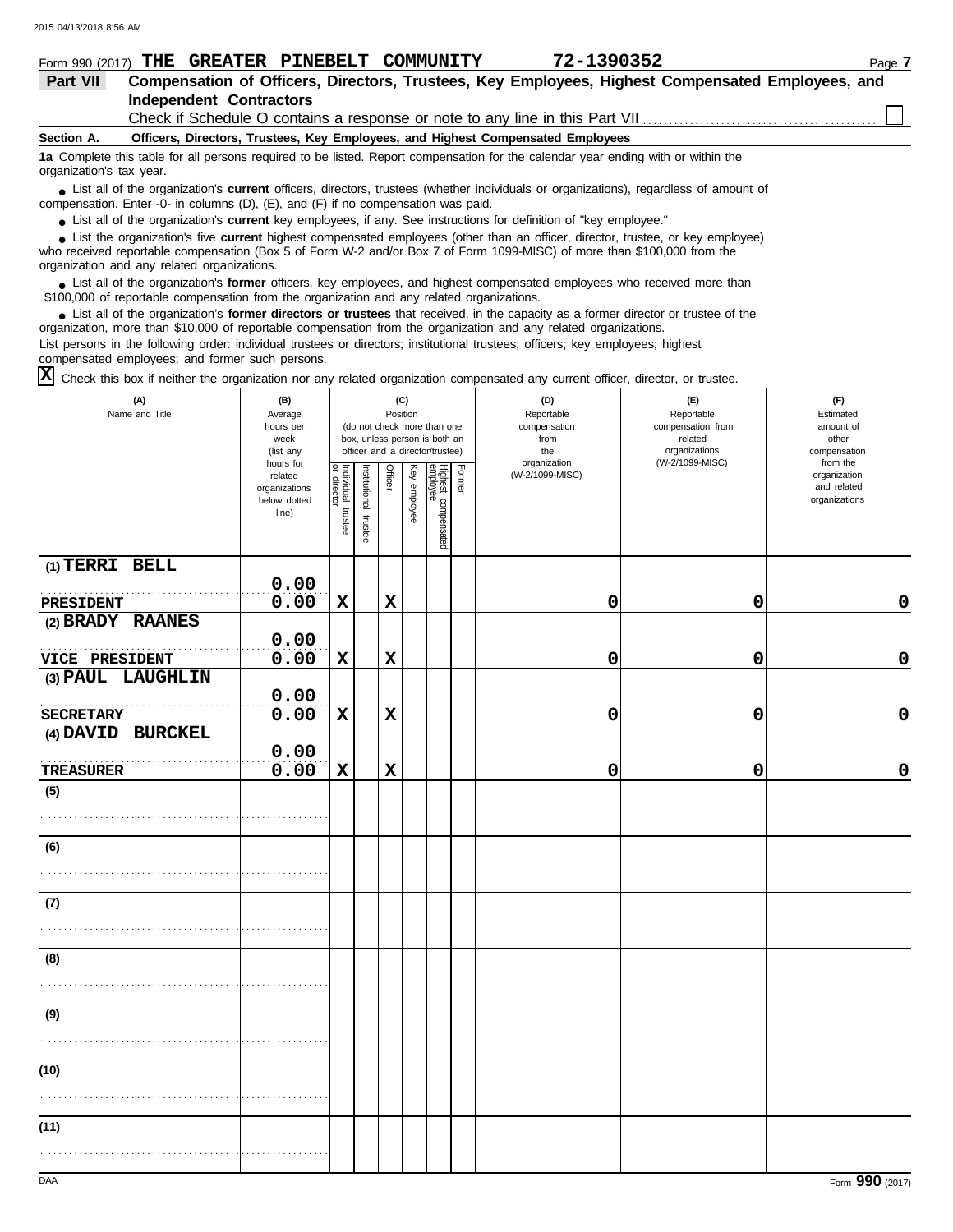Form 990 (2017) **THE GREATER PINEBELT COMMUNITY** **72-1390352**

**Part VII** **Compensation of Officers, Directors, Trustees, Key Employees, Highest Compensated Employees, and Independent Contractors**

Check if Schedule O contains a response or note to any line in this Part VII ☐

**Section A. Officers, Directors, Trustees, Key Employees, and Highest Compensated Employees**

**1a** Complete this table for all persons required to be listed. Report compensation for the calendar year ending with or within the organization's tax year.

- List all of the organization's **current** officers, directors, trustees (whether individuals or organizations), regardless of amount of compensation. Enter -0- in columns (D), (E), and (F) if no compensation was paid.
- List all of the organization's **current** key employees, if any. See instructions for definition of "key employee."
- List the organization's five **current** highest compensated employees (other than an officer, director, trustee, or key employee) who received reportable compensation (Box 5 of Form W-2 and/or Box 7 of Form 1099-MISC) of more than $100,000 from the organization and any related organizations.
- List all of the organization's **former** officers, key employees, and highest compensated employees who received more than $100,000 of reportable compensation from the organization and any related organizations.
- List all of the organization's **former directors or trustees** that received, in the capacity as a former director or trustee of the organization, more than $10,000 of reportable compensation from the organization and any related organizations.

List persons in the following order: individual trustees or directors; institutional trustees; officers; key employees; highest compensated employees; and former such persons.

☒ Check this box if neither the organization nor any related organization compensated any current officer, director, or trustee.

| (A) Name and Title | (B) Average hours per week (list any hours for related organizations below dotted line) | (C) Position: Individual trustee or director | Institutional trustee | Officer | Key employee | Highest compensated employee | Former | (D) Reportable compensation from the organization (W-2/1099-MISC) | (E) Reportable compensation from related organizations (W-2/1099-MISC) | (F) Estimated amount of other compensation from the organization and related organizations |
|---|---|---|---|---|---|---|---|---|---|---|
| (1) TERRI BELL<br>PRESIDENT | 0.00<br>0.00 | X | | X | | | | 0 | 0 | 0 |
| (2) BRADY RAANES<br>VICE PRESIDENT | 0.00<br>0.00 | X | | X | | | | 0 | 0 | 0 |
| (3) PAUL LAUGHLIN<br>SECRETARY | 0.00<br>0.00 | X | | X | | | | 0 | 0 | 0 |
| (4) DAVID BURCKEL<br>TREASURER | 0.00<br>0.00 | X | | X | | | | 0 | 0 | 0 |
| (5) | | | | | | | | | | |
| (6) | | | | | | | | | | |
| (7) | | | | | | | | | | |
| (8) | | | | | | | | | | |
| (9) | | | | | | | | | | |
| (10) | | | | | | | | | | |
| (11) | | | | | | | | | | |

Form **990** (2017)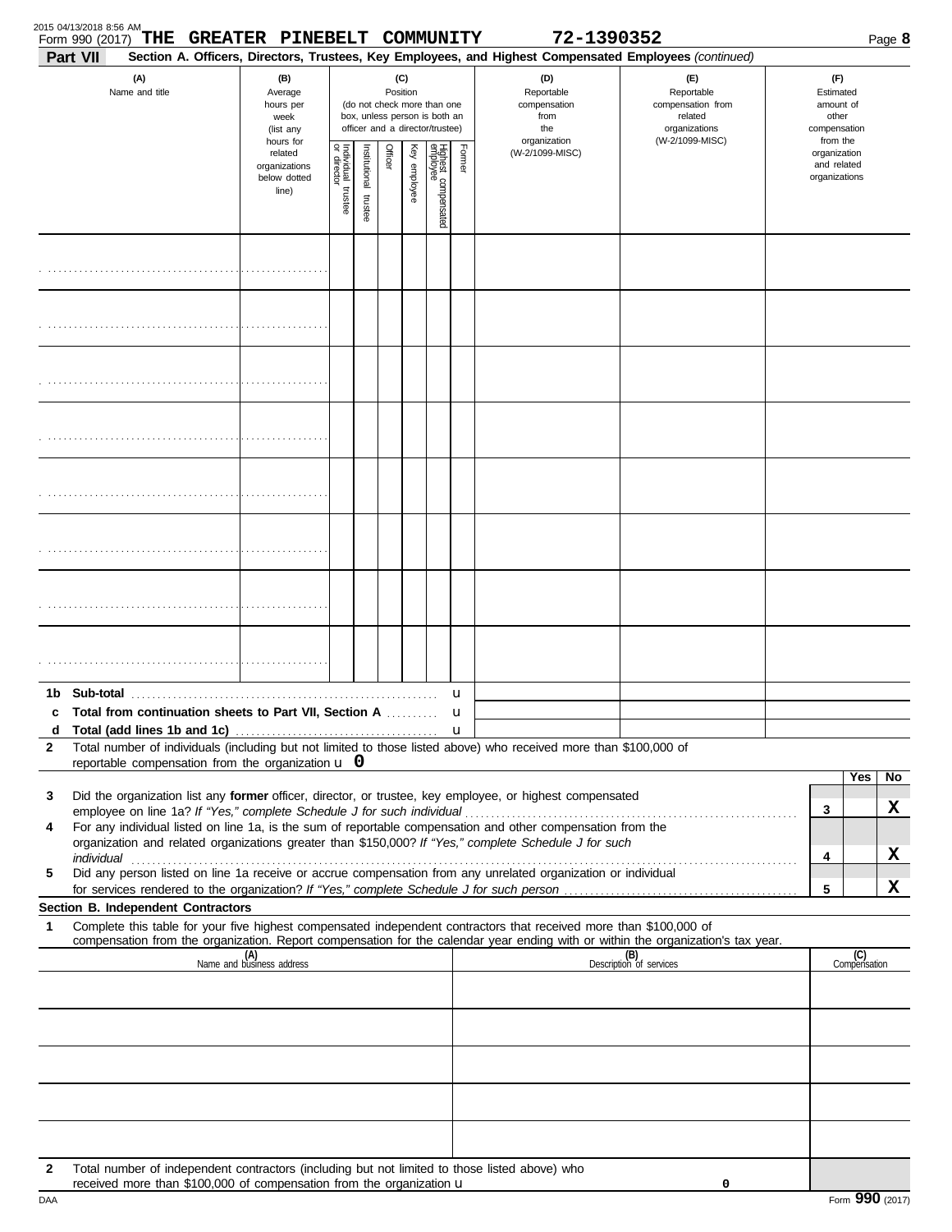2015 04/13/2018 8:56 AM

Form 990 (2017) **THE GREATER PINEBELT COMMUNITY** **72-1390352**

**Part VII** **Section A. Officers, Directors, Trustees, Key Employees, and Highest Compensated Employees** *(continued)*

| (A) Name and title | (B) Average hours per week (list any hours for related organizations below dotted line) | (C) Position (do not check more than one box, unless person is both an officer and a director/trustee) | | | | | | (D) Reportable compensation from the organization (W-2/1099-MISC) | (E) Reportable compensation from related organizations (W-2/1099-MISC) | (F) Estimated amount of other compensation from the organization and related organizations |
|---|---|---|---|---|---|---|---|---|---|---|
| | | Individual trustee or director | Institutional trustee | Officer | Key employee | Highest compensated employee | Former | | | |
| | | | | | | | | | | |
| | | | | | | | | | | |
| | | | | | | | | | | |
| | | | | | | | | | | |
| | | | | | | | | | | |
| | | | | | | | | | | |
| | | | | | | | | | | |
| | | | | | | | | | | |

**1b Sub-total** u

**c Total from continuation sheets to Part VII, Section A** u

**d Total (add lines 1b and 1c)** u

**2** Total number of individuals (including but not limited to those listed above) who received more than $100,000 of reportable compensation from the organization u **0**

| | | | Yes | No |
|---|---|---|---|---|
| **3** | Did the organization list any **former** officer, director, or trustee, key employee, or highest compensated employee on line 1a? *If "Yes," complete Schedule J for such individual* | 3 | | X |
| **4** | For any individual listed on line 1a, is the sum of reportable compensation and other compensation from the organization and related organizations greater than $150,000? *If "Yes," complete Schedule J for such individual* | 4 | | X |
| **5** | Did any person listed on line 1a receive or accrue compensation from any unrelated organization or individual for services rendered to the organization? *If "Yes," complete Schedule J for such person* | 5 | | X |

**Section B. Independent Contractors**

**1** Complete this table for your five highest compensated independent contractors that received more than $100,000 of compensation from the organization. Report compensation for the calendar year ending with or within the organization's tax year.

| (A) Name and business address | (B) Description of services | (C) Compensation |
|---|---|---|
| | | |
| | | |
| | | |
| | | |
| | | |

**2** Total number of independent contractors (including but not limited to those listed above) who received more than $100,000 of compensation from the organization u **0**

DAA Form **990** (2017)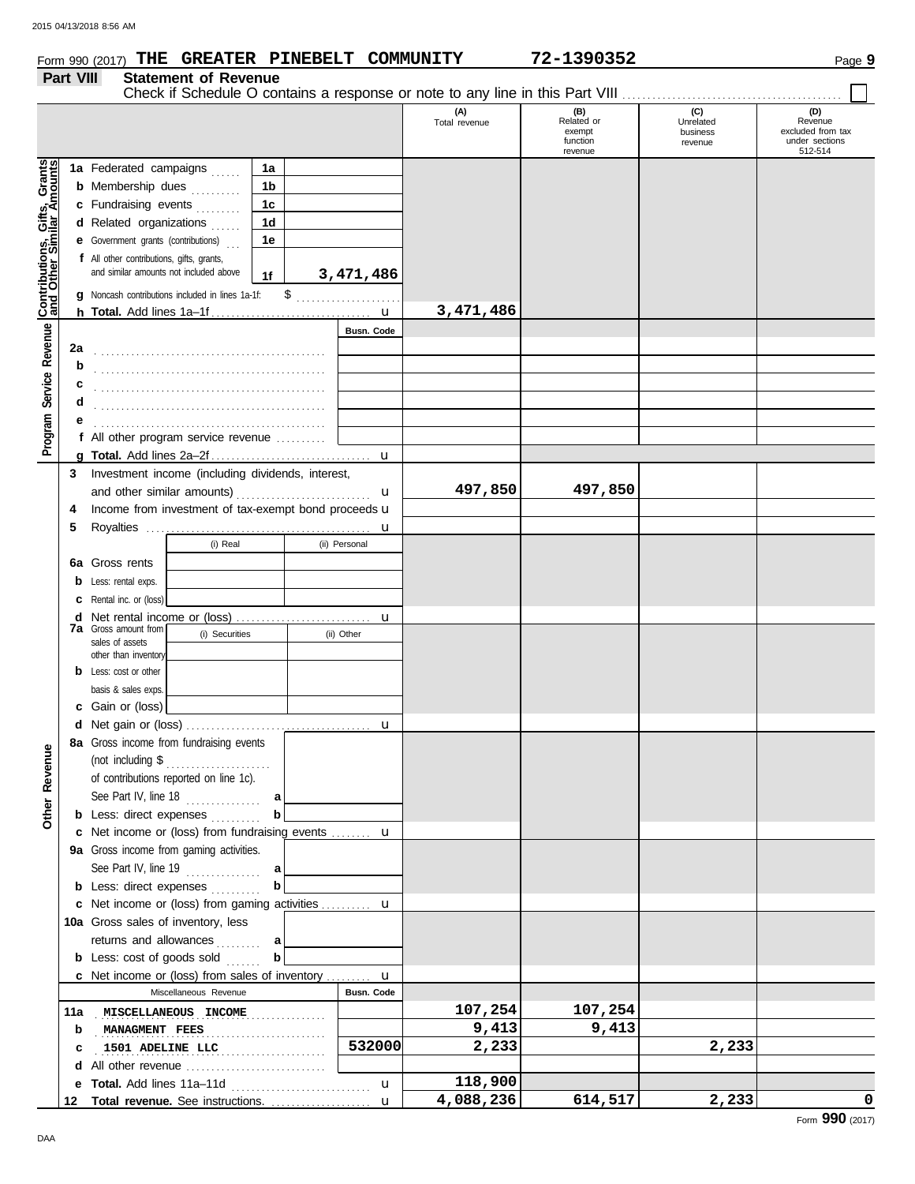Form 990 (2017) **THE GREATER PINEBELT COMMUNITY** **72-1390352**

## Part VIII Statement of Revenue

Check if Schedule O contains a response or note to any line in this Part VIII ☐

| | | | | (A) Total revenue | (B) Related or exempt function revenue | (C) Unrelated business revenue | (D) Revenue excluded from tax under sections 512-514 |
|---|---|---|---|---|---|---|---|
| **Contributions, Gifts, Grants and Other Similar Amounts** | 1a Federated campaigns | 1a | | | | | |
| | b Membership dues | 1b | | | | | |
| | c Fundraising events | 1c | | | | | |
| | d Related organizations | 1d | | | | | |
| | e Government grants (contributions) | 1e | | | | | |
| | f All other contributions, gifts, grants, and similar amounts not included above | 1f | 3,471,486 | | | | |
| | g Noncash contributions included in lines 1a-1f: $ | | | | | | |
| | h **Total.** Add lines 1a–1f | | | 3,471,486 | | | |
| **Program Service Revenue** | | | Busn. Code | | | | |
| | 2a | | | | | | |
| | b | | | | | | |
| | c | | | | | | |
| | d | | | | | | |
| | e | | | | | | |
| | f All other program service revenue | | | | | | |
| | g **Total.** Add lines 2a–2f | | | | | | |
| **Other Revenue** | 3 Investment income (including dividends, interest, and other similar amounts) | | | 497,850 | 497,850 | | |
| | 4 Income from investment of tax-exempt bond proceeds | | | | | | |
| | 5 Royalties | | | | | | |
| | | (i) Real | (ii) Personal | | | | |
| | 6a Gross rents | | | | | | |
| | b Less: rental exps. | | | | | | |
| | c Rental inc. or (loss) | | | | | | |
| | d Net rental income or (loss) | | | | | | |
| | 7a Gross amount from sales of assets other than inventory | (i) Securities | (ii) Other | | | | |
| | b Less: cost or other basis & sales exps. | | | | | | |
| | c Gain or (loss) | | | | | | |
| | d Net gain or (loss) | | | | | | |
| | 8a Gross income from fundraising events (not including $ of contributions reported on line 1c). See Part IV, line 18 | a | | | | | |
| | b Less: direct expenses | b | | | | | |
| | c Net income or (loss) from fundraising events | | | | | | |
| | 9a Gross income from gaming activities. See Part IV, line 19 | a | | | | | |
| | b Less: direct expenses | b | | | | | |
| | c Net income or (loss) from gaming activities | | | | | | |
| | 10a Gross sales of inventory, less returns and allowances | a | | | | | |
| | b Less: cost of goods sold | b | | | | | |
| | c Net income or (loss) from sales of inventory | | | | | | |
| | Miscellaneous Revenue | | Busn. Code | | | | |
| | 11a MISCELLANEOUS INCOME | | | 107,254 | 107,254 | | |
| | b MANAGMENT FEES | | | 9,413 | 9,413 | | |
| | c 1501 ADELINE LLC | | 532000 | 2,233 | | 2,233 | |
| | d All other revenue | | | | | | |
| | e **Total.** Add lines 11a–11d | | | 118,900 | | | |
| | 12 **Total revenue.** See instructions. | | | 4,088,236 | 614,517 | 2,233 | 0 |

Form **990** (2017)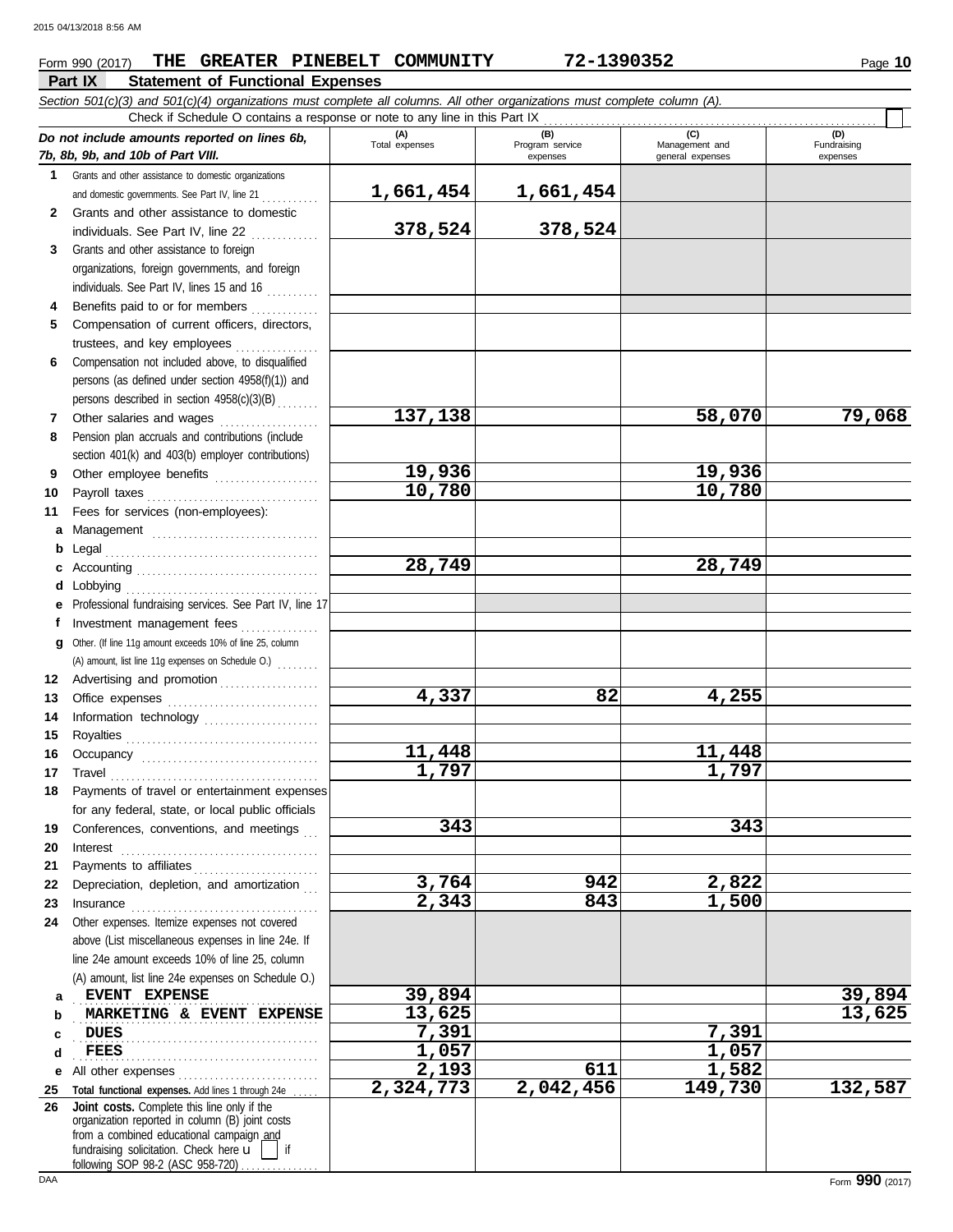Form 990 (2017) **THE GREATER PINEBELT COMMUNITY** **72-1390352**

## Part IX Statement of Functional Expenses

*Section 501(c)(3) and 501(c)(4) organizations must complete all columns. All other organizations must complete column (A).*

Check if Schedule O contains a response or note to any line in this Part IX

| *Do not include amounts reported on lines 6b, 7b, 8b, 9b, and 10b of Part VIII.* | (A) Total expenses | (B) Program service expenses | (C) Management and general expenses | (D) Fundraising expenses |
|---|---|---|---|---|
| **1** Grants and other assistance to domestic organizations and domestic governments. See Part IV, line 21 | 1,661,454 | 1,661,454 | | |
| **2** Grants and other assistance to domestic individuals. See Part IV, line 22 | 378,524 | 378,524 | | |
| **3** Grants and other assistance to foreign organizations, foreign governments, and foreign individuals. See Part IV, lines 15 and 16 | | | | |
| **4** Benefits paid to or for members | | | | |
| **5** Compensation of current officers, directors, trustees, and key employees | | | | |
| **6** Compensation not included above, to disqualified persons (as defined under section 4958(f)(1)) and persons described in section 4958(c)(3)(B) | | | | |
| **7** Other salaries and wages | 137,138 | | 58,070 | 79,068 |
| **8** Pension plan accruals and contributions (include section 401(k) and 403(b) employer contributions) | | | | |
| **9** Other employee benefits | 19,936 | | 19,936 | |
| **10** Payroll taxes | 10,780 | | 10,780 | |
| **11** Fees for services (non-employees): | | | | |
| **a** Management | | | | |
| **b** Legal | | | | |
| **c** Accounting | 28,749 | | 28,749 | |
| **d** Lobbying | | | | |
| **e** Professional fundraising services. See Part IV, line 17 | | | | |
| **f** Investment management fees | | | | |
| **g** Other. (If line 11g amount exceeds 10% of line 25, column (A) amount, list line 11g expenses on Schedule O.) | | | | |
| **12** Advertising and promotion | | | | |
| **13** Office expenses | 4,337 | 82 | 4,255 | |
| **14** Information technology | | | | |
| **15** Royalties | | | | |
| **16** Occupancy | 11,448 | | 11,448 | |
| **17** Travel | 1,797 | | 1,797 | |
| **18** Payments of travel or entertainment expenses for any federal, state, or local public officials | | | | |
| **19** Conferences, conventions, and meetings | 343 | | 343 | |
| **20** Interest | | | | |
| **21** Payments to affiliates | | | | |
| **22** Depreciation, depletion, and amortization | 3,764 | 942 | 2,822 | |
| **23** Insurance | 2,343 | 843 | 1,500 | |
| **24** Other expenses. Itemize expenses not covered above (List miscellaneous expenses in line 24e. If line 24e amount exceeds 10% of line 25, column (A) amount, list line 24e expenses on Schedule O.) | | | | |
| **a** EVENT EXPENSE | 39,894 | | | 39,894 |
| **b** MARKETING & EVENT EXPENSE | 13,625 | | | 13,625 |
| **c** DUES | 7,391 | | 7,391 | |
| **d** FEES | 1,057 | | 1,057 | |
| **e** All other expenses | 2,193 | 611 | 1,582 | |
| **25 Total functional expenses.** Add lines 1 through 24e | 2,324,773 | 2,042,456 | 149,730 | 132,587 |
| **26 Joint costs.** Complete this line only if the organization reported in column (B) joint costs from a combined educational campaign and fundraising solicitation. Check here ☐ if following SOP 98-2 (ASC 958-720) | | | | |

Form **990** (2017)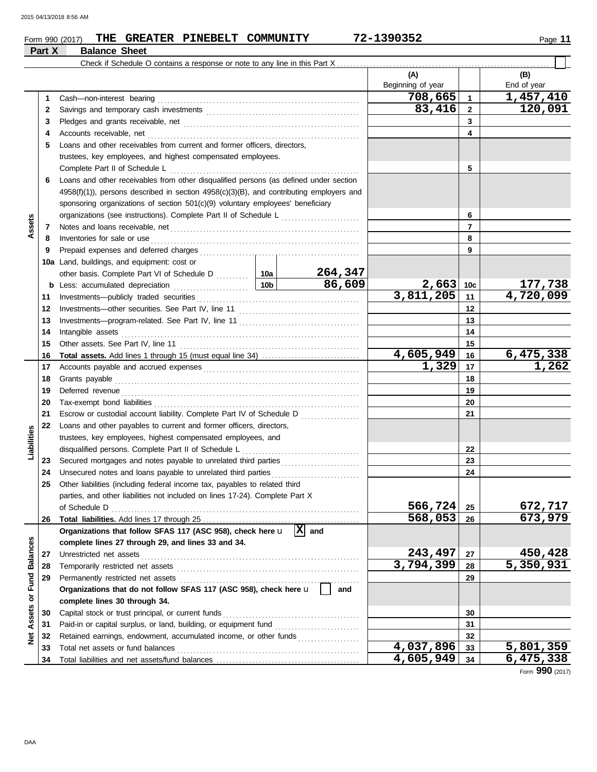Form 990 (2017) **THE GREATER PINEBELT COMMUNITY** **72-1390352** Page **11**

**Part X** **Balance Sheet**

Check if Schedule O contains a response or note to any line in this Part X

| | | | | (A) Beginning of year | | (B) End of year |
|---|---|---|---|---|---|---|
| **Assets** | 1 | Cash—non-interest bearing | | 708,665 | 1 | 1,457,410 |
| | 2 | Savings and temporary cash investments | | 83,416 | 2 | 120,091 |
| | 3 | Pledges and grants receivable, net | | | 3 | |
| | 4 | Accounts receivable, net | | | 4 | |
| | 5 | Loans and other receivables from current and former officers, directors, trustees, key employees, and highest compensated employees. Complete Part II of Schedule L | | | 5 | |
| | 6 | Loans and other receivables from other disqualified persons (as defined under section 4958(f)(1)), persons described in section 4958(c)(3)(B), and contributing employers and sponsoring organizations of section 501(c)(9) voluntary employees' beneficiary organizations (see instructions). Complete Part II of Schedule L | | | 6 | |
| | 7 | Notes and loans receivable, net | | | 7 | |
| | 8 | Inventories for sale or use | | | 8 | |
| | 9 | Prepaid expenses and deferred charges | | | 9 | |
| | 10a | Land, buildings, and equipment: cost or other basis. Complete Part VI of Schedule D | 10a 264,347 | | | |
| | b | Less: accumulated depreciation | 10b 86,609 | 2,663 | 10c | 177,738 |
| | 11 | Investments—publicly traded securities | | 3,811,205 | 11 | 4,720,099 |
| | 12 | Investments—other securities. See Part IV, line 11 | | | 12 | |
| | 13 | Investments—program-related. See Part IV, line 11 | | | 13 | |
| | 14 | Intangible assets | | | 14 | |
| | 15 | Other assets. See Part IV, line 11 | | | 15 | |
| | 16 | **Total assets.** Add lines 1 through 15 (must equal line 34) | | 4,605,949 | 16 | 6,475,338 |
| **Liabilities** | 17 | Accounts payable and accrued expenses | | 1,329 | 17 | 1,262 |
| | 18 | Grants payable | | | 18 | |
| | 19 | Deferred revenue | | | 19 | |
| | 20 | Tax-exempt bond liabilities | | | 20 | |
| | 21 | Escrow or custodial account liability. Complete Part IV of Schedule D | | | 21 | |
| | 22 | Loans and other payables to current and former officers, directors, trustees, key employees, highest compensated employees, and disqualified persons. Complete Part II of Schedule L | | | 22 | |
| | 23 | Secured mortgages and notes payable to unrelated third parties | | | 23 | |
| | 24 | Unsecured notes and loans payable to unrelated third parties | | | 24 | |
| | 25 | Other liabilities (including federal income tax, payables to related third parties, and other liabilities not included on lines 17-24). Complete Part X of Schedule D | | 566,724 | 25 | 672,717 |
| | 26 | **Total liabilities.** Add lines 17 through 25 | | 568,053 | 26 | 673,979 |
| **Net Assets or Fund Balances** | | **Organizations that follow SFAS 117 (ASC 958), check here** [X] **and complete lines 27 through 29, and lines 33 and 34.** | | | | |
| | 27 | Unrestricted net assets | | 243,497 | 27 | 450,428 |
| | 28 | Temporarily restricted net assets | | 3,794,399 | 28 | 5,350,931 |
| | 29 | Permanently restricted net assets | | | 29 | |
| | | **Organizations that do not follow SFAS 117 (ASC 958), check here** [ ] **and complete lines 30 through 34.** | | | | |
| | 30 | Capital stock or trust principal, or current funds | | | 30 | |
| | 31 | Paid-in or capital surplus, or land, building, or equipment fund | | | 31 | |
| | 32 | Retained earnings, endowment, accumulated income, or other funds | | | 32 | |
| | 33 | Total net assets or fund balances | | 4,037,896 | 33 | 5,801,359 |
| | 34 | Total liabilities and net assets/fund balances | | 4,605,949 | 34 | 6,475,338 |

Form **990** (2017)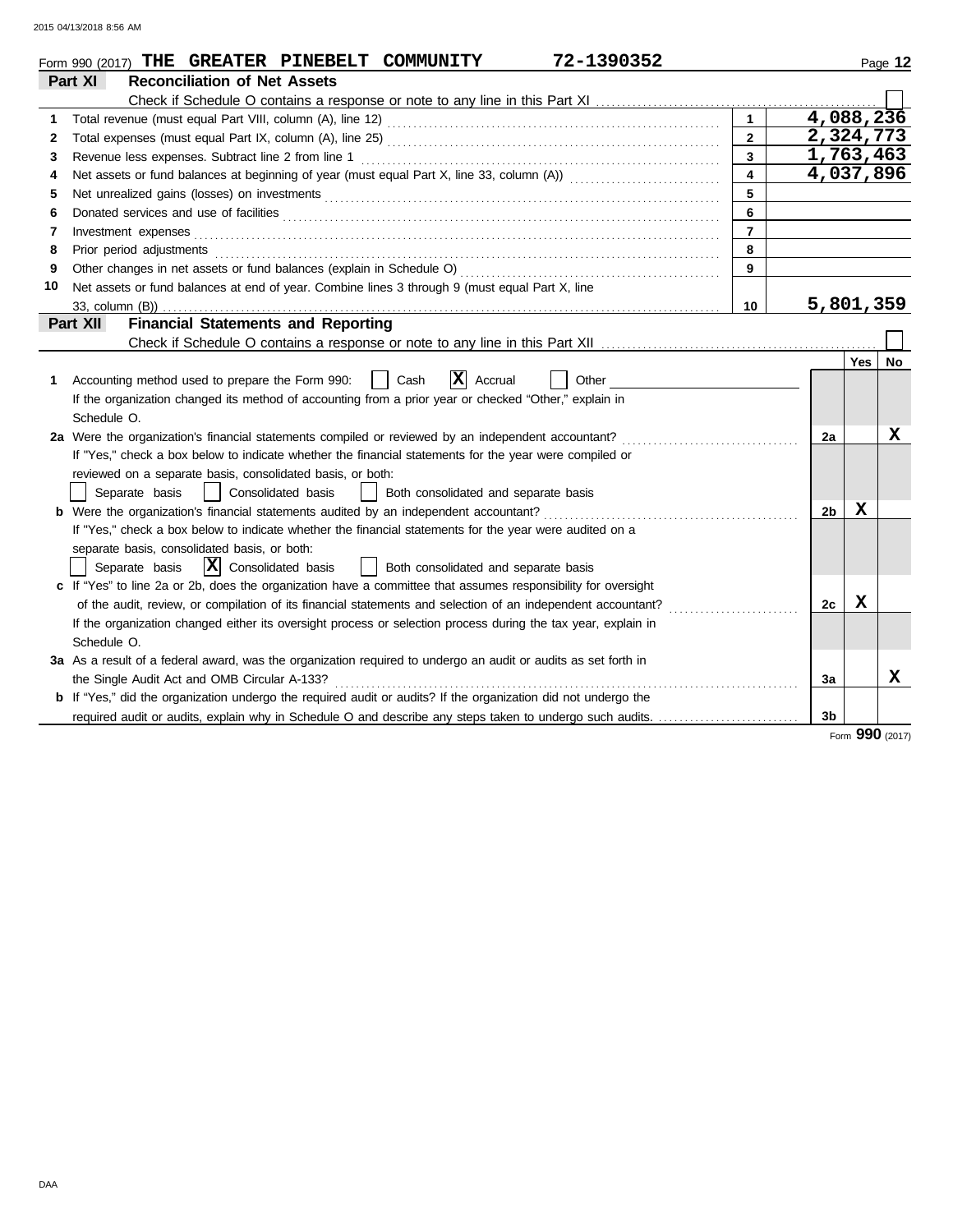Form 990 (2017) **THE GREATER PINEBELT COMMUNITY** **72-1390352**

## Part XI Reconciliation of Net Assets

Check if Schedule O contains a response or note to any line in this Part XI ☐

| | | | |
|---|---|---|---|
| 1 | Total revenue (must equal Part VIII, column (A), line 12) | 1 | 4,088,236 |
| 2 | Total expenses (must equal Part IX, column (A), line 25) | 2 | 2,324,773 |
| 3 | Revenue less expenses. Subtract line 2 from line 1 | 3 | 1,763,463 |
| 4 | Net assets or fund balances at beginning of year (must equal Part X, line 33, column (A)) | 4 | 4,037,896 |
| 5 | Net unrealized gains (losses) on investments | 5 | |
| 6 | Donated services and use of facilities | 6 | |
| 7 | Investment expenses | 7 | |
| 8 | Prior period adjustments | 8 | |
| 9 | Other changes in net assets or fund balances (explain in Schedule O) | 9 | |
| 10 | Net assets or fund balances at end of year. Combine lines 3 through 9 (must equal Part X, line 33, column (B)) | 10 | 5,801,359 |

## Part XII Financial Statements and Reporting

Check if Schedule O contains a response or note to any line in this Part XII ☐

| | | | Yes | No |
|---|---|---|---|---|
| 1 | Accounting method used to prepare the Form 990: ☐ Cash ☒ Accrual ☐ Other<br>If the organization changed its method of accounting from a prior year or checked "Other," explain in Schedule O. | | | |
| 2a | Were the organization's financial statements compiled or reviewed by an independent accountant?<br>If "Yes," check a box below to indicate whether the financial statements for the year were compiled or reviewed on a separate basis, consolidated basis, or both:<br>☐ Separate basis ☐ Consolidated basis ☐ Both consolidated and separate basis | 2a | | X |
| b | Were the organization's financial statements audited by an independent accountant?<br>If "Yes," check a box below to indicate whether the financial statements for the year were audited on a separate basis, consolidated basis, or both:<br>☐ Separate basis ☒ Consolidated basis ☐ Both consolidated and separate basis | 2b | X | |
| c | If "Yes" to line 2a or 2b, does the organization have a committee that assumes responsibility for oversight of the audit, review, or compilation of its financial statements and selection of an independent accountant?<br>If the organization changed either its oversight process or selection process during the tax year, explain in Schedule O. | 2c | X | |
| 3a | As a result of a federal award, was the organization required to undergo an audit or audits as set forth in the Single Audit Act and OMB Circular A-133? | 3a | | X |
| b | If "Yes," did the organization undergo the required audit or audits? If the organization did not undergo the required audit or audits, explain why in Schedule O and describe any steps taken to undergo such audits. | 3b | | |

Form **990** (2017)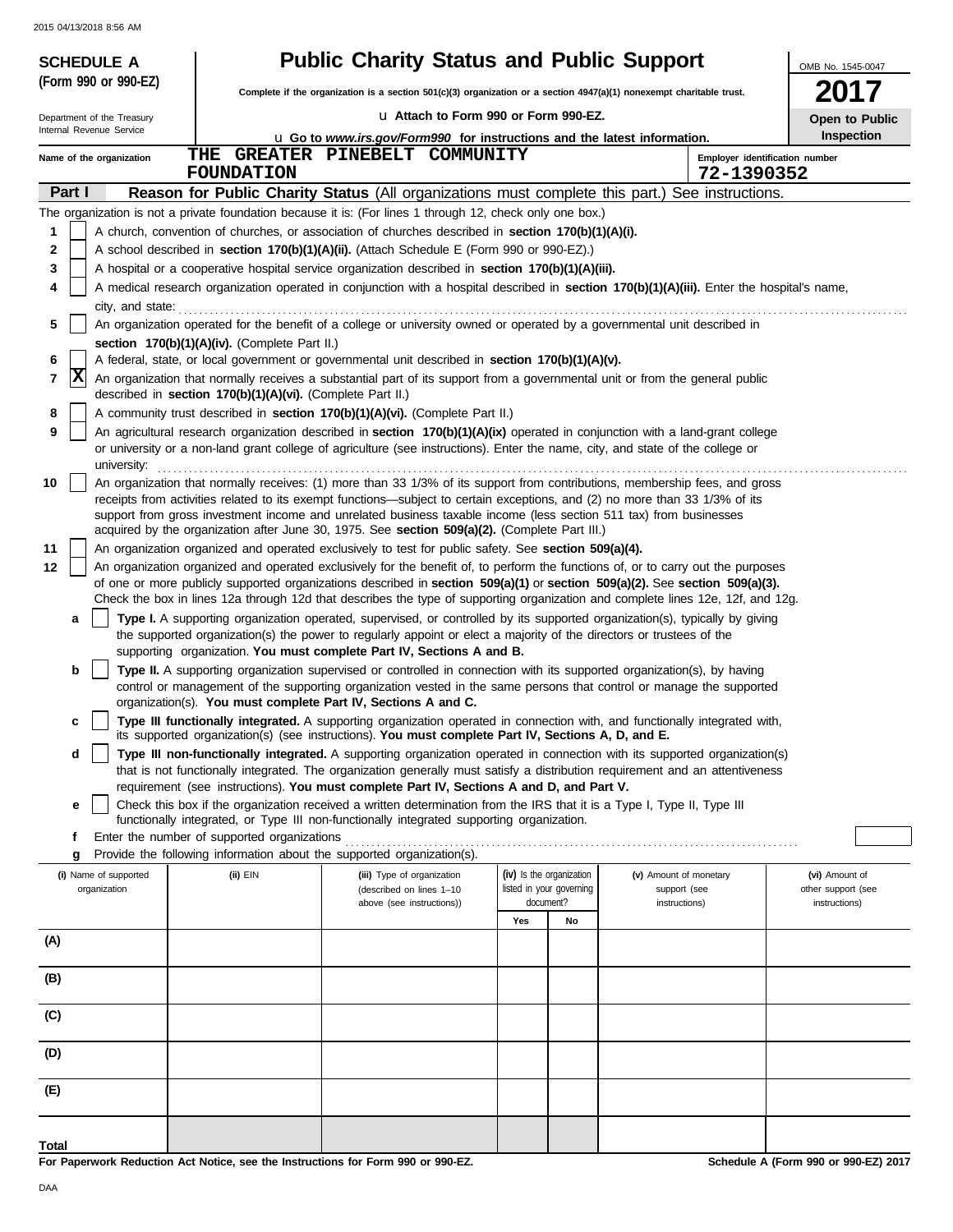# SCHEDULE A (Form 990 or 990-EZ)

Department of the Treasury
Internal Revenue Service

# Public Charity Status and Public Support

**Complete if the organization is a section 501(c)(3) organization or a section 4947(a)(1) nonexempt charitable trust.**

u **Attach to Form 990 or Form 990-EZ.**

u **Go to *www.irs.gov/Form990* for instructions and the latest information.**

OMB No. 1545-0047

**2017**

**Open to Public Inspection**

Name of the organization: THE GREATER PINEBELT COMMUNITY FOUNDATION

Employer identification number: 72-1390352

## Part I — Reason for Public Charity Status (All organizations must complete this part.) See instructions.

The organization is not a private foundation because it is: (For lines 1 through 12, check only one box.)

1. [ ] A church, convention of churches, or association of churches described in **section 170(b)(1)(A)(i).**
2. [ ] A school described in **section 170(b)(1)(A)(ii).** (Attach Schedule E (Form 990 or 990-EZ).)
3. [ ] A hospital or a cooperative hospital service organization described in **section 170(b)(1)(A)(iii).**
4. [ ] A medical research organization operated in conjunction with a hospital described in **section 170(b)(1)(A)(iii).** Enter the hospital's name, city, and state:
5. [ ] An organization operated for the benefit of a college or university owned or operated by a governmental unit described in **section 170(b)(1)(A)(iv).** (Complete Part II.)
6. [ ] A federal, state, or local government or governmental unit described in **section 170(b)(1)(A)(v).**
7. [X] An organization that normally receives a substantial part of its support from a governmental unit or from the general public described in **section 170(b)(1)(A)(vi).** (Complete Part II.)
8. [ ] A community trust described in **section 170(b)(1)(A)(vi).** (Complete Part II.)
9. [ ] An agricultural research organization described in **section 170(b)(1)(A)(ix)** operated in conjunction with a land-grant college or university or a non-land grant college of agriculture (see instructions). Enter the name, city, and state of the college or university:
10. [ ] An organization that normally receives: (1) more than 33 1/3% of its support from contributions, membership fees, and gross receipts from activities related to its exempt functions—subject to certain exceptions, and (2) no more than 33 1/3% of its support from gross investment income and unrelated business taxable income (less section 511 tax) from businesses acquired by the organization after June 30, 1975. See **section 509(a)(2).** (Complete Part III.)
11. [ ] An organization organized and operated exclusively to test for public safety. See **section 509(a)(4).**
12. [ ] An organization organized and operated exclusively for the benefit of, to perform the functions of, or to carry out the purposes of one or more publicly supported organizations described in **section 509(a)(1)** or **section 509(a)(2).** See **section 509(a)(3).** Check the box in lines 12a through 12d that describes the type of supporting organization and complete lines 12e, 12f, and 12g.
   - **a** [ ] **Type I.** A supporting organization operated, supervised, or controlled by its supported organization(s), typically by giving the supported organization(s) the power to regularly appoint or elect a majority of the directors or trustees of the supporting organization. **You must complete Part IV, Sections A and B.**
   - **b** [ ] **Type II.** A supporting organization supervised or controlled in connection with its supported organization(s), by having control or management of the supporting organization vested in the same persons that control or manage the supported organization(s). **You must complete Part IV, Sections A and C.**
   - **c** [ ] **Type III functionally integrated.** A supporting organization operated in connection with, and functionally integrated with, its supported organization(s) (see instructions). **You must complete Part IV, Sections A, D, and E.**
   - **d** [ ] **Type III non-functionally integrated.** A supporting organization operated in connection with its supported organization(s) that is not functionally integrated. The organization generally must satisfy a distribution requirement and an attentiveness requirement (see instructions). **You must complete Part IV, Sections A and D, and Part V.**
   - **e** [ ] Check this box if the organization received a written determination from the IRS that it is a Type I, Type II, Type III functionally integrated, or Type III non-functionally integrated supporting organization.
   - **f** Enter the number of supported organizations
   - **g** Provide the following information about the supported organization(s).

| (i) Name of supported organization | (ii) EIN | (iii) Type of organization (described on lines 1–10 above (see instructions)) | (iv) Is the organization listed in your governing document? Yes | No | (v) Amount of monetary support (see instructions) | (vi) Amount of other support (see instructions) |
|---|---|---|---|---|---|---|
| (A) | | | | | | |
| (B) | | | | | | |
| (C) | | | | | | |
| (D) | | | | | | |
| (E) | | | | | | |
| **Total** | | | | | | |

**For Paperwork Reduction Act Notice, see the Instructions for Form 990 or 990-EZ.**

**Schedule A (Form 990 or 990-EZ) 2017**

DAA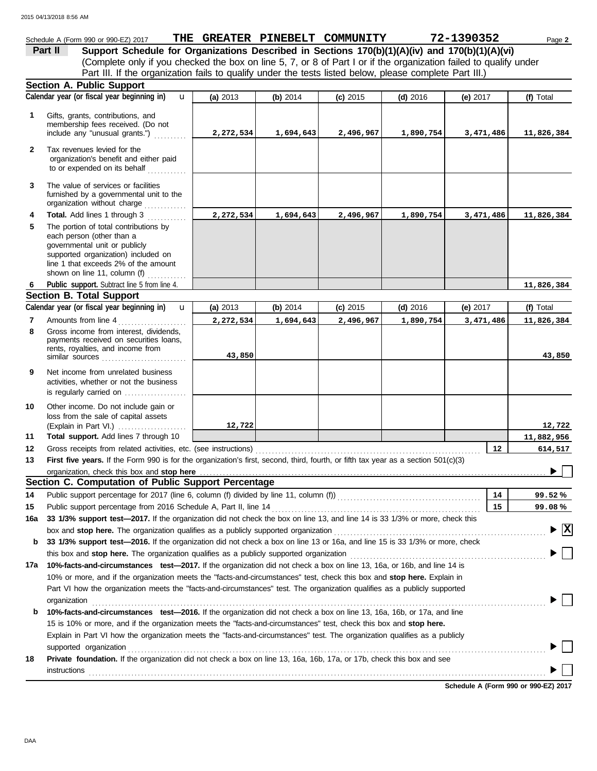Schedule A (Form 990 or 990-EZ) 2017 **THE GREATER PINEBELT COMMUNITY** **72-1390352** Page **2**

## Part II — Support Schedule for Organizations Described in Sections 170(b)(1)(A)(iv) and 170(b)(1)(A)(vi)

(Complete only if you checked the box on line 5, 7, or 8 of Part I or if the organization failed to qualify under Part III. If the organization fails to qualify under the tests listed below, please complete Part III.)

### Section A. Public Support

| Calendar year (or fiscal year beginning in) | (a) 2013 | (b) 2014 | (c) 2015 | (d) 2016 | (e) 2017 | (f) Total |
|---|---|---|---|---|---|---|
| **1** Gifts, grants, contributions, and membership fees received. (Do not include any "unusual grants.") | 2,272,534 | 1,694,643 | 2,496,967 | 1,890,754 | 3,471,486 | 11,826,384 |
| **2** Tax revenues levied for the organization's benefit and either paid to or expended on its behalf | | | | | | |
| **3** The value of services or facilities furnished by a governmental unit to the organization without charge | | | | | | |
| **4** **Total.** Add lines 1 through 3 | 2,272,534 | 1,694,643 | 2,496,967 | 1,890,754 | 3,471,486 | 11,826,384 |
| **5** The portion of total contributions by each person (other than a governmental unit or publicly supported organization) included on line 1 that exceeds 2% of the amount shown on line 11, column (f) | | | | | | |
| **6** **Public support.** Subtract line 5 from line 4. | | | | | | 11,826,384 |

### Section B. Total Support

| Calendar year (or fiscal year beginning in) | (a) 2013 | (b) 2014 | (c) 2015 | (d) 2016 | (e) 2017 | (f) Total |
|---|---|---|---|---|---|---|
| **7** Amounts from line 4 | 2,272,534 | 1,694,643 | 2,496,967 | 1,890,754 | 3,471,486 | 11,826,384 |
| **8** Gross income from interest, dividends, payments received on securities loans, rents, royalties, and income from similar sources | 43,850 | | | | | 43,850 |
| **9** Net income from unrelated business activities, whether or not the business is regularly carried on | | | | | | |
| **10** Other income. Do not include gain or loss from the sale of capital assets (Explain in Part VI.) | 12,722 | | | | | 12,722 |
| **11** **Total support.** Add lines 7 through 10 | | | | | | 11,882,956 |

**12** Gross receipts from related activities, etc. (see instructions) — **12** — 614,517

**13** **First five years.** If the Form 990 is for the organization's first, second, third, fourth, or fifth tax year as a section 501(c)(3) organization, check this box and **stop here** ☐

### Section C. Computation of Public Support Percentage

**14** Public support percentage for 2017 (line 6, column (f) divided by line 11, column (f)) — **14** — 99.52 %

**15** Public support percentage from 2016 Schedule A, Part II, line 14 — **15** — 99.08 %

**16a** **33 1/3% support test—2017.** If the organization did not check the box on line 13, and line 14 is 33 1/3% or more, check this box and **stop here.** The organization qualifies as a publicly supported organization ☒

**b** **33 1/3% support test—2016.** If the organization did not check a box on line 13 or 16a, and line 15 is 33 1/3% or more, check this box and **stop here.** The organization qualifies as a publicly supported organization ☐

**17a** **10%-facts-and-circumstances test—2017.** If the organization did not check a box on line 13, 16a, or 16b, and line 14 is 10% or more, and if the organization meets the "facts-and-circumstances" test, check this box and **stop here.** Explain in Part VI how the organization meets the "facts-and-circumstances" test. The organization qualifies as a publicly supported organization ☐

**b** **10%-facts-and-circumstances test—2016.** If the organization did not check a box on line 13, 16a, 16b, or 17a, and line 15 is 10% or more, and if the organization meets the "facts-and-circumstances" test, check this box and **stop here.** Explain in Part VI how the organization meets the "facts-and-circumstances" test. The organization qualifies as a publicly supported organization ☐

**18** **Private foundation.** If the organization did not check a box on line 13, 16a, 16b, 17a, or 17b, check this box and see instructions ☐

**Schedule A (Form 990 or 990-EZ) 2017**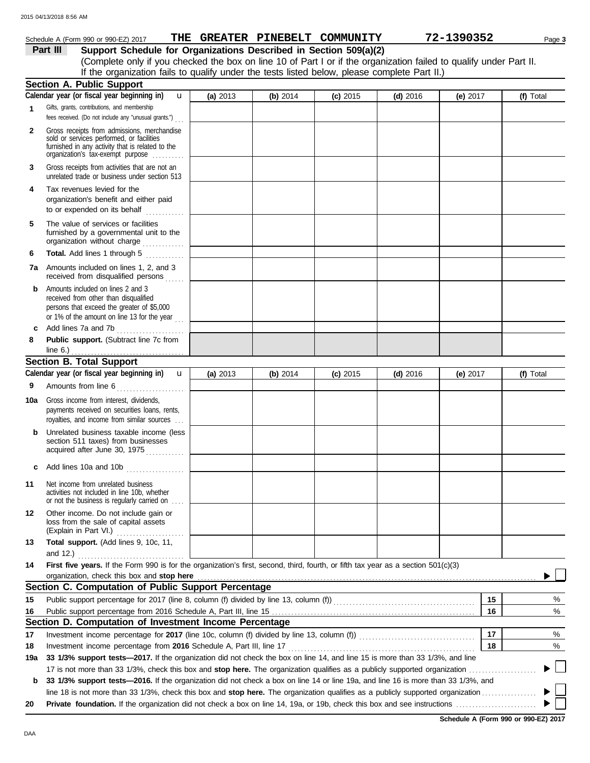Schedule A (Form 990 or 990-EZ) 2017 **THE GREATER PINEBELT COMMUNITY** **72-1390352** Page **3**

**Part III** **Support Schedule for Organizations Described in Section 509(a)(2)**

(Complete only if you checked the box on line 10 of Part I or if the organization failed to qualify under Part II. If the organization fails to qualify under the tests listed below, please complete Part II.)

**Section A. Public Support**

| Calendar year (or fiscal year beginning in) | (a) 2013 | (b) 2014 | (c) 2015 | (d) 2016 | (e) 2017 | (f) Total |
|---|---|---|---|---|---|---|
| **1** Gifts, grants, contributions, and membership fees received. (Do not include any "unusual grants.") | | | | | | |
| **2** Gross receipts from admissions, merchandise sold or services performed, or facilities furnished in any activity that is related to the organization's tax-exempt purpose | | | | | | |
| **3** Gross receipts from activities that are not an unrelated trade or business under section 513 | | | | | | |
| **4** Tax revenues levied for the organization's benefit and either paid to or expended on its behalf | | | | | | |
| **5** The value of services or facilities furnished by a governmental unit to the organization without charge | | | | | | |
| **6** **Total.** Add lines 1 through 5 | | | | | | |
| **7a** Amounts included on lines 1, 2, and 3 received from disqualified persons | | | | | | |
| **b** Amounts included on lines 2 and 3 received from other than disqualified persons that exceed the greater of $5,000 or 1% of the amount on line 13 for the year | | | | | | |
| **c** Add lines 7a and 7b | | | | | | |
| **8** **Public support.** (Subtract line 7c from line 6.) | | | | | | |

**Section B. Total Support**

| Calendar year (or fiscal year beginning in) | (a) 2013 | (b) 2014 | (c) 2015 | (d) 2016 | (e) 2017 | (f) Total |
|---|---|---|---|---|---|---|
| **9** Amounts from line 6 | | | | | | |
| **10a** Gross income from interest, dividends, payments received on securities loans, rents, royalties, and income from similar sources | | | | | | |
| **b** Unrelated business taxable income (less section 511 taxes) from businesses acquired after June 30, 1975 | | | | | | |
| **c** Add lines 10a and 10b | | | | | | |
| **11** Net income from unrelated business activities not included in line 10b, whether or not the business is regularly carried on | | | | | | |
| **12** Other income. Do not include gain or loss from the sale of capital assets (Explain in Part VI.) | | | | | | |
| **13** **Total support.** (Add lines 9, 10c, 11, and 12.) | | | | | | |

**14** **First five years.** If the Form 990 is for the organization's first, second, third, fourth, or fifth tax year as a section 501(c)(3) organization, check this box and **stop here** ☐

**Section C. Computation of Public Support Percentage**

| | | | |
|---|---|---|---|
| **15** | Public support percentage for 2017 (line 8, column (f) divided by line 13, column (f)) | **15** | % |
| **16** | Public support percentage from 2016 Schedule A, Part III, line 15 | **16** | % |

**Section D. Computation of Investment Income Percentage**

| | | | |
|---|---|---|---|
| **17** | Investment income percentage for **2017** (line 10c, column (f) divided by line 13, column (f)) | **17** | % |
| **18** | Investment income percentage from **2016** Schedule A, Part III, line 17 | **18** | % |

**19a** **33 1/3% support tests—2017.** If the organization did not check the box on line 14, and line 15 is more than 33 1/3%, and line 17 is not more than 33 1/3%, check this box and **stop here.** The organization qualifies as a publicly supported organization ☐

**b** **33 1/3% support tests—2016.** If the organization did not check a box on line 14 or line 19a, and line 16 is more than 33 1/3%, and line 18 is not more than 33 1/3%, check this box and **stop here.** The organization qualifies as a publicly supported organization ☐

**20** **Private foundation.** If the organization did not check a box on line 14, 19a, or 19b, check this box and see instructions ☐

**Schedule A (Form 990 or 990-EZ) 2017**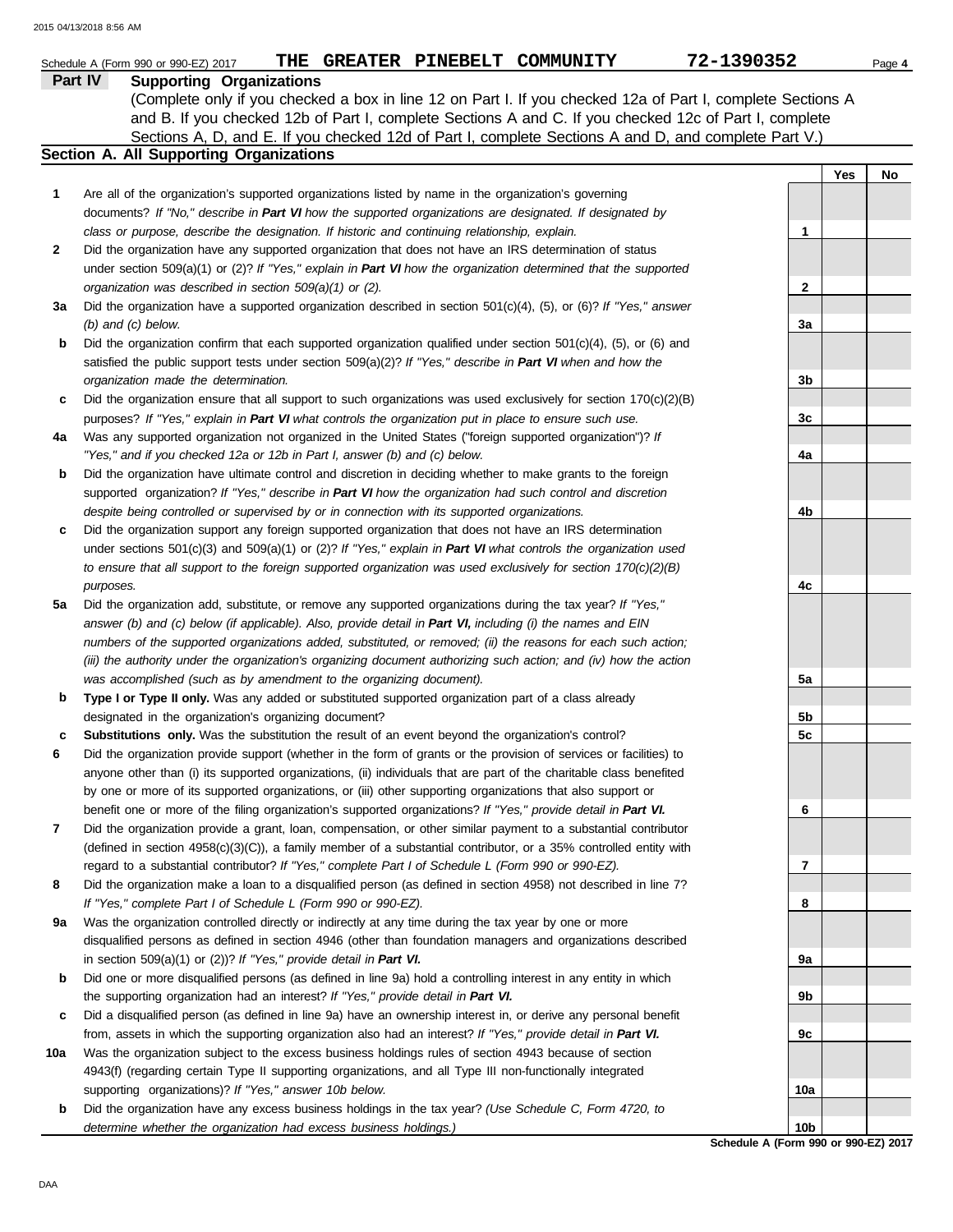Schedule A (Form 990 or 990-EZ) 2017 **THE GREATER PINEBELT COMMUNITY** **72-1390352**

**Part IV Supporting Organizations**

(Complete only if you checked a box in line 12 on Part I. If you checked 12a of Part I, complete Sections A and B. If you checked 12b of Part I, complete Sections A and C. If you checked 12c of Part I, complete Sections A, D, and E. If you checked 12d of Part I, complete Sections A and D, and complete Part V.)

**Section A. All Supporting Organizations**

| | | | Yes | No |
|---|---|---|---|---|
| **1** | Are all of the organization's supported organizations listed by name in the organization's governing documents? *If "No," describe in **Part VI** how the supported organizations are designated. If designated by class or purpose, describe the designation. If historic and continuing relationship, explain.* | **1** | | |
| **2** | Did the organization have any supported organization that does not have an IRS determination of status under section 509(a)(1) or (2)? *If "Yes," explain in **Part VI** how the organization determined that the supported organization was described in section 509(a)(1) or (2).* | **2** | | |
| **3a** | Did the organization have a supported organization described in section 501(c)(4), (5), or (6)? *If "Yes," answer (b) and (c) below.* | **3a** | | |
| **b** | Did the organization confirm that each supported organization qualified under section 501(c)(4), (5), or (6) and satisfied the public support tests under section 509(a)(2)? *If "Yes," describe in **Part VI** when and how the organization made the determination.* | **3b** | | |
| **c** | Did the organization ensure that all support to such organizations was used exclusively for section 170(c)(2)(B) purposes? *If "Yes," explain in **Part VI** what controls the organization put in place to ensure such use.* | **3c** | | |
| **4a** | Was any supported organization not organized in the United States ("foreign supported organization")? *If "Yes," and if you checked 12a or 12b in Part I, answer (b) and (c) below.* | **4a** | | |
| **b** | Did the organization have ultimate control and discretion in deciding whether to make grants to the foreign supported organization? *If "Yes," describe in **Part VI** how the organization had such control and discretion despite being controlled or supervised by or in connection with its supported organizations.* | **4b** | | |
| **c** | Did the organization support any foreign supported organization that does not have an IRS determination under sections 501(c)(3) and 509(a)(1) or (2)? *If "Yes," explain in **Part VI** what controls the organization used to ensure that all support to the foreign supported organization was used exclusively for section 170(c)(2)(B) purposes.* | **4c** | | |
| **5a** | Did the organization add, substitute, or remove any supported organizations during the tax year? *If "Yes," answer (b) and (c) below (if applicable). Also, provide detail in **Part VI,** including (i) the names and EIN numbers of the supported organizations added, substituted, or removed; (ii) the reasons for each such action; (iii) the authority under the organization's organizing document authorizing such action; and (iv) how the action was accomplished (such as by amendment to the organizing document).* | **5a** | | |
| **b** | **Type I or Type II only.** Was any added or substituted supported organization part of a class already designated in the organization's organizing document? | **5b** | | |
| **c** | **Substitutions only.** Was the substitution the result of an event beyond the organization's control? | **5c** | | |
| **6** | Did the organization provide support (whether in the form of grants or the provision of services or facilities) to anyone other than (i) its supported organizations, (ii) individuals that are part of the charitable class benefited by one or more of its supported organizations, or (iii) other supporting organizations that also support or benefit one or more of the filing organization's supported organizations? *If "Yes," provide detail in **Part VI.*** | **6** | | |
| **7** | Did the organization provide a grant, loan, compensation, or other similar payment to a substantial contributor (defined in section 4958(c)(3)(C)), a family member of a substantial contributor, or a 35% controlled entity with regard to a substantial contributor? *If "Yes," complete Part I of Schedule L (Form 990 or 990-EZ).* | **7** | | |
| **8** | Did the organization make a loan to a disqualified person (as defined in section 4958) not described in line 7? *If "Yes," complete Part I of Schedule L (Form 990 or 990-EZ).* | **8** | | |
| **9a** | Was the organization controlled directly or indirectly at any time during the tax year by one or more disqualified persons as defined in section 4946 (other than foundation managers and organizations described in section 509(a)(1) or (2))? *If "Yes," provide detail in **Part VI.*** | **9a** | | |
| **b** | Did one or more disqualified persons (as defined in line 9a) hold a controlling interest in any entity in which the supporting organization had an interest? *If "Yes," provide detail in **Part VI.*** | **9b** | | |
| **c** | Did a disqualified person (as defined in line 9a) have an ownership interest in, or derive any personal benefit from, assets in which the supporting organization also had an interest? *If "Yes," provide detail in **Part VI.*** | **9c** | | |
| **10a** | Was the organization subject to the excess business holdings rules of section 4943 because of section 4943(f) (regarding certain Type II supporting organizations, and all Type III non-functionally integrated supporting organizations)? *If "Yes," answer 10b below.* | **10a** | | |
| **b** | Did the organization have any excess business holdings in the tax year? *(Use Schedule C, Form 4720, to determine whether the organization had excess business holdings.)* | **10b** | | |

**Schedule A (Form 990 or 990-EZ) 2017**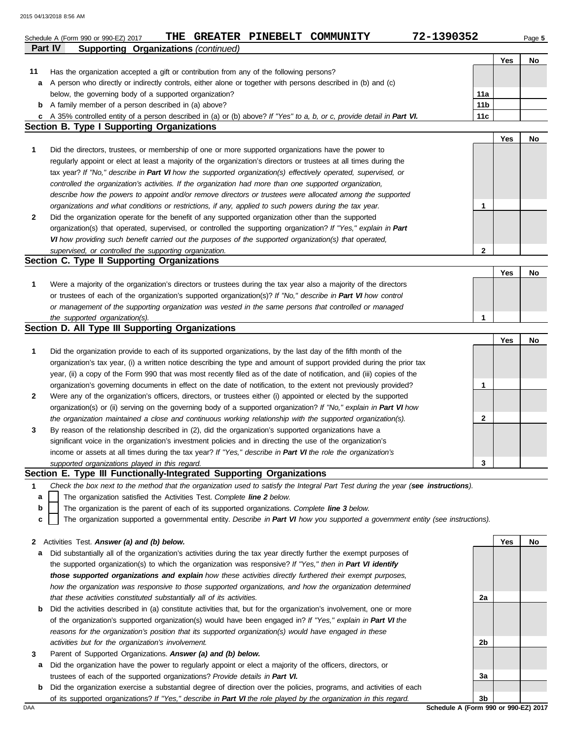Schedule A (Form 990 or 990-EZ) 2017 **THE GREATER PINEBELT COMMUNITY** **72-1390352**

**Part IV Supporting Organizations** *(continued)*

| | | | Yes | No |
|---|---|---|---|---|
| **11** | Has the organization accepted a gift or contribution from any of the following persons? | | | |
| **a** | A person who directly or indirectly controls, either alone or together with persons described in (b) and (c) below, the governing body of a supported organization? | **11a** | | |
| **b** | A family member of a person described in (a) above? | **11b** | | |
| **c** | A 35% controlled entity of a person described in (a) or (b) above? *If "Yes" to a, b, or c, provide detail in* ***Part VI.*** | **11c** | | |

## Section B. Type I Supporting Organizations

| | | | Yes | No |
|---|---|---|---|---|
| **1** | Did the directors, trustees, or membership of one or more supported organizations have the power to regularly appoint or elect at least a majority of the organization's directors or trustees at all times during the tax year? *If "No," describe in* ***Part VI*** *how the supported organization(s) effectively operated, supervised, or controlled the organization's activities. If the organization had more than one supported organization, describe how the powers to appoint and/or remove directors or trustees were allocated among the supported organizations and what conditions or restrictions, if any, applied to such powers during the tax year.* | **1** | | |
| **2** | Did the organization operate for the benefit of any supported organization other than the supported organization(s) that operated, supervised, or controlled the supporting organization? *If "Yes," explain in* ***Part VI*** *how providing such benefit carried out the purposes of the supported organization(s) that operated, supervised, or controlled the supporting organization.* | **2** | | |

## Section C. Type II Supporting Organizations

| | | | Yes | No |
|---|---|---|---|---|
| **1** | Were a majority of the organization's directors or trustees during the tax year also a majority of the directors or trustees of each of the organization's supported organization(s)? *If "No," describe in* ***Part VI*** *how control or management of the supporting organization was vested in the same persons that controlled or managed the supported organization(s).* | **1** | | |

## Section D. All Type III Supporting Organizations

| | | | Yes | No |
|---|---|---|---|---|
| **1** | Did the organization provide to each of its supported organizations, by the last day of the fifth month of the organization's tax year, (i) a written notice describing the type and amount of support provided during the prior tax year, (ii) a copy of the Form 990 that was most recently filed as of the date of notification, and (iii) copies of the organization's governing documents in effect on the date of notification, to the extent not previously provided? | **1** | | |
| **2** | Were any of the organization's officers, directors, or trustees either (i) appointed or elected by the supported organization(s) or (ii) serving on the governing body of a supported organization? *If "No," explain in* ***Part VI*** *how the organization maintained a close and continuous working relationship with the supported organization(s).* | **2** | | |
| **3** | By reason of the relationship described in (2), did the organization's supported organizations have a significant voice in the organization's investment policies and in directing the use of the organization's income or assets at all times during the tax year? *If "Yes," describe in* ***Part VI*** *the role the organization's supported organizations played in this regard.* | **3** | | |

## Section E. Type III Functionally-Integrated Supporting Organizations

**1** *Check the box next to the method that the organization used to satisfy the Integral Part Test during the year (**see instructions**).*

- **a** ☐ The organization satisfied the Activities Test. *Complete* ***line 2*** *below.*
- **b** ☐ The organization is the parent of each of its supported organizations. *Complete* ***line 3*** *below.*
- **c** ☐ The organization supported a governmental entity. *Describe in* ***Part VI*** *how you supported a government entity (see instructions).*

| | | | Yes | No |
|---|---|---|---|---|
| **2** | Activities Test. ***Answer (a) and (b) below.*** | | | |
| **a** | Did substantially all of the organization's activities during the tax year directly further the exempt purposes of the supported organization(s) to which the organization was responsive? *If "Yes," then in* ***Part VI identify those supported organizations and explain*** *how these activities directly furthered their exempt purposes, how the organization was responsive to those supported organizations, and how the organization determined that these activities constituted substantially all of its activities.* | **2a** | | |
| **b** | Did the activities described in (a) constitute activities that, but for the organization's involvement, one or more of the organization's supported organization(s) would have been engaged in? *If "Yes," explain in* ***Part VI*** *the reasons for the organization's position that its supported organization(s) would have engaged in these activities but for the organization's involvement.* | **2b** | | |
| **3** | Parent of Supported Organizations. ***Answer (a) and (b) below.*** | | | |
| **a** | Did the organization have the power to regularly appoint or elect a majority of the officers, directors, or trustees of each of the supported organizations? *Provide details in* ***Part VI.*** | **3a** | | |
| **b** | Did the organization exercise a substantial degree of direction over the policies, programs, and activities of each of its supported organizations? *If "Yes," describe in* ***Part VI*** *the role played by the organization in this regard.* | **3b** | | |

DAA **Schedule A (Form 990 or 990-EZ) 2017**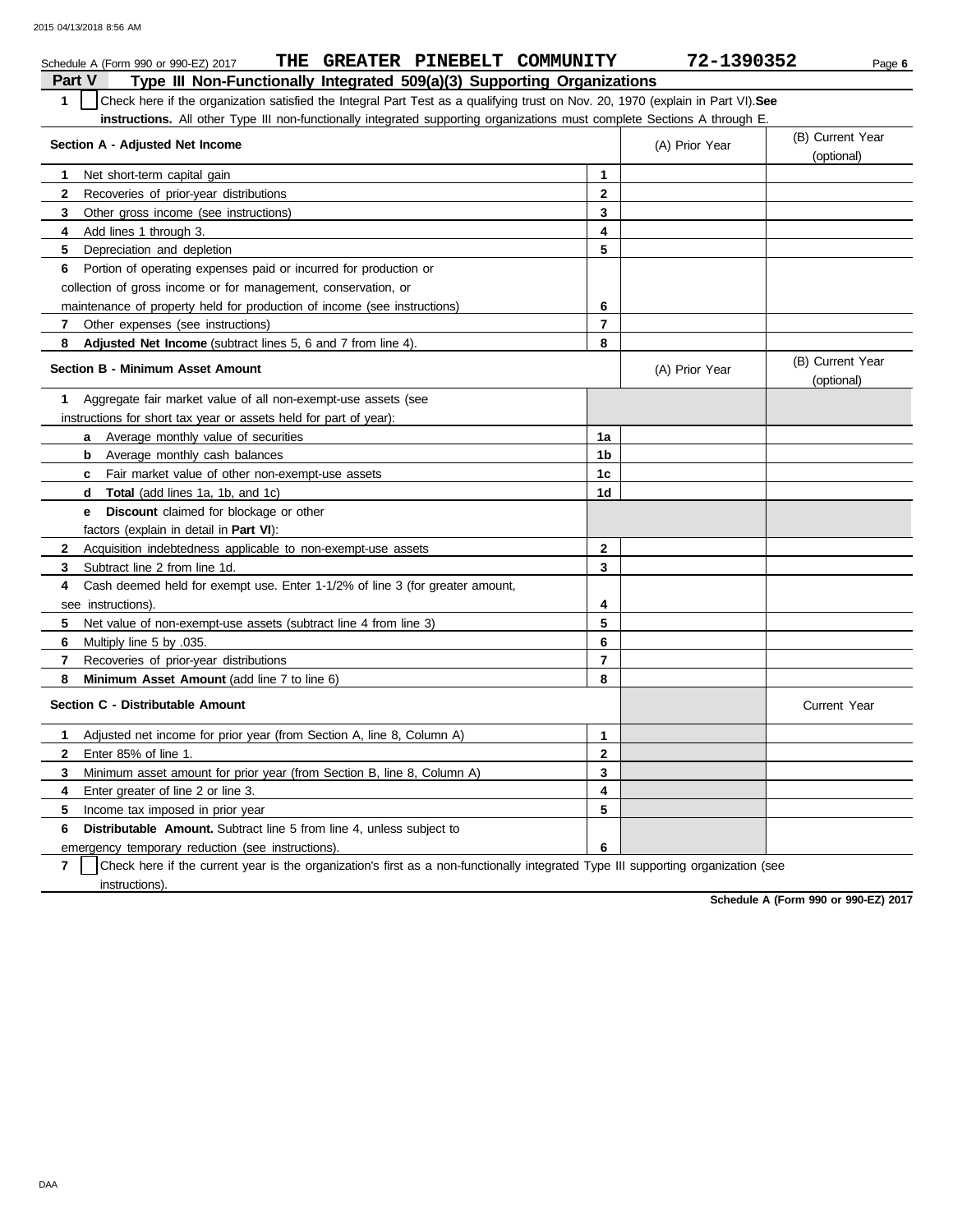Schedule A (Form 990 or 990-EZ) 2017 **THE GREATER PINEBELT COMMUNITY** **72-1390352**

## Part V Type III Non-Functionally Integrated 509(a)(3) Supporting Organizations

**1** ☐ Check here if the organization satisfied the Integral Part Test as a qualifying trust on Nov. 20, 1970 (explain in Part VI). **See instructions.** All other Type III non-functionally integrated supporting organizations must complete Sections A through E.

| **Section A - Adjusted Net Income** | | (A) Prior Year | (B) Current Year (optional) |
|---|---|---|---|
| **1** Net short-term capital gain | **1** | | |
| **2** Recoveries of prior-year distributions | **2** | | |
| **3** Other gross income (see instructions) | **3** | | |
| **4** Add lines 1 through 3. | **4** | | |
| **5** Depreciation and depletion | **5** | | |
| **6** Portion of operating expenses paid or incurred for production or collection of gross income or for management, conservation, or maintenance of property held for production of income (see instructions) | **6** | | |
| **7** Other expenses (see instructions) | **7** | | |
| **8** **Adjusted Net Income** (subtract lines 5, 6 and 7 from line 4). | **8** | | |

| **Section B - Minimum Asset Amount** | | (A) Prior Year | (B) Current Year (optional) |
|---|---|---|---|
| **1** Aggregate fair market value of all non-exempt-use assets (see instructions for short tax year or assets held for part of year): | | | |
| **a** Average monthly value of securities | **1a** | | |
| **b** Average monthly cash balances | **1b** | | |
| **c** Fair market value of other non-exempt-use assets | **1c** | | |
| **d** **Total** (add lines 1a, 1b, and 1c) | **1d** | | |
| **e** **Discount** claimed for blockage or other factors (explain in detail in **Part VI**): | | | |
| **2** Acquisition indebtedness applicable to non-exempt-use assets | **2** | | |
| **3** Subtract line 2 from line 1d. | **3** | | |
| **4** Cash deemed held for exempt use. Enter 1-1/2% of line 3 (for greater amount, see instructions). | **4** | | |
| **5** Net value of non-exempt-use assets (subtract line 4 from line 3) | **5** | | |
| **6** Multiply line 5 by .035. | **6** | | |
| **7** Recoveries of prior-year distributions | **7** | | |
| **8** **Minimum Asset Amount** (add line 7 to line 6) | **8** | | |

| **Section C - Distributable Amount** | | | Current Year |
|---|---|---|---|
| **1** Adjusted net income for prior year (from Section A, line 8, Column A) | **1** | | |
| **2** Enter 85% of line 1. | **2** | | |
| **3** Minimum asset amount for prior year (from Section B, line 8, Column A) | **3** | | |
| **4** Enter greater of line 2 or line 3. | **4** | | |
| **5** Income tax imposed in prior year | **5** | | |
| **6** **Distributable Amount.** Subtract line 5 from line 4, unless subject to emergency temporary reduction (see instructions). | **6** | | |

**7** ☐ Check here if the current year is the organization's first as a non-functionally integrated Type III supporting organization (see instructions).

**Schedule A (Form 990 or 990-EZ) 2017**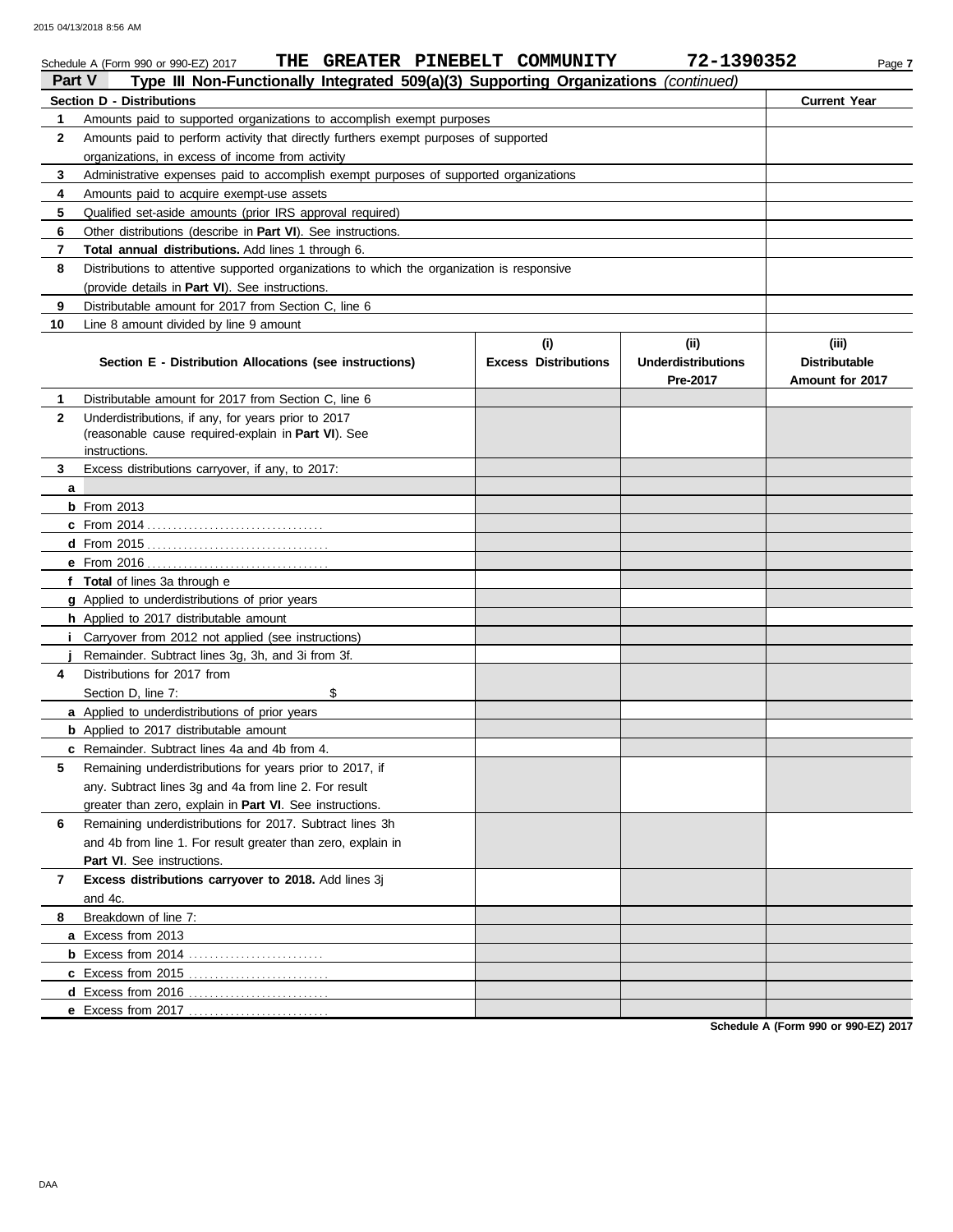Schedule A (Form 990 or 990-EZ) 2017 **THE GREATER PINEBELT COMMUNITY** **72-1390352**

## Part V Type III Non-Functionally Integrated 509(a)(3) Supporting Organizations *(continued)*

| Section D - Distributions | | Current Year |
|---|---|---|
| **1** | Amounts paid to supported organizations to accomplish exempt purposes | |
| **2** | Amounts paid to perform activity that directly furthers exempt purposes of supported organizations, in excess of income from activity | |
| **3** | Administrative expenses paid to accomplish exempt purposes of supported organizations | |
| **4** | Amounts paid to acquire exempt-use assets | |
| **5** | Qualified set-aside amounts (prior IRS approval required) | |
| **6** | Other distributions (describe in **Part VI**). See instructions. | |
| **7** | **Total annual distributions.** Add lines 1 through 6. | |
| **8** | Distributions to attentive supported organizations to which the organization is responsive (provide details in **Part VI**). See instructions. | |
| **9** | Distributable amount for 2017 from Section C, line 6 | |
| **10** | Line 8 amount divided by line 9 amount | |

| | Section E - Distribution Allocations (see instructions) | (i) Excess Distributions | (ii) Underdistributions Pre-2017 | (iii) Distributable Amount for 2017 |
|---|---|---|---|---|
| **1** | Distributable amount for 2017 from Section C, line 6 | | | |
| **2** | Underdistributions, if any, for years prior to 2017 (reasonable cause required-explain in **Part VI**). See instructions. | | | |
| **3** | Excess distributions carryover, if any, to 2017: | | | |
| **a** | | | | |
| **b** | From 2013 | | | |
| **c** | From 2014 | | | |
| **d** | From 2015 | | | |
| **e** | From 2016 | | | |
| **f** | **Total** of lines 3a through e | | | |
| **g** | Applied to underdistributions of prior years | | | |
| **h** | Applied to 2017 distributable amount | | | |
| **i** | Carryover from 2012 not applied (see instructions) | | | |
| **j** | Remainder. Subtract lines 3g, 3h, and 3i from 3f. | | | |
| **4** | Distributions for 2017 from Section D, line 7: $ | | | |
| **a** | Applied to underdistributions of prior years | | | |
| **b** | Applied to 2017 distributable amount | | | |
| **c** | Remainder. Subtract lines 4a and 4b from 4. | | | |
| **5** | Remaining underdistributions for years prior to 2017, if any. Subtract lines 3g and 4a from line 2. For result greater than zero, explain in **Part VI**. See instructions. | | | |
| **6** | Remaining underdistributions for 2017. Subtract lines 3h and 4b from line 1. For result greater than zero, explain in **Part VI**. See instructions. | | | |
| **7** | **Excess distributions carryover to 2018.** Add lines 3j and 4c. | | | |
| **8** | Breakdown of line 7: | | | |
| **a** | Excess from 2013 | | | |
| **b** | Excess from 2014 | | | |
| **c** | Excess from 2015 | | | |
| **d** | Excess from 2016 | | | |
| **e** | Excess from 2017 | | | |

**Schedule A (Form 990 or 990-EZ) 2017**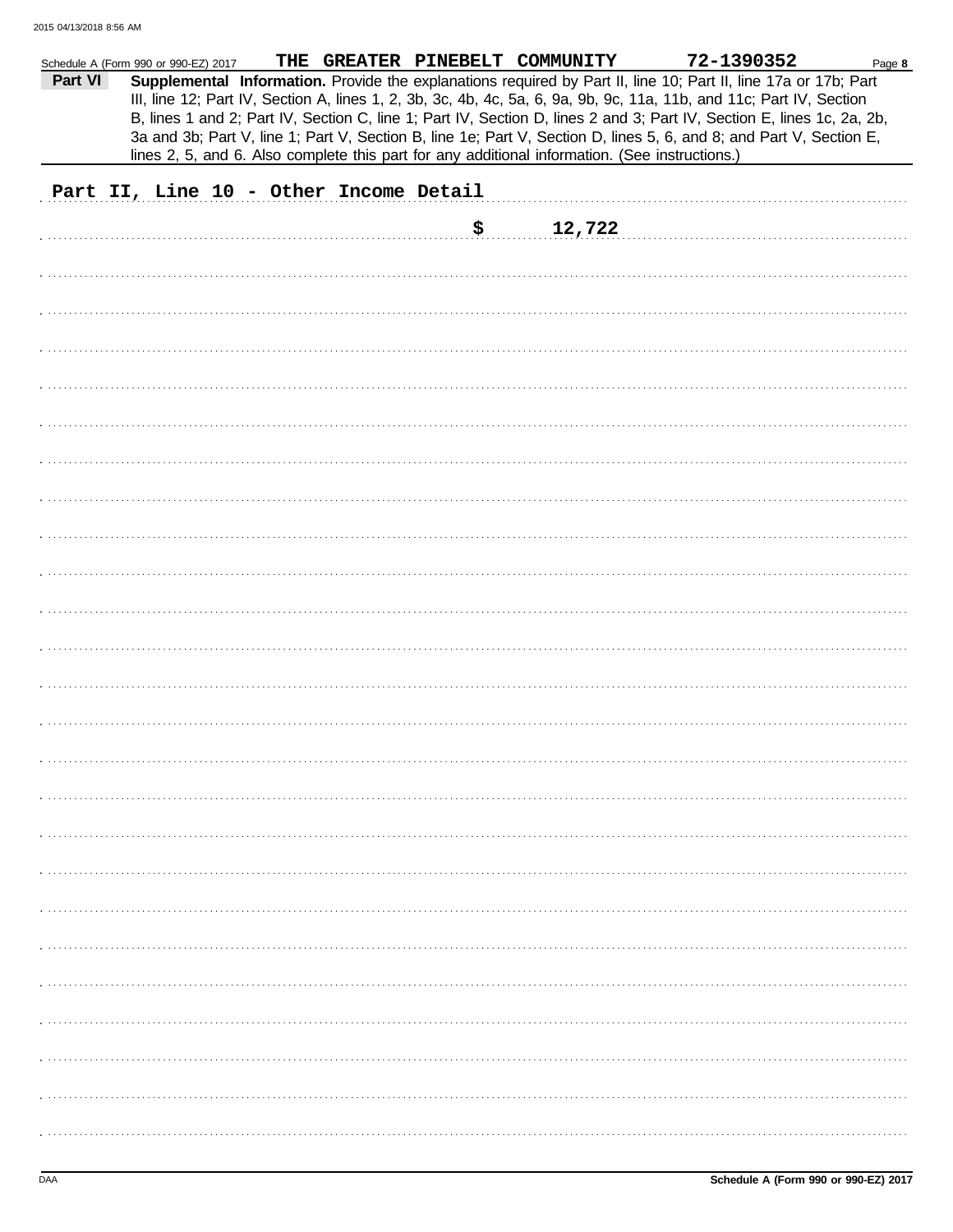Schedule A (Form 990 or 990-EZ) 2017 THE GREATER PINEBELT COMMUNITY 72-1390352

**Part VI** **Supplemental Information.** Provide the explanations required by Part II, line 10; Part II, line 17a or 17b; Part III, line 12; Part IV, Section A, lines 1, 2, 3b, 3c, 4b, 4c, 5a, 6, 9a, 9b, 9c, 11a, 11b, and 11c; Part IV, Section B, lines 1 and 2; Part IV, Section C, line 1; Part IV, Section D, lines 2 and 3; Part IV, Section E, lines 1c, 2a, 2b, 3a and 3b; Part V, line 1; Part V, Section B, line 1e; Part V, Section D, lines 5, 6, and 8; and Part V, Section E, lines 2, 5, and 6. Also complete this part for any additional information. (See instructions.)

Part II, Line 10 - Other Income Detail

$ 12,722

Schedule A (Form 990 or 990-EZ) 2017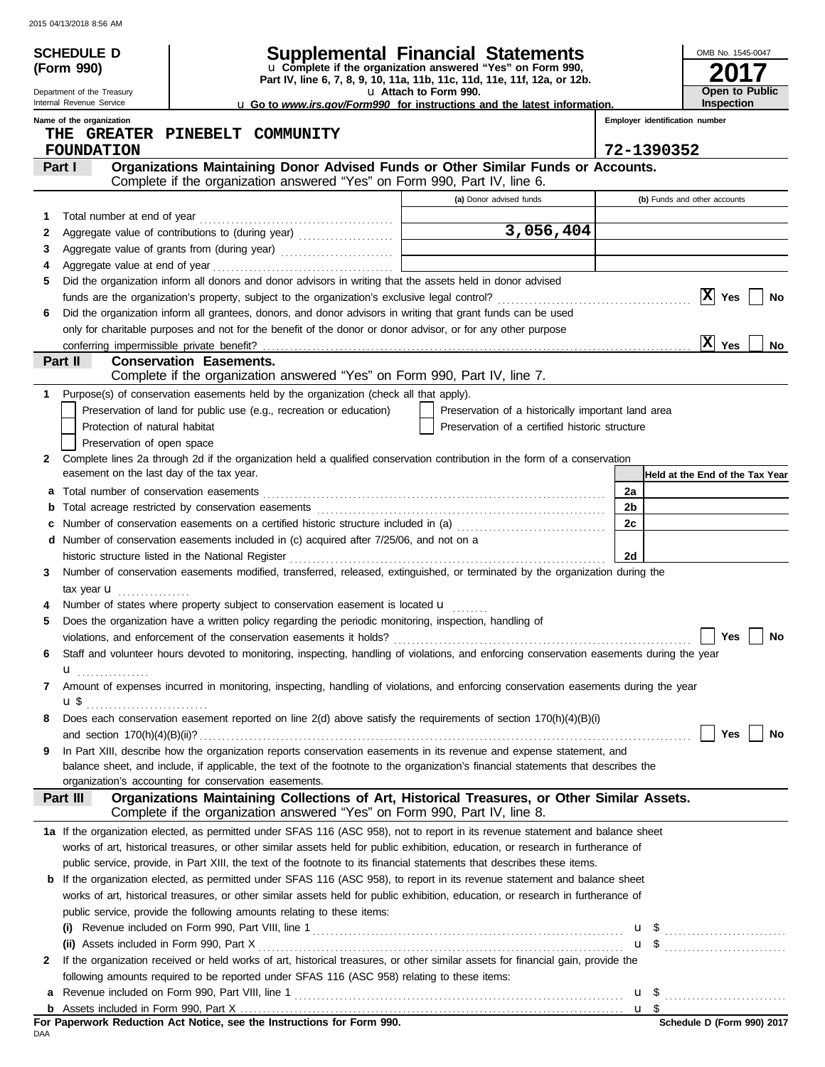**SCHEDULE D (Form 990)**

Department of the Treasury
Internal Revenue Service

# Supplemental Financial Statements

u Complete if the organization answered "Yes" on Form 990, Part IV, line 6, 7, 8, 9, 10, 11a, 11b, 11c, 11d, 11e, 11f, 12a, or 12b.
u Attach to Form 990.
u Go to *www.irs.gov/Form990* for instructions and the latest information.

OMB No. 1545-0047
**2017**
**Open to Public Inspection**

Name of the organization: THE GREATER PINEBELT COMMUNITY FOUNDATION
Employer identification number: 72-1390352

## Part I — Organizations Maintaining Donor Advised Funds or Other Similar Funds or Accounts.
Complete if the organization answered "Yes" on Form 990, Part IV, line 6.

| | | (a) Donor advised funds | (b) Funds and other accounts |
|---|---|---|---|
| 1 | Total number at end of year | | |
| 2 | Aggregate value of contributions to (during year) | 3,056,404 | |
| 3 | Aggregate value of grants from (during year) | | |
| 4 | Aggregate value at end of year | | |

5 Did the organization inform all donors and donor advisors in writing that the assets held in donor advised funds are the organization's property, subject to the organization's exclusive legal control? [X] Yes [ ] No

6 Did the organization inform all grantees, donors, and donor advisors in writing that grant funds can be used only for charitable purposes and not for the benefit of the donor or donor advisor, or for any other purpose conferring impermissible private benefit? [X] Yes [ ] No

## Part II — Conservation Easements.
Complete if the organization answered "Yes" on Form 990, Part IV, line 7.

1 Purpose(s) of conservation easements held by the organization (check all that apply).
- [ ] Preservation of land for public use (e.g., recreation or education)
- [ ] Protection of natural habitat
- [ ] Preservation of open space
- [ ] Preservation of a historically important land area
- [ ] Preservation of a certified historic structure

2 Complete lines 2a through 2d if the organization held a qualified conservation contribution in the form of a conservation easement on the last day of the tax year.

| | | | Held at the End of the Tax Year |
|---|---|---|---|
| a | Total number of conservation easements | 2a | |
| b | Total acreage restricted by conservation easements | 2b | |
| c | Number of conservation easements on a certified historic structure included in (a) | 2c | |
| d | Number of conservation easements included in (c) acquired after 7/25/06, and not on a historic structure listed in the National Register | 2d | |

3 Number of conservation easements modified, transferred, released, extinguished, or terminated by the organization during the tax year u ...............

4 Number of states where property subject to conservation easement is located u ........

5 Does the organization have a written policy regarding the periodic monitoring, inspection, handling of violations, and enforcement of the conservation easements it holds? [ ] Yes [ ] No

6 Staff and volunteer hours devoted to monitoring, inspecting, handling of violations, and enforcing conservation easements during the year u ...............

7 Amount of expenses incurred in monitoring, inspecting, handling of violations, and enforcing conservation easements during the year u $ ...............

8 Does each conservation easement reported on line 2(d) above satisfy the requirements of section 170(h)(4)(B)(i) and section 170(h)(4)(B)(ii)? [ ] Yes [ ] No

9 In Part XIII, describe how the organization reports conservation easements in its revenue and expense statement, and balance sheet, and include, if applicable, the text of the footnote to the organization's financial statements that describes the organization's accounting for conservation easements.

## Part III — Organizations Maintaining Collections of Art, Historical Treasures, or Other Similar Assets.
Complete if the organization answered "Yes" on Form 990, Part IV, line 8.

1a If the organization elected, as permitted under SFAS 116 (ASC 958), not to report in its revenue statement and balance sheet works of art, historical treasures, or other similar assets held for public exhibition, education, or research in furtherance of public service, provide, in Part XIII, the text of the footnote to its financial statements that describes these items.

b If the organization elected, as permitted under SFAS 116 (ASC 958), to report in its revenue statement and balance sheet works of art, historical treasures, or other similar assets held for public exhibition, education, or research in furtherance of public service, provide the following amounts relating to these items:

(i) Revenue included on Form 990, Part VIII, line 1 u $ ...............

(ii) Assets included in Form 990, Part X u $ ...............

2 If the organization received or held works of art, historical treasures, or other similar assets for financial gain, provide the following amounts required to be reported under SFAS 116 (ASC 958) relating to these items:

a Revenue included on Form 990, Part VIII, line 1 u $ ...............

b Assets included in Form 990, Part X u $

**For Paperwork Reduction Act Notice, see the Instructions for Form 990.**
DAA
**Schedule D (Form 990) 2017**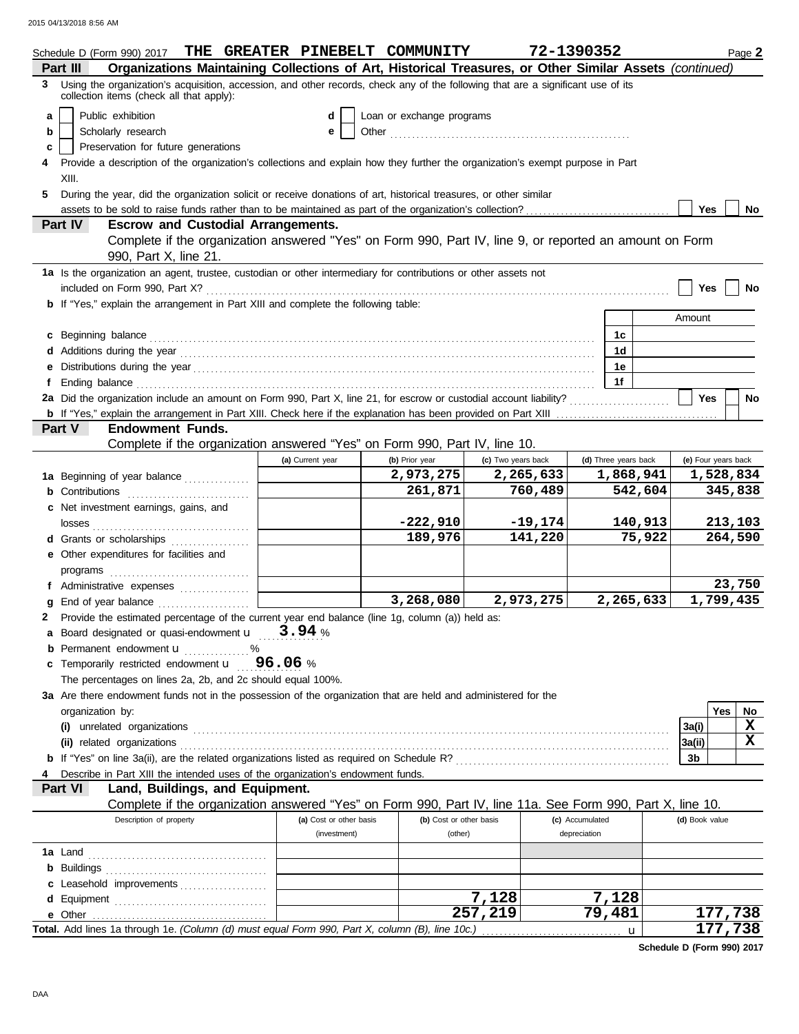Schedule D (Form 990) 2017 THE GREATER PINEBELT COMMUNITY 72-1390352 Page **2**

**Part III** **Organizations Maintaining Collections of Art, Historical Treasures, or Other Similar Assets** *(continued)*

**3** Using the organization's acquisition, accession, and other records, check any of the following that are a significant use of its collection items (check all that apply):

- **a** ☐ Public exhibition
- **b** ☐ Scholarly research
- **c** ☐ Preservation for future generations
- **d** ☐ Loan or exchange programs
- **e** ☐ Other

**4** Provide a description of the organization's collections and explain how they further the organization's exempt purpose in Part XIII.

**5** During the year, did the organization solicit or receive donations of art, historical treasures, or other similar assets to be sold to raise funds rather than to be maintained as part of the organization's collection? ☐ Yes ☐ No

**Part IV** **Escrow and Custodial Arrangements.**
Complete if the organization answered "Yes" on Form 990, Part IV, line 9, or reported an amount on Form 990, Part X, line 21.

**1a** Is the organization an agent, trustee, custodian or other intermediary for contributions or other assets not included on Form 990, Part X? ☐ Yes ☐ No

**b** If "Yes," explain the arrangement in Part XIII and complete the following table:

| | | Amount |
|---|---|---|
| **c** Beginning balance | 1c | |
| **d** Additions during the year | 1d | |
| **e** Distributions during the year | 1e | |
| **f** Ending balance | 1f | |

**2a** Did the organization include an amount on Form 990, Part X, line 21, for escrow or custodial account liability? ☐ Yes ☐ No

**b** If "Yes," explain the arrangement in Part XIII. Check here if the explanation has been provided on Part XIII ☐

**Part V** **Endowment Funds.**
Complete if the organization answered "Yes" on Form 990, Part IV, line 10.

| | (a) Current year | (b) Prior year | (c) Two years back | (d) Three years back | (e) Four years back |
|---|---|---|---|---|---|
| **1a** Beginning of year balance | | 2,973,275 | 2,265,633 | 1,868,941 | 1,528,834 |
| **b** Contributions | | 261,871 | 760,489 | 542,604 | 345,838 |
| **c** Net investment earnings, gains, and losses | | -222,910 | -19,174 | 140,913 | 213,103 |
| **d** Grants or scholarships | | 189,976 | 141,220 | 75,922 | 264,590 |
| **e** Other expenditures for facilities and programs | | | | | |
| **f** Administrative expenses | | | | | 23,750 |
| **g** End of year balance | | 3,268,080 | 2,973,275 | 2,265,633 | 1,799,435 |

**2** Provide the estimated percentage of the current year end balance (line 1g, column (a)) held as:

**a** Board designated or quasi-endowment u 3.94 %

**b** Permanent endowment u %

**c** Temporarily restricted endowment u 96.06 %

The percentages on lines 2a, 2b, and 2c should equal 100%.

**3a** Are there endowment funds not in the possession of the organization that are held and administered for the organization by:

| | | Yes | No |
|---|---|---|---|
| **(i)** unrelated organizations | 3a(i) | | X |
| **(ii)** related organizations | 3a(ii) | | X |
| **b** If "Yes" on line 3a(ii), are the related organizations listed as required on Schedule R? | 3b | | |

**4** Describe in Part XIII the intended uses of the organization's endowment funds.

**Part VI** **Land, Buildings, and Equipment.**
Complete if the organization answered "Yes" on Form 990, Part IV, line 11a. See Form 990, Part X, line 10.

| Description of property | (a) Cost or other basis (investment) | (b) Cost or other basis (other) | (c) Accumulated depreciation | (d) Book value |
|---|---|---|---|---|
| **1a** Land | | | | |
| **b** Buildings | | | | |
| **c** Leasehold improvements | | | | |
| **d** Equipment | | 7,128 | 7,128 | |
| **e** Other | | 257,219 | 79,481 | 177,738 |
| **Total.** Add lines 1a through 1e. *(Column (d) must equal Form 990, Part X, column (B), line 10c.)* u | | | | 177,738 |

**Schedule D (Form 990) 2017**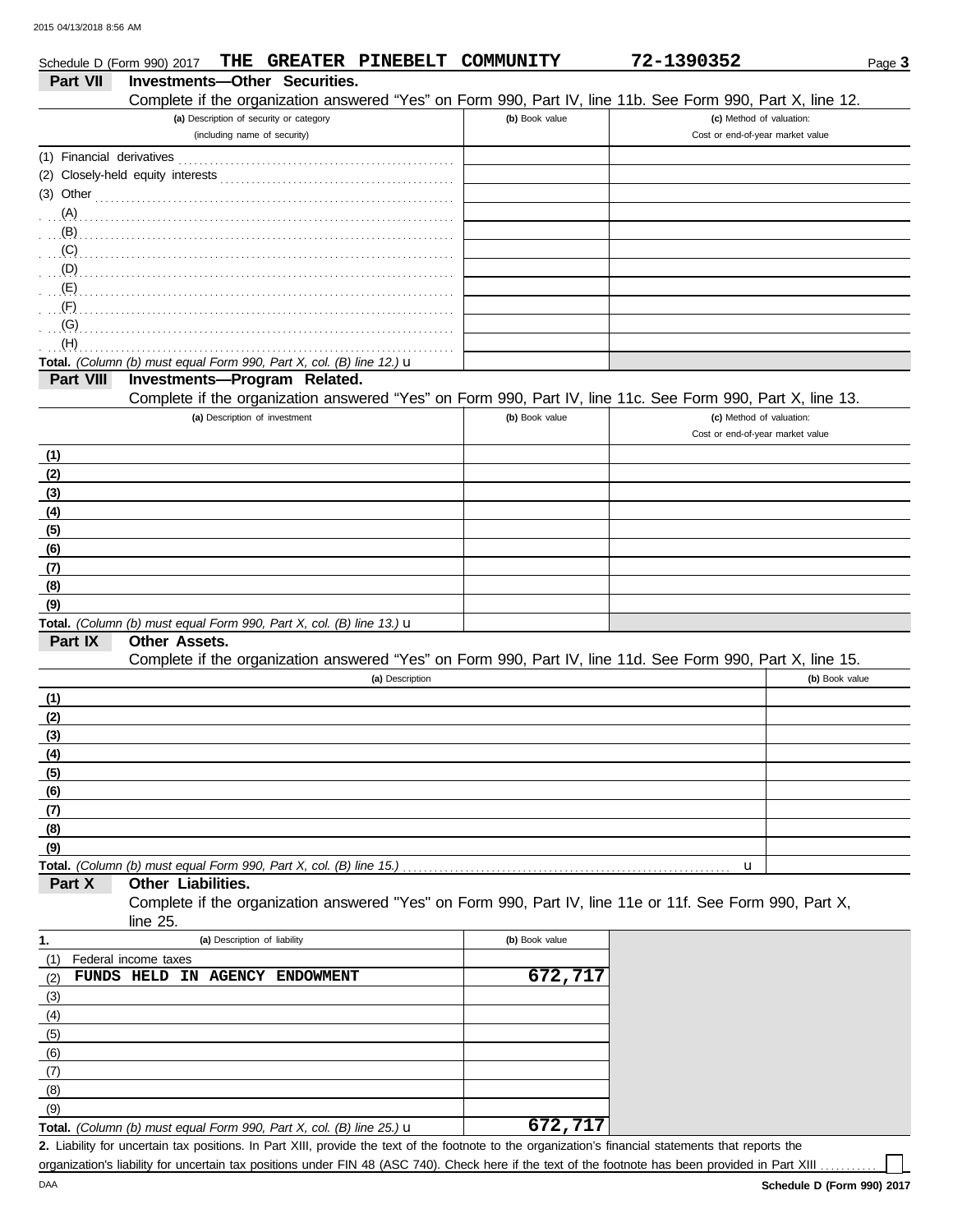Schedule D (Form 990) 2017 THE GREATER PINEBELT COMMUNITY 72-1390352 Page **3**

## Part VII Investments—Other Securities.

Complete if the organization answered "Yes" on Form 990, Part IV, line 11b. See Form 990, Part X, line 12.

| (a) Description of security or category (including name of security) | (b) Book value | (c) Method of valuation: Cost or end-of-year market value |
|---|---|---|
| (1) Financial derivatives | | |
| (2) Closely-held equity interests | | |
| (3) Other | | |
| (A) | | |
| (B) | | |
| (C) | | |
| (D) | | |
| (E) | | |
| (F) | | |
| (G) | | |
| (H) | | |
| **Total.** *(Column (b) must equal Form 990, Part X, col. (B) line 12.)* u | | |

## Part VIII Investments—Program Related.

Complete if the organization answered "Yes" on Form 990, Part IV, line 11c. See Form 990, Part X, line 13.

| (a) Description of investment | (b) Book value | (c) Method of valuation: Cost or end-of-year market value |
|---|---|---|
| (1) | | |
| (2) | | |
| (3) | | |
| (4) | | |
| (5) | | |
| (6) | | |
| (7) | | |
| (8) | | |
| (9) | | |
| **Total.** *(Column (b) must equal Form 990, Part X, col. (B) line 13.)* u | | |

## Part IX Other Assets.

Complete if the organization answered "Yes" on Form 990, Part IV, line 11d. See Form 990, Part X, line 15.

| (a) Description | (b) Book value |
|---|---|
| (1) | |
| (2) | |
| (3) | |
| (4) | |
| (5) | |
| (6) | |
| (7) | |
| (8) | |
| (9) | |
| **Total.** *(Column (b) must equal Form 990, Part X, col. (B) line 15.)* u | |

## Part X Other Liabilities.

Complete if the organization answered "Yes" on Form 990, Part IV, line 11e or 11f. See Form 990, Part X, line 25.

| 1. (a) Description of liability | (b) Book value |
|---|---|
| (1) Federal income taxes | |
| (2) FUNDS HELD IN AGENCY ENDOWMENT | 672,717 |
| (3) | |
| (4) | |
| (5) | |
| (6) | |
| (7) | |
| (8) | |
| (9) | |
| **Total.** *(Column (b) must equal Form 990, Part X, col. (B) line 25.)* u | 672,717 |

**2.** Liability for uncertain tax positions. In Part XIII, provide the text of the footnote to the organization's financial statements that reports the organization's liability for uncertain tax positions under FIN 48 (ASC 740). Check here if the text of the footnote has been provided in Part XIII ☐

DAA **Schedule D (Form 990) 2017**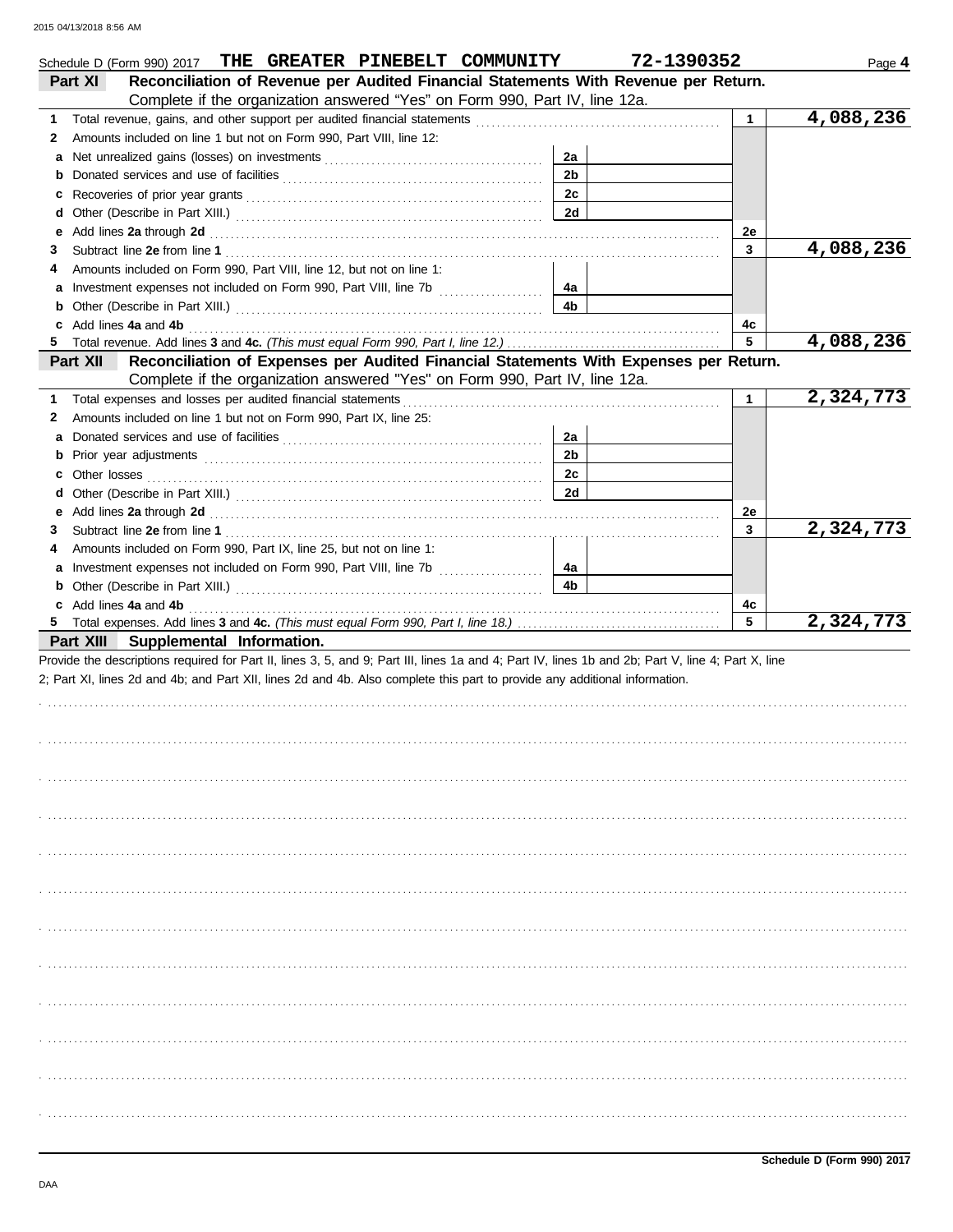Schedule D (Form 990) 2017 THE GREATER PINEBELT COMMUNITY 72-1390352 Page 4

**Part XI Reconciliation of Revenue per Audited Financial Statements With Revenue per Return.**
Complete if the organization answered "Yes" on Form 990, Part IV, line 12a.

| | | | | | |
|---|---|---|---|---|---|
| 1 | Total revenue, gains, and other support per audited financial statements | | | 1 | 4,088,236 |
| 2 | Amounts included on line 1 but not on Form 990, Part VIII, line 12: | | | | |
| a | Net unrealized gains (losses) on investments | 2a | | | |
| b | Donated services and use of facilities | 2b | | | |
| c | Recoveries of prior year grants | 2c | | | |
| d | Other (Describe in Part XIII.) | 2d | | | |
| e | Add lines **2a** through **2d** | | | 2e | |
| 3 | Subtract line **2e** from line **1** | | | 3 | 4,088,236 |
| 4 | Amounts included on Form 990, Part VIII, line 12, but not on line 1: | | | | |
| a | Investment expenses not included on Form 990, Part VIII, line 7b | 4a | | | |
| b | Other (Describe in Part XIII.) | 4b | | | |
| c | Add lines **4a** and **4b** | | | 4c | |
| 5 | Total revenue. Add lines **3** and **4c.** *(This must equal Form 990, Part I, line 12.)* | | | 5 | 4,088,236 |

**Part XII Reconciliation of Expenses per Audited Financial Statements With Expenses per Return.**
Complete if the organization answered "Yes" on Form 990, Part IV, line 12a.

| | | | | | |
|---|---|---|---|---|---|
| 1 | Total expenses and losses per audited financial statements | | | 1 | 2,324,773 |
| 2 | Amounts included on line 1 but not on Form 990, Part IX, line 25: | | | | |
| a | Donated services and use of facilities | 2a | | | |
| b | Prior year adjustments | 2b | | | |
| c | Other losses | 2c | | | |
| d | Other (Describe in Part XIII.) | 2d | | | |
| e | Add lines **2a** through **2d** | | | 2e | |
| 3 | Subtract line **2e** from line **1** | | | 3 | 2,324,773 |
| 4 | Amounts included on Form 990, Part IX, line 25, but not on line 1: | | | | |
| a | Investment expenses not included on Form 990, Part VIII, line 7b | 4a | | | |
| b | Other (Describe in Part XIII.) | 4b | | | |
| c | Add lines **4a** and **4b** | | | 4c | |
| 5 | Total expenses. Add lines **3** and **4c.** *(This must equal Form 990, Part I, line 18.)* | | | 5 | 2,324,773 |

**Part XIII Supplemental Information.**

Provide the descriptions required for Part II, lines 3, 5, and 9; Part III, lines 1a and 4; Part IV, lines 1b and 2b; Part V, line 4; Part X, line 2; Part XI, lines 2d and 4b; and Part XII, lines 2d and 4b. Also complete this part to provide any additional information.

Schedule D (Form 990) 2017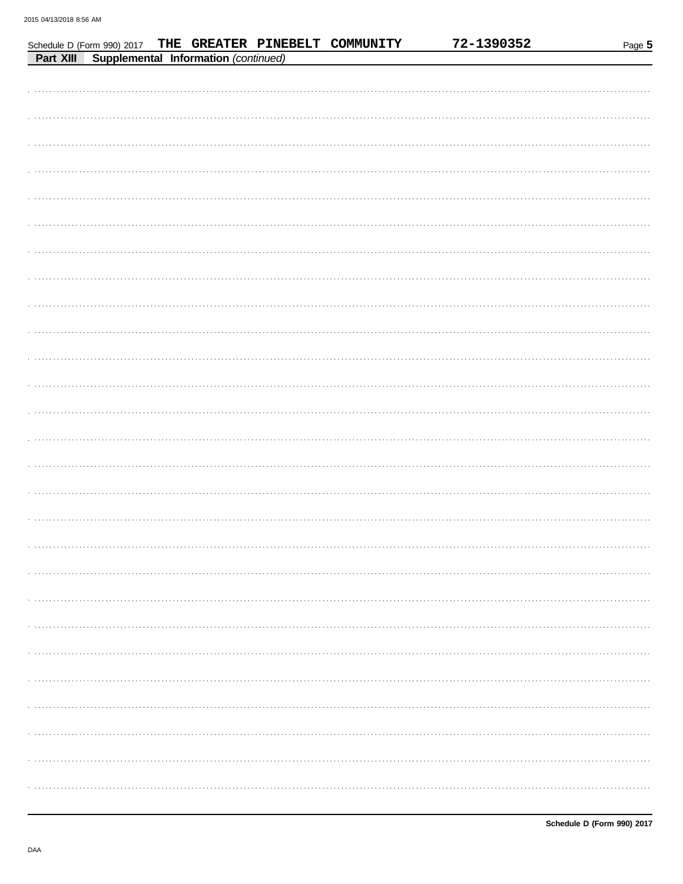Schedule D (Form 990) 2017 THE GREATER PINEBELT COMMUNITY 72-1390352 Page 5

**Part XIII Supplemental Information** *(continued)*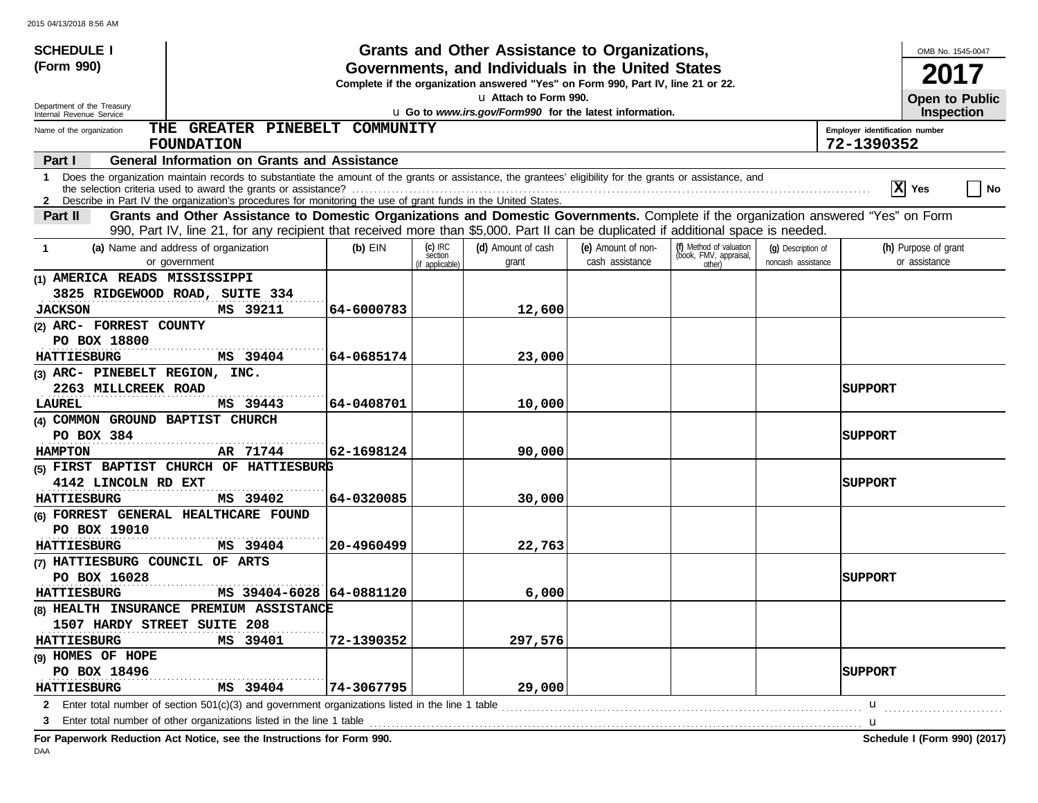**SCHEDULE I (Form 990)**

Department of the Treasury
Internal Revenue Service

# Grants and Other Assistance to Organizations, Governments, and Individuals in the United States

**Complete if the organization answered "Yes" on Form 990, Part IV, line 21 or 22.**

u Attach to Form 990.

u Go to *www.irs.gov/Form990* for the latest information.

OMB No. 1545-0047

**2017**

**Open to Public Inspection**

Name of the organization: **THE GREATER PINEBELT COMMUNITY FOUNDATION**

Employer identification number: **72-1390352**

## Part I General Information on Grants and Assistance

1 Does the organization maintain records to substantiate the amount of the grants or assistance, the grantees' eligibility for the grants or assistance, and the selection criteria used to award the grants or assistance? ..... [X] Yes [ ] No

2 Describe in Part IV the organization's procedures for monitoring the use of grant funds in the United States.

## Part II Grants and Other Assistance to Domestic Organizations and Domestic Governments.

Complete if the organization answered "Yes" on Form 990, Part IV, line 21, for any recipient that received more than $5,000. Part II can be duplicated if additional space is needed.

| 1 (a) Name and address of organization or government | (b) EIN | (c) IRC section (if applicable) | (d) Amount of cash grant | (e) Amount of non-cash assistance | (f) Method of valuation (book, FMV, appraisal, other) | (g) Description of noncash assistance | (h) Purpose of grant or assistance |
|---|---|---|---|---|---|---|---|
| (1) AMERICA READS MISSISSIPPI<br>3825 RIDGEWOOD ROAD, SUITE 334<br>JACKSON MS 39211 | 64-6000783 | | 12,600 | | | | |
| (2) ARC- FORREST COUNTY<br>PO BOX 18800<br>HATTIESBURG MS 39404 | 64-0685174 | | 23,000 | | | | |
| (3) ARC- PINEBELT REGION, INC.<br>2263 MILLCREEK ROAD<br>LAUREL MS 39443 | 64-0408701 | | 10,000 | | | | SUPPORT |
| (4) COMMON GROUND BAPTIST CHURCH<br>PO BOX 384<br>HAMPTON AR 71744 | 62-1698124 | | 90,000 | | | | SUPPORT |
| (5) FIRST BAPTIST CHURCH OF HATTIESBURG<br>4142 LINCOLN RD EXT<br>HATTIESBURG MS 39402 | 64-0320085 | | 30,000 | | | | SUPPORT |
| (6) FORREST GENERAL HEALTHCARE FOUND<br>PO BOX 19010<br>HATTIESBURG MS 39404 | 20-4960499 | | 22,763 | | | | |
| (7) HATTIESBURG COUNCIL OF ARTS<br>PO BOX 16028<br>HATTIESBURG MS 39404-6028 | 64-0881120 | | 6,000 | | | | SUPPORT |
| (8) HEALTH INSURANCE PREMIUM ASSISTANCE<br>1507 HARDY STREET SUITE 208<br>HATTIESBURG MS 39401 | 72-1390352 | | 297,576 | | | | |
| (9) HOMES OF HOPE<br>PO BOX 18496<br>HATTIESBURG MS 39404 | 74-3067795 | | 29,000 | | | | SUPPORT |

2 Enter total number of section 501(c)(3) and government organizations listed in the line 1 table ..... u

3 Enter total number of other organizations listed in the line 1 table ..... u

**For Paperwork Reduction Act Notice, see the Instructions for Form 990.** **Schedule I (Form 990) (2017)**

DAA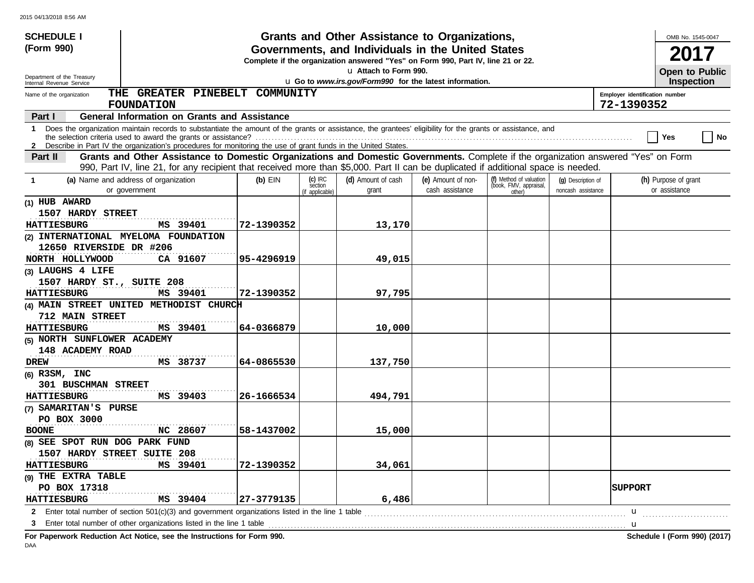**SCHEDULE I (Form 990)**

Department of the Treasury
Internal Revenue Service

# Grants and Other Assistance to Organizations, Governments, and Individuals in the United States

**Complete if the organization answered "Yes" on Form 990, Part IV, line 21 or 22.**

u **Attach to Form 990.**

u **Go to *www.irs.gov/Form990* for the latest information.**

OMB No. 1545-0047

**2017**

**Open to Public Inspection**

Name of the organization: **THE GREATER PINEBELT COMMUNITY FOUNDATION**

Employer identification number: **72-1390352**

## Part I General Information on Grants and Assistance

1 Does the organization maintain records to substantiate the amount of the grants or assistance, the grantees' eligibility for the grants or assistance, and the selection criteria used to award the grants or assistance? ☐ Yes ☐ No

2 Describe in Part IV the organization's procedures for monitoring the use of grant funds in the United States.

## Part II Grants and Other Assistance to Domestic Organizations and Domestic Governments.

Complete if the organization answered "Yes" on Form 990, Part IV, line 21, for any recipient that received more than $5,000. Part II can be duplicated if additional space is needed.

| 1 (a) Name and address of organization or government | (b) EIN | (c) IRC section (if applicable) | (d) Amount of cash grant | (e) Amount of non-cash assistance | (f) Method of valuation (book, FMV, appraisal, other) | (g) Description of noncash assistance | (h) Purpose of grant or assistance |
|---|---|---|---|---|---|---|---|
| (1) HUB AWARD<br>1507 HARDY STREET<br>HATTIESBURG MS 39401 | 72-1390352 | | 13,170 | | | | |
| (2) INTERNATIONAL MYELOMA FOUNDATION<br>12650 RIVERSIDE DR #206<br>NORTH HOLLYWOOD CA 91607 | 95-4296919 | | 49,015 | | | | |
| (3) LAUGHS 4 LIFE<br>1507 HARDY ST., SUITE 208<br>HATTIESBURG MS 39401 | 72-1390352 | | 97,795 | | | | |
| (4) MAIN STREET UNITED METHODIST CHURCH<br>712 MAIN STREET<br>HATTIESBURG MS 39401 | 64-0366879 | | 10,000 | | | | |
| (5) NORTH SUNFLOWER ACADEMY<br>148 ACADEMY ROAD<br>DREW MS 38737 | 64-0865530 | | 137,750 | | | | |
| (6) R3SM, INC<br>301 BUSCHMAN STREET<br>HATTIESBURG MS 39403 | 26-1666534 | | 494,791 | | | | |
| (7) SAMARITAN'S PURSE<br>PO BOX 3000<br>BOONE NC 28607 | 58-1437002 | | 15,000 | | | | |
| (8) SEE SPOT RUN DOG PARK FUND<br>1507 HARDY STREET SUITE 208<br>HATTIESBURG MS 39401 | 72-1390352 | | 34,061 | | | | |
| (9) THE EXTRA TABLE<br>PO BOX 17318<br>HATTIESBURG MS 39404 | 27-3779135 | | 6,486 | | | | SUPPORT |

2 Enter total number of section 501(c)(3) and government organizations listed in the line 1 table u

3 Enter total number of other organizations listed in the line 1 table u

**For Paperwork Reduction Act Notice, see the Instructions for Form 990.**

**Schedule I (Form 990) (2017)**

DAA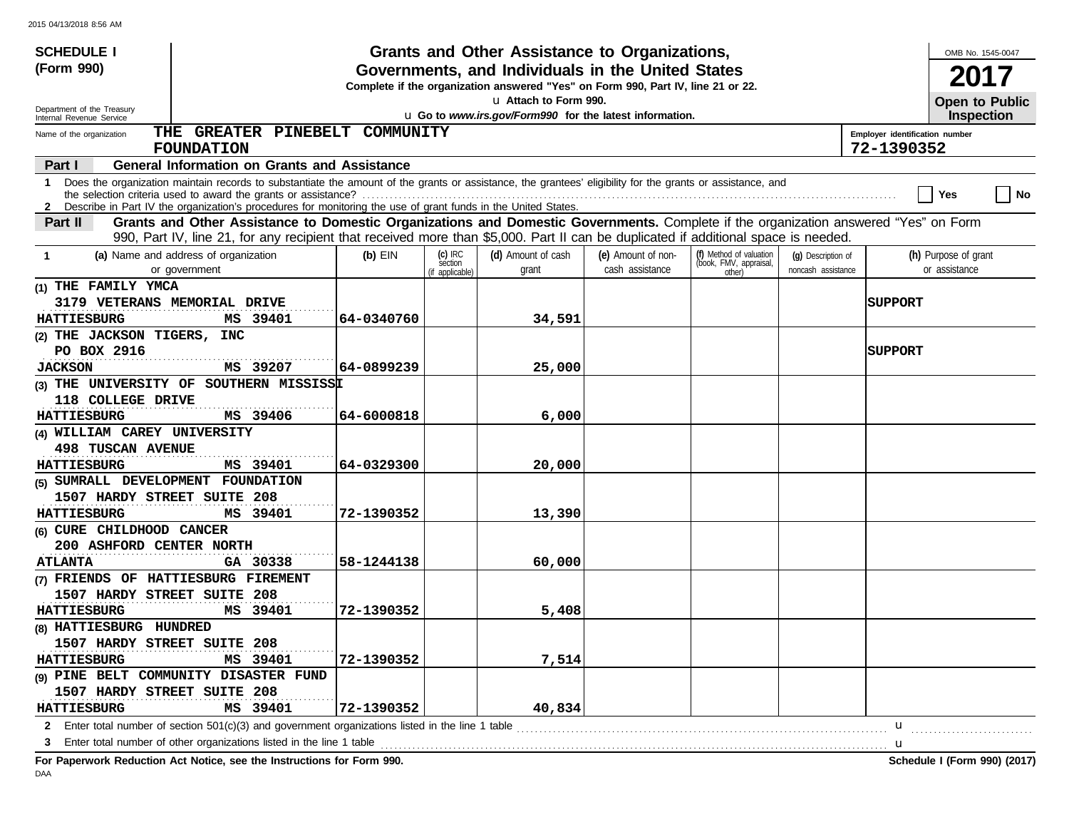**SCHEDULE I (Form 990)**

Department of the Treasury
Internal Revenue Service

# Grants and Other Assistance to Organizations, Governments, and Individuals in the United States

**Complete if the organization answered "Yes" on Form 990, Part IV, line 21 or 22.**

u **Attach to Form 990.**

u **Go to *www.irs.gov/Form990* for the latest information.**

OMB No. 1545-0047

**2017**

**Open to Public Inspection**

Name of the organization: **THE GREATER PINEBELT COMMUNITY FOUNDATION**

Employer identification number: **72-1390352**

**Part I — General Information on Grants and Assistance**

1 Does the organization maintain records to substantiate the amount of the grants or assistance, the grantees' eligibility for the grants or assistance, and the selection criteria used to award the grants or assistance? ☐ Yes ☐ No

2 Describe in Part IV the organization's procedures for monitoring the use of grant funds in the United States.

**Part II — Grants and Other Assistance to Domestic Organizations and Domestic Governments.** Complete if the organization answered "Yes" on Form 990, Part IV, line 21, for any recipient that received more than $5,000. Part II can be duplicated if additional space is needed.

| 1 (a) Name and address of organization or government | (b) EIN | (c) IRC section (if applicable) | (d) Amount of cash grant | (e) Amount of non-cash assistance | (f) Method of valuation (book, FMV, appraisal, other) | (g) Description of noncash assistance | (h) Purpose of grant or assistance |
|---|---|---|---|---|---|---|---|
| (1) THE FAMILY YMCA<br>3179 VETERANS MEMORIAL DRIVE<br>HATTIESBURG MS 39401 | 64-0340760 | | 34,591 | | | | SUPPORT |
| (2) THE JACKSON TIGERS, INC<br>PO BOX 2916<br>JACKSON MS 39207 | 64-0899239 | | 25,000 | | | | SUPPORT |
| (3) THE UNIVERSITY OF SOUTHERN MISSISSI<br>118 COLLEGE DRIVE<br>HATTIESBURG MS 39406 | 64-6000818 | | 6,000 | | | | |
| (4) WILLIAM CAREY UNIVERSITY<br>498 TUSCAN AVENUE<br>HATTIESBURG MS 39401 | 64-0329300 | | 20,000 | | | | |
| (5) SUMRALL DEVELOPMENT FOUNDATION<br>1507 HARDY STREET SUITE 208<br>HATTIESBURG MS 39401 | 72-1390352 | | 13,390 | | | | |
| (6) CURE CHILDHOOD CANCER<br>200 ASHFORD CENTER NORTH<br>ATLANTA GA 30338 | 58-1244138 | | 60,000 | | | | |
| (7) FRIENDS OF HATTIESBURG FIREMENT<br>1507 HARDY STREET SUITE 208<br>HATTIESBURG MS 39401 | 72-1390352 | | 5,408 | | | | |
| (8) HATTIESBURG HUNDRED<br>1507 HARDY STREET SUITE 208<br>HATTIESBURG MS 39401 | 72-1390352 | | 7,514 | | | | |
| (9) PINE BELT COMMUNITY DISASTER FUND<br>1507 HARDY STREET SUITE 208<br>HATTIESBURG MS 39401 | 72-1390352 | | 40,834 | | | | |

2 Enter total number of section 501(c)(3) and government organizations listed in the line 1 table u

3 Enter total number of other organizations listed in the line 1 table u

**For Paperwork Reduction Act Notice, see the Instructions for Form 990.** **Schedule I (Form 990) (2017)**

DAA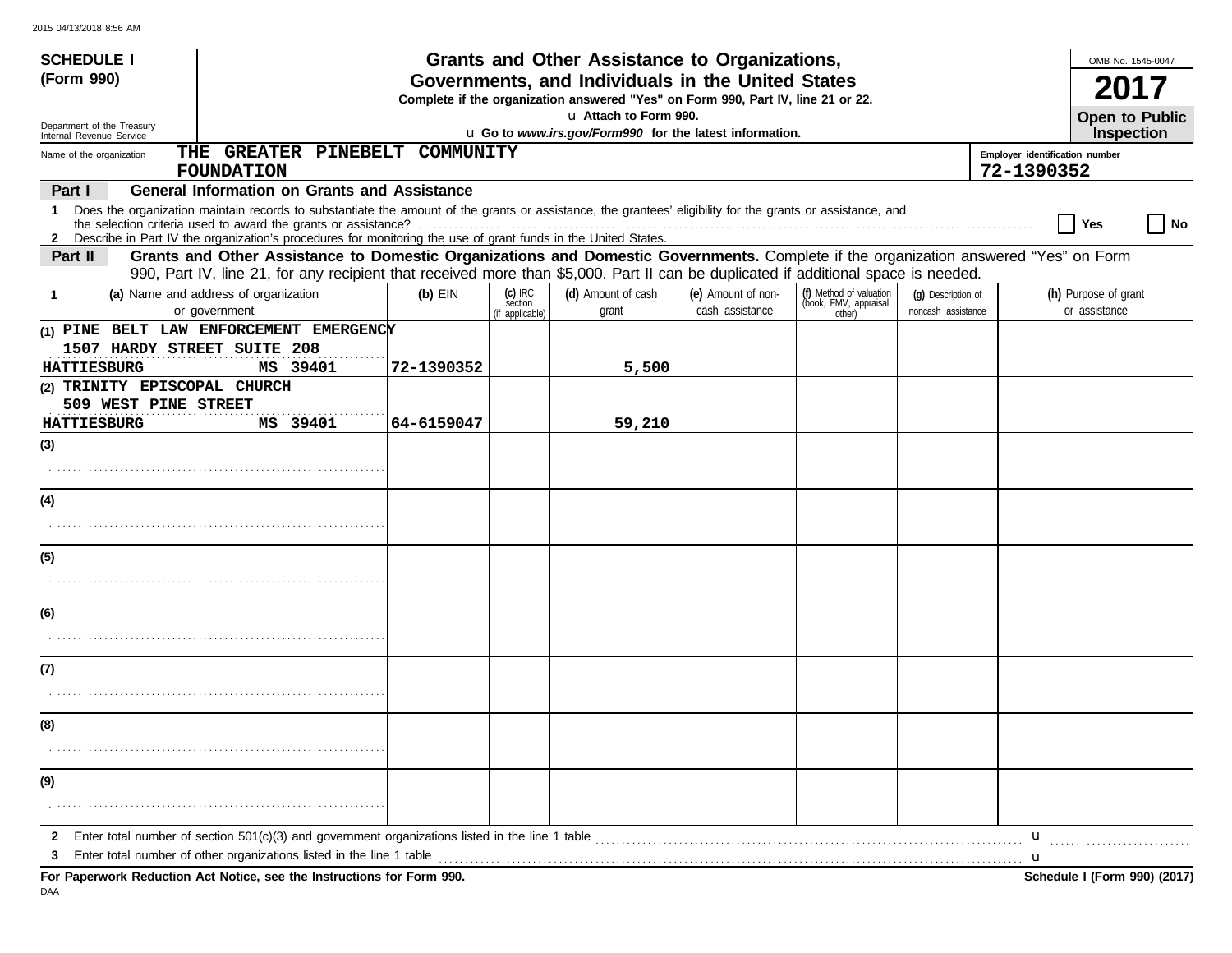**SCHEDULE I (Form 990)**

Department of the Treasury
Internal Revenue Service

# Grants and Other Assistance to Organizations, Governments, and Individuals in the United States

**Complete if the organization answered "Yes" on Form 990, Part IV, line 21 or 22.**

u Attach to Form 990.

u Go to *www.irs.gov/Form990* for the latest information.

OMB No. 1545-0047

**2017**

**Open to Public Inspection**

Name of the organization: THE GREATER PINEBELT COMMUNITY FOUNDATION

Employer identification number: 72-1390352

## Part I General Information on Grants and Assistance

1 Does the organization maintain records to substantiate the amount of the grants or assistance, the grantees' eligibility for the grants or assistance, and the selection criteria used to award the grants or assistance? ☐ Yes ☐ No

2 Describe in Part IV the organization's procedures for monitoring the use of grant funds in the United States.

## Part II Grants and Other Assistance to Domestic Organizations and Domestic Governments.

Complete if the organization answered "Yes" on Form 990, Part IV, line 21, for any recipient that received more than $5,000. Part II can be duplicated if additional space is needed.

| 1 (a) Name and address of organization or government | (b) EIN | (c) IRC section (if applicable) | (d) Amount of cash grant | (e) Amount of non-cash assistance | (f) Method of valuation (book, FMV, appraisal, other) | (g) Description of noncash assistance | (h) Purpose of grant or assistance |
|---|---|---|---|---|---|---|---|
| (1) PINE BELT LAW ENFORCEMENT EMERGENCY 1507 HARDY STREET SUITE 208 HATTIESBURG MS 39401 | 72-1390352 | | 5,500 | | | | |
| (2) TRINITY EPISCOPAL CHURCH 509 WEST PINE STREET HATTIESBURG MS 39401 | 64-6159047 | | 59,210 | | | | |
| (3) | | | | | | | |
| (4) | | | | | | | |
| (5) | | | | | | | |
| (6) | | | | | | | |
| (7) | | | | | | | |
| (8) | | | | | | | |
| (9) | | | | | | | |

2 Enter total number of section 501(c)(3) and government organizations listed in the line 1 table u

3 Enter total number of other organizations listed in the line 1 table u

**For Paperwork Reduction Act Notice, see the Instructions for Form 990.**

**Schedule I (Form 990) (2017)**

DAA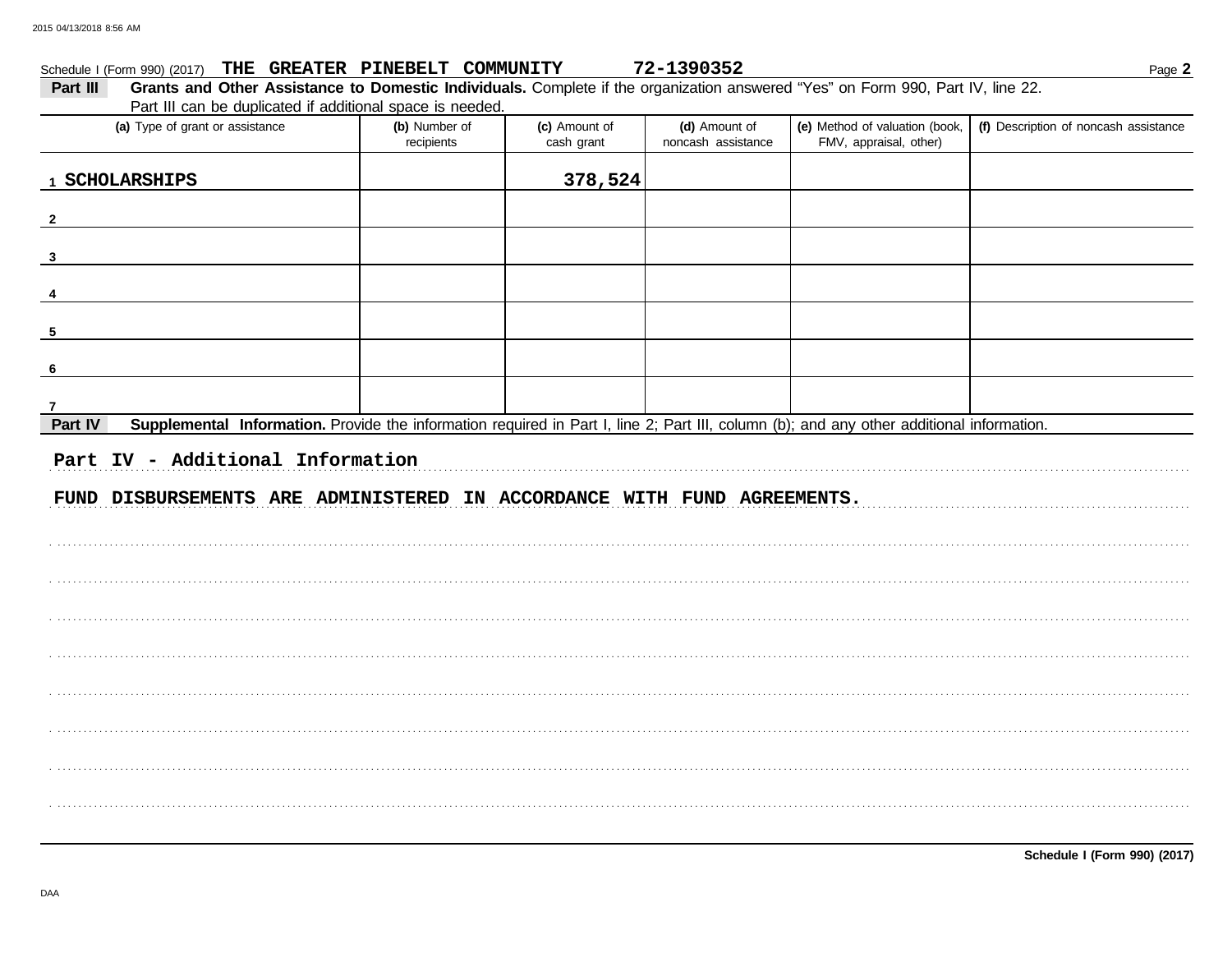Schedule I (Form 990) (2017) THE GREATER PINEBELT COMMUNITY 72-1390352

**Part III — Grants and Other Assistance to Domestic Individuals.** Complete if the organization answered "Yes" on Form 990, Part IV, line 22. Part III can be duplicated if additional space is needed.

| (a) Type of grant or assistance | (b) Number of recipients | (c) Amount of cash grant | (d) Amount of noncash assistance | (e) Method of valuation (book, FMV, appraisal, other) | (f) Description of noncash assistance |
|---|---|---|---|---|---|
| 1 SCHOLARSHIPS | | 378,524 | | | |
| 2 | | | | | |
| 3 | | | | | |
| 4 | | | | | |
| 5 | | | | | |
| 6 | | | | | |
| 7 | | | | | |

**Part IV — Supplemental Information.** Provide the information required in Part I, line 2; Part III, column (b); and any other additional information.

Part IV - Additional Information

FUND DISBURSEMENTS ARE ADMINISTERED IN ACCORDANCE WITH FUND AGREEMENTS.

Schedule I (Form 990) (2017)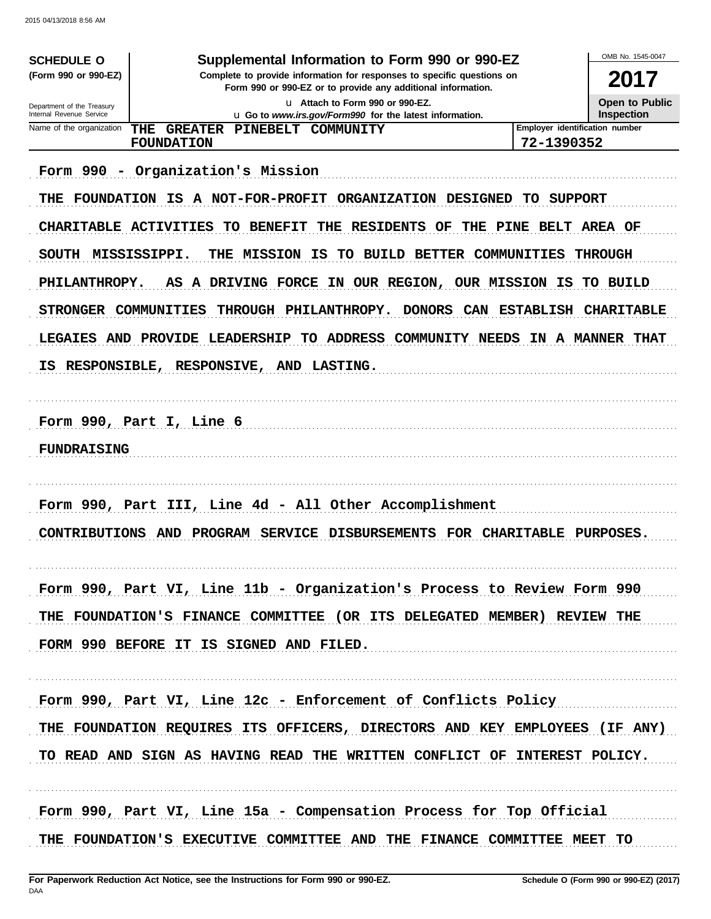**SCHEDULE O**
**(Form 990 or 990-EZ)**

Department of the Treasury
Internal Revenue Service

# Supplemental Information to Form 990 or 990-EZ

**Complete to provide information for responses to specific questions on Form 990 or 990-EZ or to provide any additional information.**

u Attach to Form 990 or 990-EZ.
u Go to *www.irs.gov/Form990* for the latest information.

OMB No. 1545-0047

**2017**

**Open to Public Inspection**

| Name of the organization | Employer identification number |
|---|---|
| THE GREATER PINEBELT COMMUNITY FOUNDATION | 72-1390352 |

Form 990 - Organization's Mission

THE FOUNDATION IS A NOT-FOR-PROFIT ORGANIZATION DESIGNED TO SUPPORT CHARITABLE ACTIVITIES TO BENEFIT THE RESIDENTS OF THE PINE BELT AREA OF SOUTH MISSISSIPPI. THE MISSION IS TO BUILD BETTER COMMUNITIES THROUGH PHILANTHROPY. AS A DRIVING FORCE IN OUR REGION, OUR MISSION IS TO BUILD STRONGER COMMUNITIES THROUGH PHILANTHROPY. DONORS CAN ESTABLISH CHARITABLE LEGAIES AND PROVIDE LEADERSHIP TO ADDRESS COMMUNITY NEEDS IN A MANNER THAT IS RESPONSIBLE, RESPONSIVE, AND LASTING.

Form 990, Part I, Line 6

FUNDRAISING

Form 990, Part III, Line 4d - All Other Accomplishment

CONTRIBUTIONS AND PROGRAM SERVICE DISBURSEMENTS FOR CHARITABLE PURPOSES.

Form 990, Part VI, Line 11b - Organization's Process to Review Form 990

THE FOUNDATION'S FINANCE COMMITTEE (OR ITS DELEGATED MEMBER) REVIEW THE FORM 990 BEFORE IT IS SIGNED AND FILED.

Form 990, Part VI, Line 12c - Enforcement of Conflicts Policy

THE FOUNDATION REQUIRES ITS OFFICERS, DIRECTORS AND KEY EMPLOYEES (IF ANY) TO READ AND SIGN AS HAVING READ THE WRITTEN CONFLICT OF INTEREST POLICY.

Form 990, Part VI, Line 15a - Compensation Process for Top Official

THE FOUNDATION'S EXECUTIVE COMMITTEE AND THE FINANCE COMMITTEE MEET TO

**For Paperwork Reduction Act Notice, see the Instructions for Form 990 or 990-EZ.** DAA **Schedule O (Form 990 or 990-EZ) (2017)**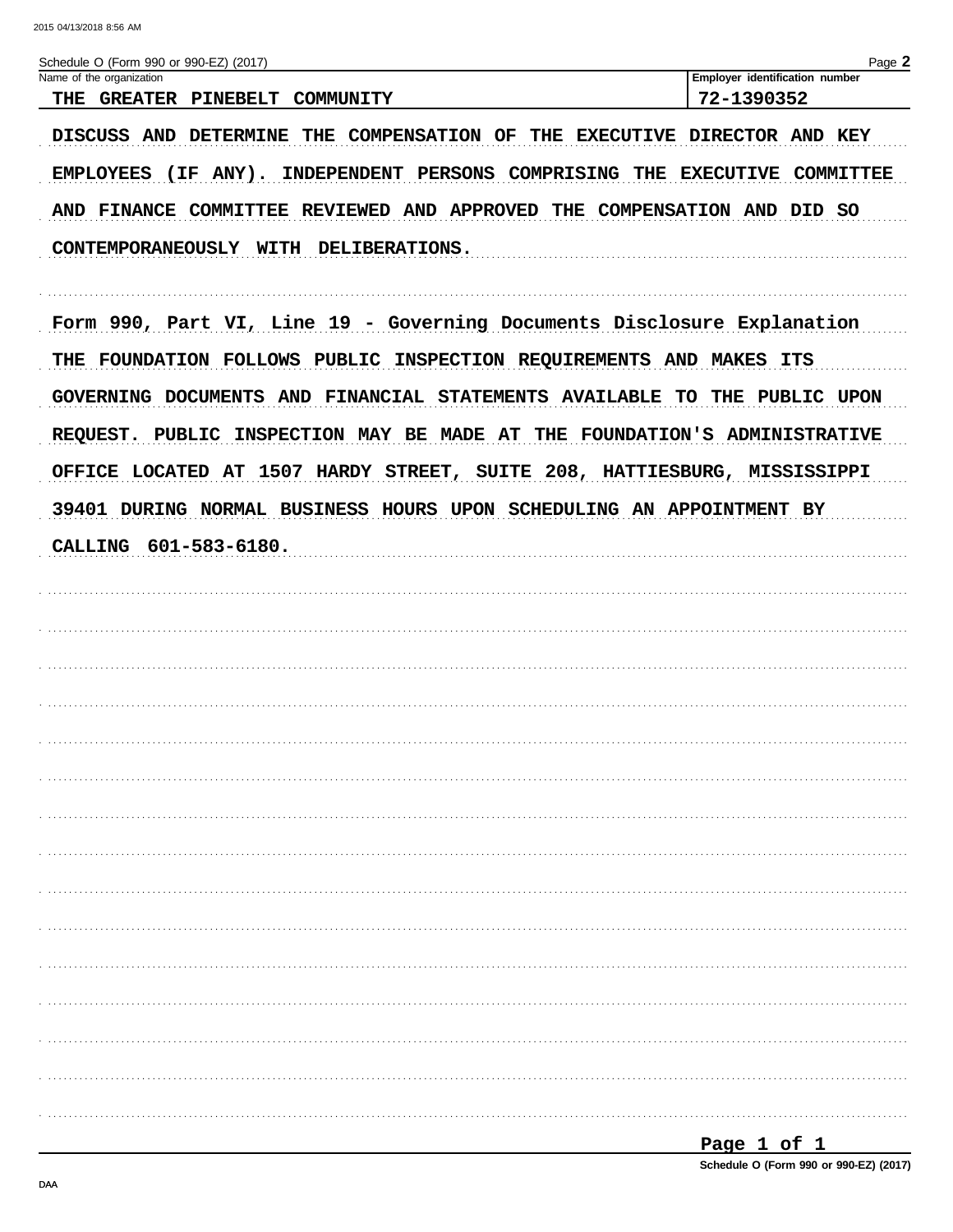Schedule O (Form 990 or 990-EZ) (2017) Page **2**

| Name of the organization | Employer identification number |
| --- | --- |
| THE GREATER PINEBELT COMMUNITY | 72-1390352 |

DISCUSS AND DETERMINE THE COMPENSATION OF THE EXECUTIVE DIRECTOR AND KEY EMPLOYEES (IF ANY). INDEPENDENT PERSONS COMPRISING THE EXECUTIVE COMMITTEE AND FINANCE COMMITTEE REVIEWED AND APPROVED THE COMPENSATION AND DID SO CONTEMPORANEOUSLY WITH DELIBERATIONS.

Form 990, Part VI, Line 19 - Governing Documents Disclosure Explanation

THE FOUNDATION FOLLOWS PUBLIC INSPECTION REQUIREMENTS AND MAKES ITS GOVERNING DOCUMENTS AND FINANCIAL STATEMENTS AVAILABLE TO THE PUBLIC UPON REQUEST. PUBLIC INSPECTION MAY BE MADE AT THE FOUNDATION'S ADMINISTRATIVE OFFICE LOCATED AT 1507 HARDY STREET, SUITE 208, HATTIESBURG, MISSISSIPPI 39401 DURING NORMAL BUSINESS HOURS UPON SCHEDULING AN APPOINTMENT BY CALLING 601-583-6180.

Schedule O (Form 990 or 990-EZ) (2017)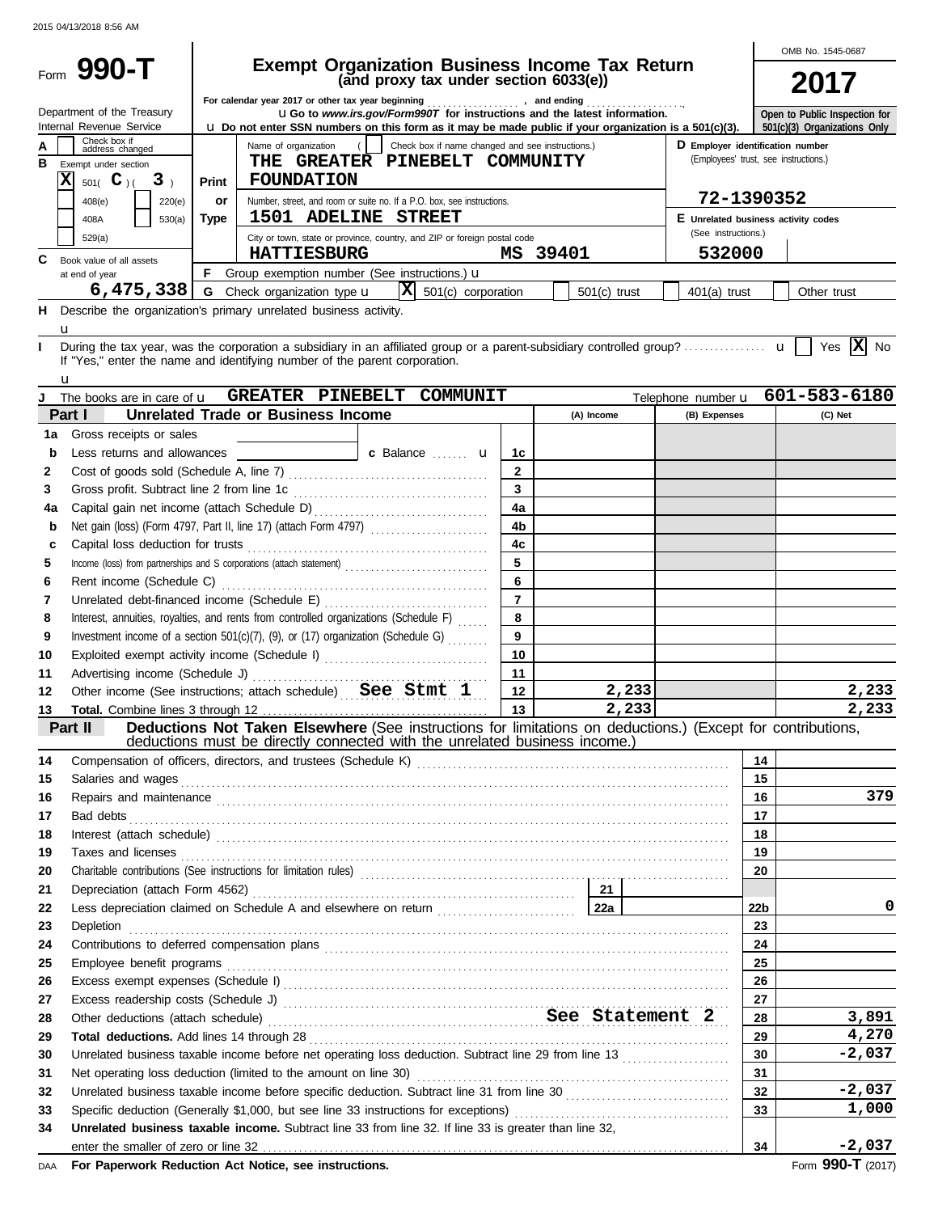# Form 990-T

## Exempt Organization Business Income Tax Return
### (and proxy tax under section 6033(e))

For calendar year 2017 or other tax year beginning , and ending

u Go to *www.irs.gov/Form990T* for instructions and the latest information.

u Do not enter SSN numbers on this form as it may be made public if your organization is a 501(c)(3).

Department of the Treasury
Internal Revenue Service

OMB No. 1545-0687

**2017**

Open to Public Inspection for 501(c)(3) Organizations Only

| | | |
|---|---|---|
| **A** Check box if address changed | Name of organization ( Check box if name changed and see instructions.) | **D** Employer identification number (Employees' trust, see instructions.) |
| **B** Exempt under section [X] 501( C )( 3 ) / 408(e) / 220(e) / 408A / 530(a) / 529(a) | **THE GREATER PINEBELT COMMUNITY FOUNDATION** | **72-1390352** |
| Print or Type | Number, street, and room or suite no. If a P.O. box, see instructions. **1501 ADELINE STREET** | **E** Unrelated business activity codes (See instructions.) |
| | City or town, state or province, country, and ZIP or foreign postal code **HATTIESBURG MS 39401** | **532000** |
| **C** Book value of all assets at end of year **6,475,338** | **F** Group exemption number (See instructions.) u | |
| | **G** Check organization type u [X] 501(c) corporation [ ] 501(c) trust [ ] 401(a) trust [ ] Other trust | |

**H** Describe the organization's primary unrelated business activity.
u

**I** During the tax year, was the corporation a subsidiary in an affiliated group or a parent-subsidiary controlled group? u [ ] Yes [X] No
If "Yes," enter the name and identifying number of the parent corporation.
u

**J** The books are in care of u **GREATER PINEBELT COMMUNIT** Telephone number u **601-583-6180**

### Part I Unrelated Trade or Business Income

| | | | (A) Income | (B) Expenses | (C) Net |
|---|---|---|---|---|---|
| 1a | Gross receipts or sales | | | | |
| b | Less returns and allowances c Balance u | 1c | | | |
| 2 | Cost of goods sold (Schedule A, line 7) | 2 | | | |
| 3 | Gross profit. Subtract line 2 from line 1c | 3 | | | |
| 4a | Capital gain net income (attach Schedule D) | 4a | | | |
| b | Net gain (loss) (Form 4797, Part II, line 17) (attach Form 4797) | 4b | | | |
| c | Capital loss deduction for trusts | 4c | | | |
| 5 | Income (loss) from partnerships and S corporations (attach statement) | 5 | | | |
| 6 | Rent income (Schedule C) | 6 | | | |
| 7 | Unrelated debt-financed income (Schedule E) | 7 | | | |
| 8 | Interest, annuities, royalties, and rents from controlled organizations (Schedule F) | 8 | | | |
| 9 | Investment income of a section 501(c)(7), (9), or (17) organization (Schedule G) | 9 | | | |
| 10 | Exploited exempt activity income (Schedule I) | 10 | | | |
| 11 | Advertising income (Schedule J) | 11 | | | |
| 12 | Other income (See instructions; attach schedule) **See Stmt 1** | 12 | 2,233 | | 2,233 |
| 13 | **Total.** Combine lines 3 through 12 | 13 | 2,233 | | 2,233 |

### Part II Deductions Not Taken Elsewhere (See instructions for limitations on deductions.) (Except for contributions, deductions must be directly connected with the unrelated business income.)

| | | | |
|---|---|---|---|
| 14 | Compensation of officers, directors, and trustees (Schedule K) | 14 | |
| 15 | Salaries and wages | 15 | |
| 16 | Repairs and maintenance | 16 | 379 |
| 17 | Bad debts | 17 | |
| 18 | Interest (attach schedule) | 18 | |
| 19 | Taxes and licenses | 19 | |
| 20 | Charitable contributions (See instructions for limitation rules) | 20 | |
| 21 | Depreciation (attach Form 4562) 21 | | |
| 22 | Less depreciation claimed on Schedule A and elsewhere on return 22a | 22b | 0 |
| 23 | Depletion | 23 | |
| 24 | Contributions to deferred compensation plans | 24 | |
| 25 | Employee benefit programs | 25 | |
| 26 | Excess exempt expenses (Schedule I) | 26 | |
| 27 | Excess readership costs (Schedule J) | 27 | |
| 28 | Other deductions (attach schedule) **See Statement 2** | 28 | 3,891 |
| 29 | **Total deductions.** Add lines 14 through 28 | 29 | 4,270 |
| 30 | Unrelated business taxable income before net operating loss deduction. Subtract line 29 from line 13 | 30 | -2,037 |
| 31 | Net operating loss deduction (limited to the amount on line 30) | 31 | |
| 32 | Unrelated business taxable income before specific deduction. Subtract line 31 from line 30 | 32 | -2,037 |
| 33 | Specific deduction (Generally $1,000, but see line 33 instructions for exceptions) | 33 | 1,000 |
| 34 | **Unrelated business taxable income.** Subtract line 33 from line 32. If line 33 is greater than line 32, enter the smaller of zero or line 32 | 34 | -2,037 |

DAA **For Paperwork Reduction Act Notice, see instructions.** Form **990-T** (2017)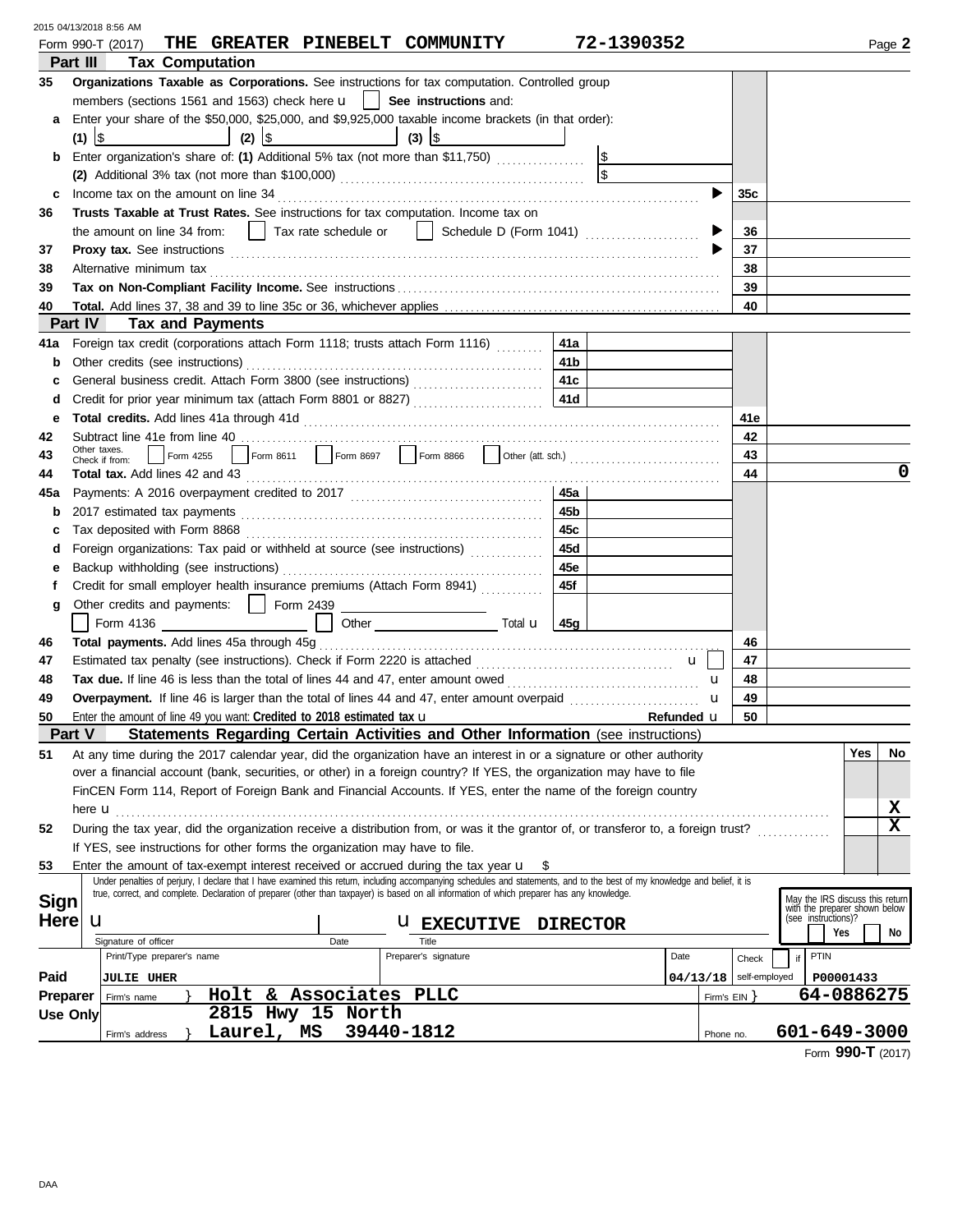Form 990-T (2017) **THE GREATER PINEBELT COMMUNITY** **72-1390352** Page **2**

## Part III Tax Computation

| | | | |
|---|---|---|---|
| **35** | **Organizations Taxable as Corporations.** See instructions for tax computation. Controlled group members (sections 1561 and 1563) check here ☐ **See instructions** and: | | |
| **a** | Enter your share of the $50,000, $25,000, and $9,925,000 taxable income brackets (in that order): (1) $ (2) $ (3) $ | | |
| **b** | Enter organization's share of: **(1)** Additional 5% tax (not more than $11,750) $ | | |
| | **(2)** Additional 3% tax (not more than $100,000) $ | | |
| **c** | Income tax on the amount on line 34 | **35c** | |
| **36** | **Trusts Taxable at Trust Rates.** See instructions for tax computation. Income tax on the amount on line 34 from: ☐ Tax rate schedule or ☐ Schedule D (Form 1041) | **36** | |
| **37** | **Proxy tax.** See instructions | **37** | |
| **38** | Alternative minimum tax | **38** | |
| **39** | **Tax on Non-Compliant Facility Income.** See instructions | **39** | |
| **40** | **Total.** Add lines 37, 38 and 39 to line 35c or 36, whichever applies | **40** | |

## Part IV Tax and Payments

| | | | | | |
|---|---|---|---|---|---|
| **41a** | Foreign tax credit (corporations attach Form 1118; trusts attach Form 1116) | **41a** | | | |
| **b** | Other credits (see instructions) | **41b** | | | |
| **c** | General business credit. Attach Form 3800 (see instructions) | **41c** | | | |
| **d** | Credit for prior year minimum tax (attach Form 8801 or 8827) | **41d** | | | |
| **e** | **Total credits.** Add lines 41a through 41d | | | **41e** | |
| **42** | Subtract line 41e from line 40 | | | **42** | |
| **43** | Other taxes. Check if from: ☐ Form 4255 ☐ Form 8611 ☐ Form 8697 ☐ Form 8866 ☐ Other (att. sch.) | | | **43** | |
| **44** | **Total tax.** Add lines 42 and 43 | | | **44** | 0 |
| **45a** | Payments: A 2016 overpayment credited to 2017 | **45a** | | | |
| **b** | 2017 estimated tax payments | **45b** | | | |
| **c** | Tax deposited with Form 8868 | **45c** | | | |
| **d** | Foreign organizations: Tax paid or withheld at source (see instructions) | **45d** | | | |
| **e** | Backup withholding (see instructions) | **45e** | | | |
| **f** | Credit for small employer health insurance premiums (Attach Form 8941) | **45f** | | | |
| **g** | Other credits and payments: ☐ Form 2439 ☐ Form 4136 ☐ Other Total | **45g** | | | |
| **46** | **Total payments.** Add lines 45a through 45g | | | **46** | |
| **47** | Estimated tax penalty (see instructions). Check if Form 2220 is attached ☐ | | | **47** | |
| **48** | **Tax due.** If line 46 is less than the total of lines 44 and 47, enter amount owed | | | **48** | |
| **49** | **Overpayment.** If line 46 is larger than the total of lines 44 and 47, enter amount overpaid | | | **49** | |
| **50** | Enter the amount of line 49 you want: **Credited to 2018 estimated tax** | Refunded | | **50** | |

## Part V Statements Regarding Certain Activities and Other Information (see instructions)

| | | Yes | No |
|---|---|---|---|
| **51** | At any time during the 2017 calendar year, did the organization have an interest in or a signature or other authority over a financial account (bank, securities, or other) in a foreign country? If YES, the organization may have to file FinCEN Form 114, Report of Foreign Bank and Financial Accounts. If YES, enter the name of the foreign country here | | X |
| **52** | During the tax year, did the organization receive a distribution from, or was it the grantor of, or transferor to, a foreign trust? If YES, see instructions for other forms the organization may have to file. | | X |
| **53** | Enter the amount of tax-exempt interest received or accrued during the tax year $ | | |

**Sign Here**

Under penalties of perjury, I declare that I have examined this return, including accompanying schedules and statements, and to the best of my knowledge and belief, it is true, correct, and complete. Declaration of preparer (other than taxpayer) is based on all information of which preparer has any knowledge.

Signature of officer | Date | Title: **EXECUTIVE DIRECTOR**

May the IRS discuss this return with the preparer shown below (see instructions)? ☐ Yes ☐ No

**Paid Preparer Use Only**

| Print/Type preparer's name | Preparer's signature | Date | Check ☐ if self-employed | PTIN |
|---|---|---|---|---|
| JULIE UHER | | 04/13/18 | | P00001433 |
| Firm's name: **Holt & Associates PLLC** | | | Firm's EIN | **64-0886275** |
| Firm's address: **2815 Hwy 15 North, Laurel, MS 39440-1812** | | | Phone no. | **601-649-3000** |

Form **990-T** (2017)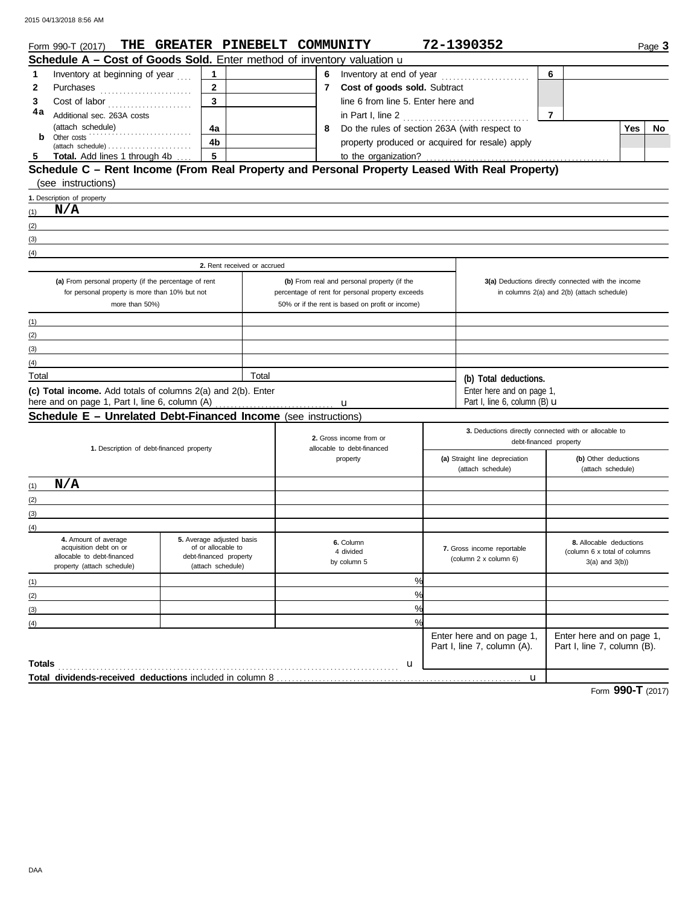Form 990-T (2017) THE GREATER PINEBELT COMMUNITY 72-1390352 Page **3**

## Schedule A – Cost of Goods Sold. Enter method of inventory valuation u

| | | | | | | | |
|---|---|---|---|---|---|---|---|
| 1 | Inventory at beginning of year | 1 | | 6 | Inventory at end of year | 6 | |
| 2 | Purchases | 2 | | 7 | **Cost of goods sold.** Subtract line 6 from line 5. Enter here and in Part I, line 2 | 7 | |
| 3 | Cost of labor | 3 | | | | | |
| 4a | Additional sec. 263A costs (attach schedule) | 4a | | 8 | Do the rules of section 263A (with respect to property produced or acquired for resale) apply to the organization? | Yes | No |
| b | Other costs (attach schedule) | 4b | | | | | |
| 5 | **Total.** Add lines 1 through 4b | 5 | | | | | |

## Schedule C – Rent Income (From Real Property and Personal Property Leased With Real Property) (see instructions)

**1.** Description of property

(1) N/A

(2)

(3)

(4)

| | 2. Rent received or accrued | | |
|---|---|---|---|
| | **(a)** From personal property (if the percentage of rent for personal property is more than 10% but not more than 50%) | **(b)** From real and personal property (if the percentage of rent for personal property exceeds 50% or if the rent is based on profit or income) | **3(a)** Deductions directly connected with the income in columns 2(a) and 2(b) (attach schedule) |
| (1) | | | |
| (2) | | | |
| (3) | | | |
| (4) | | | |
| Total | | Total | **(b) Total deductions.** Enter here and on page 1, Part I, line 6, column (B) u |

**(c) Total income.** Add totals of columns 2(a) and 2(b). Enter here and on page 1, Part I, line 6, column (A) u

## Schedule E – Unrelated Debt-Financed Income (see instructions)

| | 1. Description of debt-financed property | 2. Gross income from or allocable to debt-financed property | 3. Deductions directly connected with or allocable to debt-financed property (a) Straight line depreciation (attach schedule) | (b) Other deductions (attach schedule) |
|---|---|---|---|---|
| (1) | N/A | | | |
| (2) | | | | |
| (3) | | | | |
| (4) | | | | |

| | 4. Amount of average acquisition debt on or allocable to debt-financed property (attach schedule) | 5. Average adjusted basis of or allocable to debt-financed property (attach schedule) | 6. Column 4 divided by column 5 | 7. Gross income reportable (column 2 x column 6) | 8. Allocable deductions (column 6 x total of columns 3(a) and 3(b)) |
|---|---|---|---|---|---|
| (1) | | | % | | |
| (2) | | | % | | |
| (3) | | | % | | |
| (4) | | | % | | |
| | | | | Enter here and on page 1, Part I, line 7, column (A). | Enter here and on page 1, Part I, line 7, column (B). |
| **Totals** | | | u | | |

**Total dividends-received deductions** included in column 8 u

Form **990-T** (2017)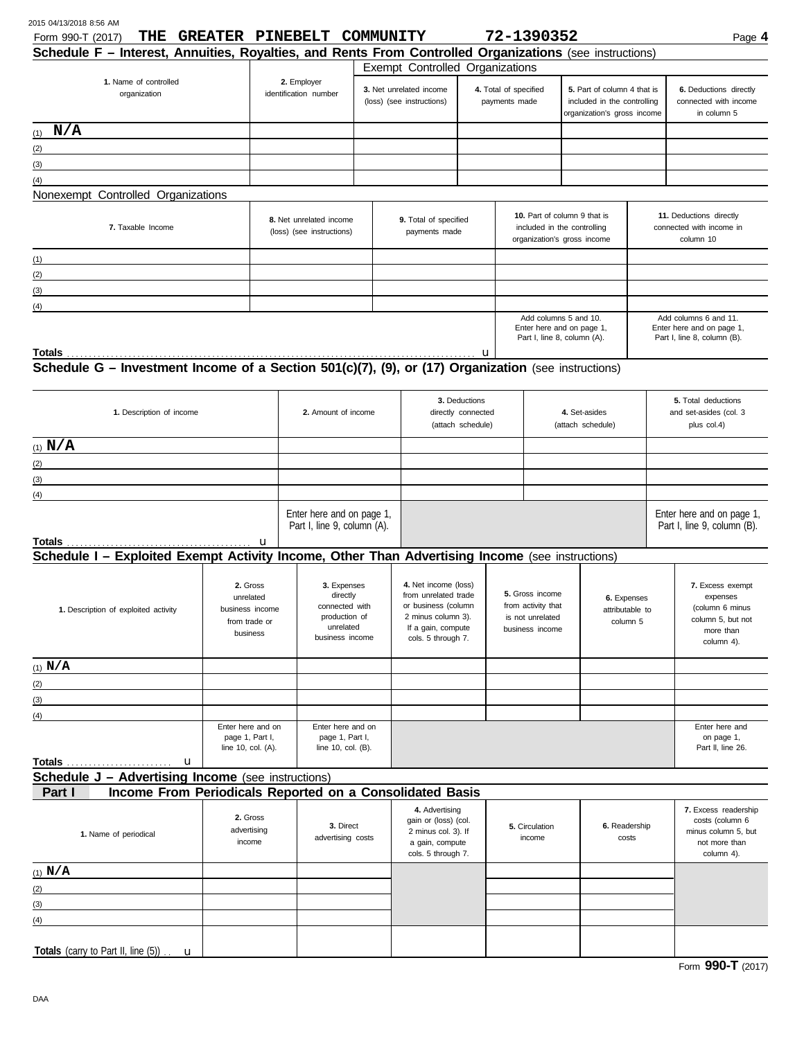Form 990-T (2017) **THE GREATER PINEBELT COMMUNITY** **72-1390352**

## Schedule F – Interest, Annuities, Royalties, and Rents From Controlled Organizations (see instructions)

| 1. Name of controlled organization | 2. Employer identification number | Exempt Controlled Organizations | | | |
|---|---|---|---|---|---|
| | | 3. Net unrelated income (loss) (see instructions) | 4. Total of specified payments made | 5. Part of column 4 that is included in the controlling organization's gross income | 6. Deductions directly connected with income in column 5 |
| (1) N/A | | | | | |
| (2) | | | | | |
| (3) | | | | | |
| (4) | | | | | |

Nonexempt Controlled Organizations

| 7. Taxable Income | 8. Net unrelated income (loss) (see instructions) | 9. Total of specified payments made | 10. Part of column 9 that is included in the controlling organization's gross income | 11. Deductions directly connected with income in column 10 |
|---|---|---|---|---|
| (1) | | | | |
| (2) | | | | |
| (3) | | | | |
| (4) | | | | |
| | | | Add columns 5 and 10. Enter here and on page 1, Part I, line 8, column (A). | Add columns 6 and 11. Enter here and on page 1, Part I, line 8, column (B). |
| **Totals** | | | | |

## Schedule G – Investment Income of a Section 501(c)(7), (9), or (17) Organization (see instructions)

| 1. Description of income | 2. Amount of income | 3. Deductions directly connected (attach schedule) | 4. Set-asides (attach schedule) | 5. Total deductions and set-asides (col. 3 plus col.4) |
|---|---|---|---|---|
| (1) N/A | | | | |
| (2) | | | | |
| (3) | | | | |
| (4) | | | | |
| **Totals** | Enter here and on page 1, Part I, line 9, column (A). | | | Enter here and on page 1, Part I, line 9, column (B). |

## Schedule I – Exploited Exempt Activity Income, Other Than Advertising Income (see instructions)

| 1. Description of exploited activity | 2. Gross unrelated business income from trade or business | 3. Expenses directly connected with production of unrelated business income | 4. Net income (loss) from unrelated trade or business (column 2 minus column 3). If a gain, compute cols. 5 through 7. | 5. Gross income from activity that is not unrelated business income | 6. Expenses attributable to column 5 | 7. Excess exempt expenses (column 6 minus column 5, but not more than column 4). |
|---|---|---|---|---|---|---|
| (1) N/A | | | | | | |
| (2) | | | | | | |
| (3) | | | | | | |
| (4) | | | | | | |
| **Totals** | Enter here and on page 1, Part I, line 10, col. (A). | Enter here and on page 1, Part I, line 10, col. (B). | | | | Enter here and on page 1, Part II, line 26. |

## Schedule J – Advertising Income (see instructions)

### Part I Income From Periodicals Reported on a Consolidated Basis

| 1. Name of periodical | 2. Gross advertising income | 3. Direct advertising costs | 4. Advertising gain or (loss) (col. 2 minus col. 3). If a gain, compute cols. 5 through 7. | 5. Circulation income | 6. Readership costs | 7. Excess readership costs (column 6 minus column 5, but not more than column 4). |
|---|---|---|---|---|---|---|
| (1) N/A | | | | | | |
| (2) | | | | | | |
| (3) | | | | | | |
| (4) | | | | | | |
| **Totals** (carry to Part II, line (5)) | | | | | | |

Form **990-T** (2017)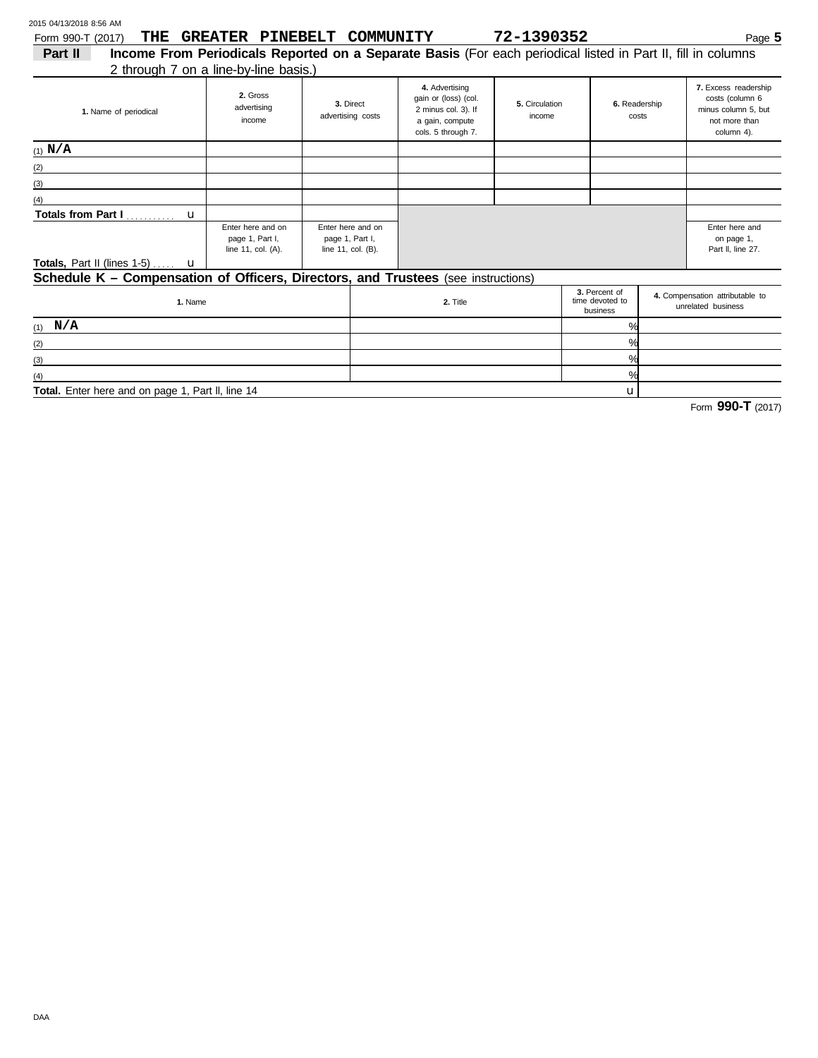Form 990-T (2017) **THE GREATER PINEBELT COMMUNITY** **72-1390352**

**Part II** **Income From Periodicals Reported on a Separate Basis** (For each periodical listed in Part II, fill in columns 2 through 7 on a line-by-line basis.)

| 1. Name of periodical | 2. Gross advertising income | 3. Direct advertising costs | 4. Advertising gain or (loss) (col. 2 minus col. 3). If a gain, compute cols. 5 through 7. | 5. Circulation income | 6. Readership costs | 7. Excess readership costs (column 6 minus column 5, but not more than column 4). |
|---|---|---|---|---|---|---|
| (1) N/A | | | | | | |
| (2) | | | | | | |
| (3) | | | | | | |
| (4) | | | | | | |
| **Totals from Part I** . . . . . . . . . . u | | | | | | |
| **Totals,** Part II (lines 1-5) . . . . . u | Enter here and on page 1, Part I, line 11, col. (A). | Enter here and on page 1, Part I, line 11, col. (B). | | | | Enter here and on page 1, Part II, line 27. |

## Schedule K – Compensation of Officers, Directors, and Trustees (see instructions)

| 1. Name | 2. Title | 3. Percent of time devoted to business | 4. Compensation attributable to unrelated business |
|---|---|---|---|
| (1) N/A | | % | |
| (2) | | % | |
| (3) | | % | |
| (4) | | % | |
| **Total.** Enter here and on page 1, Part II, line 14 | | u | |

Form **990-T** (2017)

DAA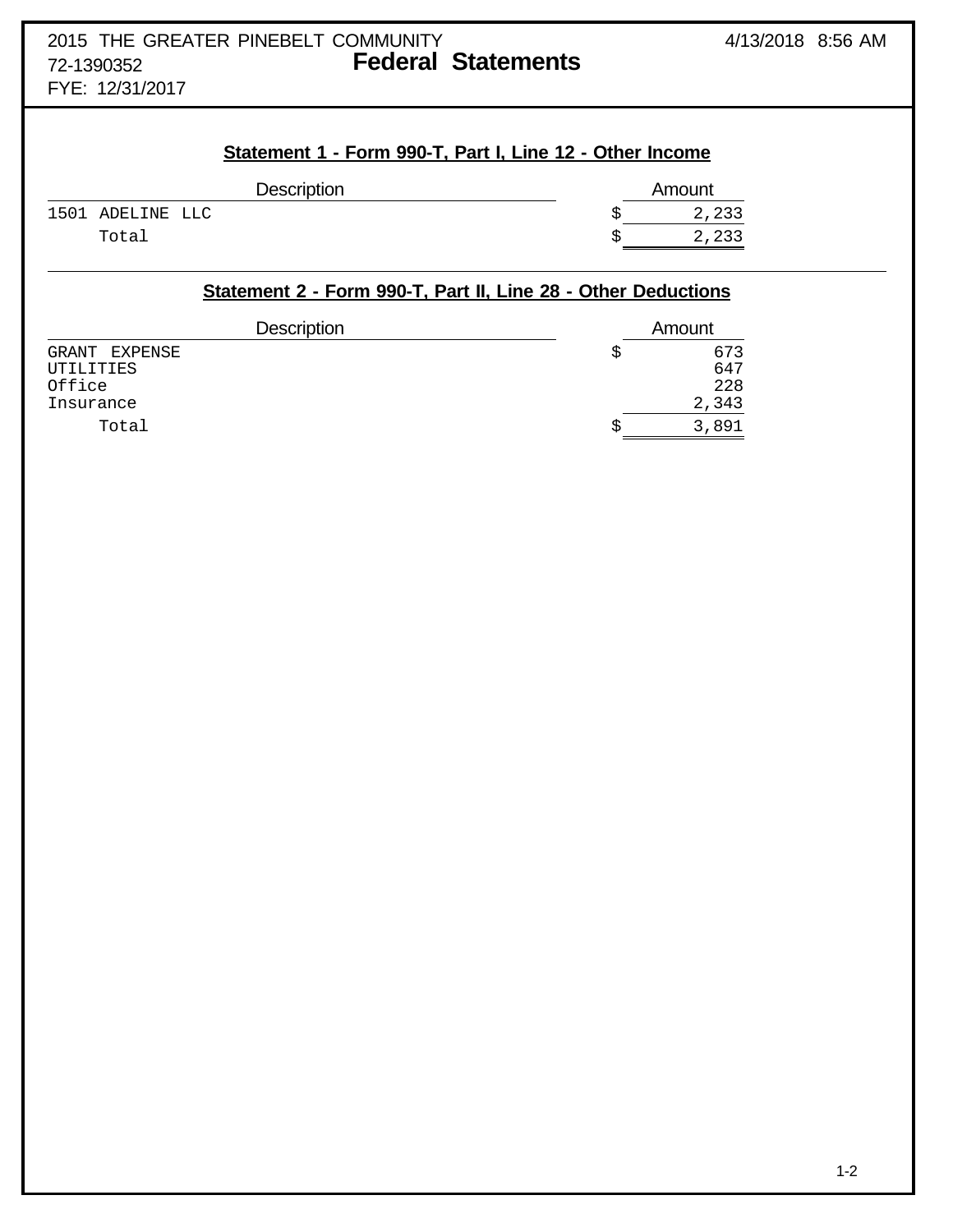2015 THE GREATER PINEBELT COMMUNITY
72-1390352
FYE: 12/31/2017

4/13/2018 8:56 AM

# Federal Statements

## Statement 1 - Form 990-T, Part I, Line 12 - Other Income

| Description | Amount |
|---|---|
| 1501 ADELINE LLC | $ 2,233 |
| Total | $ 2,233 |

## Statement 2 - Form 990-T, Part II, Line 28 - Other Deductions

| Description | Amount |
|---|---|
| GRANT EXPENSE | $ 673 |
| UTILITIES | 647 |
| Office | 228 |
| Insurance | 2,343 |
| Total | $ 3,891 |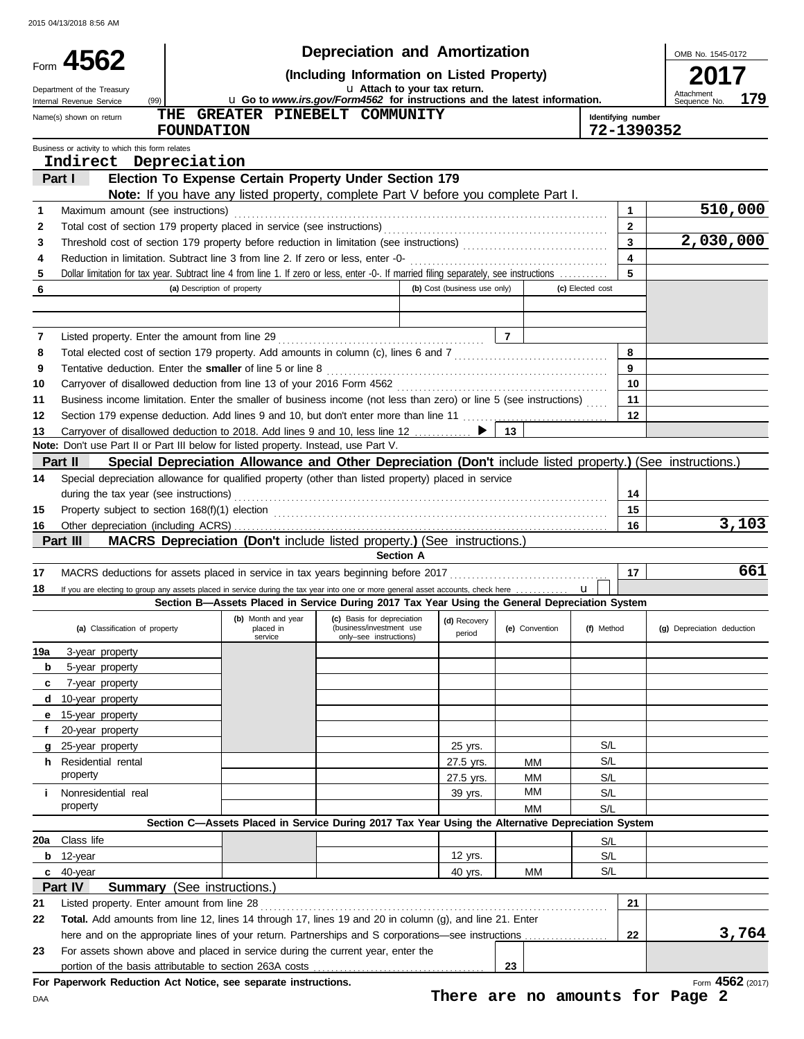Form **4562**

Department of the Treasury
Internal Revenue Service (99)

# Depreciation and Amortization

**(Including Information on Listed Property)**

u Attach to your tax return.

u Go to *www.irs.gov/Form4562* for instructions and the latest information.

OMB No. 1545-0172

**2017**

Attachment Sequence No. **179**

Name(s) shown on return: **THE GREATER PINEBELT COMMUNITY FOUNDATION**

Identifying number: **72-1390352**

Business or activity to which this form relates: **Indirect Depreciation**

## Part I — Election To Expense Certain Property Under Section 179

**Note:** If you have any listed property, complete Part V before you complete Part I.

| Line | Description | | Amount |
|---|---|---|---|
| 1 | Maximum amount (see instructions) | 1 | 510,000 |
| 2 | Total cost of section 179 property placed in service (see instructions) | 2 | |
| 3 | Threshold cost of section 179 property before reduction in limitation (see instructions) | 3 | 2,030,000 |
| 4 | Reduction in limitation. Subtract line 3 from line 2. If zero or less, enter -0- | 4 | |
| 5 | Dollar limitation for tax year. Subtract line 4 from line 1. If zero or less, enter -0-. If married filing separately, see instructions | 5 | |

| 6 | (a) Description of property | (b) Cost (business use only) | (c) Elected cost |
|---|---|---|---|
| | | | |
| | | | |

| Line | Description | | Amount |
|---|---|---|---|
| 7 | Listed property. Enter the amount from line 29 | 7 | |
| 8 | Total elected cost of section 179 property. Add amounts in column (c), lines 6 and 7 | 8 | |
| 9 | Tentative deduction. Enter the **smaller** of line 5 or line 8 | 9 | |
| 10 | Carryover of disallowed deduction from line 13 of your 2016 Form 4562 | 10 | |
| 11 | Business income limitation. Enter the smaller of business income (not less than zero) or line 5 (see instructions) | 11 | |
| 12 | Section 179 expense deduction. Add lines 9 and 10, but don't enter more than line 11 | 12 | |
| 13 | Carryover of disallowed deduction to 2018. Add lines 9 and 10, less line 12 ▶ | 13 | |

**Note:** Don't use Part II or Part III below for listed property. Instead, use Part V.

## Part II — Special Depreciation Allowance and Other Depreciation (Don't include listed property.) (See instructions.)

| Line | Description | | Amount |
|---|---|---|---|
| 14 | Special depreciation allowance for qualified property (other than listed property) placed in service during the tax year (see instructions) | 14 | |
| 15 | Property subject to section 168(f)(1) election | 15 | |
| 16 | Other depreciation (including ACRS) | 16 | 3,103 |

## Part III — MACRS Depreciation (Don't include listed property.) (See instructions.)

### Section A

| Line | Description | | Amount |
|---|---|---|---|
| 17 | MACRS deductions for assets placed in service in tax years beginning before 2017 | 17 | 661 |
| 18 | If you are electing to group any assets placed in service during the tax year into one or more general asset accounts, check here u | | |

### Section B—Assets Placed in Service During 2017 Tax Year Using the General Depreciation System

| (a) Classification of property | (b) Month and year placed in service | (c) Basis for depreciation (business/investment use only–see instructions) | (d) Recovery period | (e) Convention | (f) Method | (g) Depreciation deduction |
|---|---|---|---|---|---|---|
| 19a 3-year property | | | | | | |
| b 5-year property | | | | | | |
| c 7-year property | | | | | | |
| d 10-year property | | | | | | |
| e 15-year property | | | | | | |
| f 20-year property | | | | | | |
| g 25-year property | | | 25 yrs. | | S/L | |
| h Residential rental property | | | 27.5 yrs. | MM | S/L | |
| | | | 27.5 yrs. | MM | S/L | |
| i Nonresidential real property | | | 39 yrs. | MM | S/L | |
| | | | | MM | S/L | |

### Section C—Assets Placed in Service During 2017 Tax Year Using the Alternative Depreciation System

| (a) Classification of property | (b) Month and year placed in service | (c) Basis for depreciation | (d) Recovery period | (e) Convention | (f) Method | (g) Depreciation deduction |
|---|---|---|---|---|---|---|
| 20a Class life | | | | | S/L | |
| b 12-year | | | 12 yrs. | | S/L | |
| c 40-year | | | 40 yrs. | MM | S/L | |

## Part IV — Summary (See instructions.)

| Line | Description | | Amount |
|---|---|---|---|
| 21 | Listed property. Enter amount from line 28 | 21 | |
| 22 | **Total.** Add amounts from line 12, lines 14 through 17, lines 19 and 20 in column (g), and line 21. Enter here and on the appropriate lines of your return. Partnerships and S corporations—see instructions | 22 | 3,764 |
| 23 | For assets shown above and placed in service during the current year, enter the portion of the basis attributable to section 263A costs | 23 | |

**For Paperwork Reduction Act Notice, see separate instructions.**

Form **4562** (2017)

**There are no amounts for Page 2**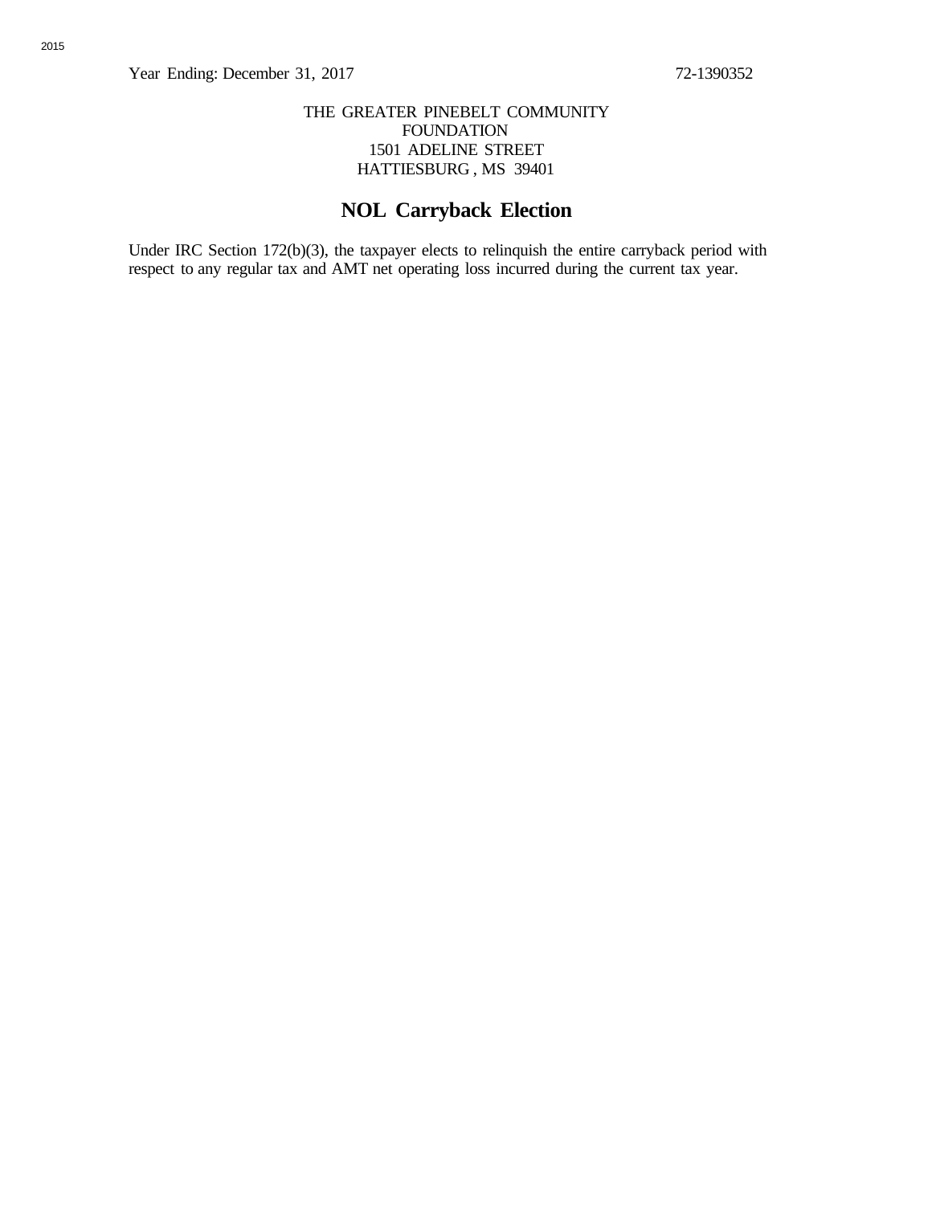Year Ending: December 31, 2017 72-1390352

THE GREATER PINEBELT COMMUNITY FOUNDATION
1501 ADELINE STREET
HATTIESBURG , MS 39401

# NOL Carryback Election

Under IRC Section 172(b)(3), the taxpayer elects to relinquish the entire carryback period with respect to any regular tax and AMT net operating loss incurred during the current tax year.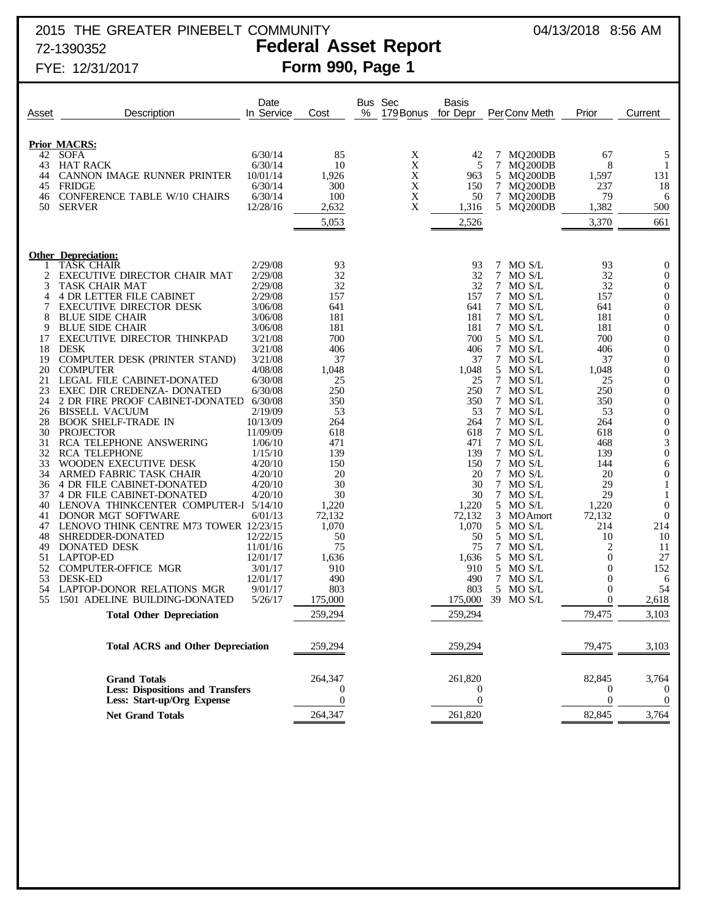2015 THE GREATER PINEBELT COMMUNITY 04/13/2018 8:56 AM

72-1390352

# Federal Asset Report

FYE: 12/31/2017

## Form 990, Page 1

| Asset | Description | Date In Service | Cost | Bus % | Sec 179 Bonus | Basis for Depr | Per | Conv Meth | Prior | Current |
|---|---|---|---|---|---|---|---|---|---|---|
| **Prior MACRS:** | | | | | | | | | | |
| 42 | SOFA | 6/30/14 | 85 | | X | 42 | 7 | MQ200DB | 67 | 5 |
| 43 | HAT RACK | 6/30/14 | 10 | | X | 5 | 7 | MQ200DB | 8 | 1 |
| 44 | CANNON IMAGE RUNNER PRINTER | 10/01/14 | 1,926 | | X | 963 | 5 | MQ200DB | 1,597 | 131 |
| 45 | FRIDGE | 6/30/14 | 300 | | X | 150 | 7 | MQ200DB | 237 | 18 |
| 46 | CONFERENCE TABLE W/10 CHAIRS | 6/30/14 | 100 | | X | 50 | 7 | MQ200DB | 79 | 6 |
| 50 | SERVER | 12/28/16 | 2,632 | | X | 1,316 | 5 | MQ200DB | 1,382 | 500 |
| | | | 5,053 | | | 2,526 | | | 3,370 | 661 |
| **Other Depreciation:** | | | | | | | | | | |
| 1 | TASK CHAIR | 2/29/08 | 93 | | | 93 | 7 | MO S/L | 93 | 0 |
| 2 | EXECUTIVE DIRECTOR CHAIR MAT | 2/29/08 | 32 | | | 32 | 7 | MO S/L | 32 | 0 |
| 3 | TASK CHAIR MAT | 2/29/08 | 32 | | | 32 | 7 | MO S/L | 32 | 0 |
| 4 | 4 DR LETTER FILE CABINET | 2/29/08 | 157 | | | 157 | 7 | MO S/L | 157 | 0 |
| 7 | EXECUTIVE DIRECTOR DESK | 3/06/08 | 641 | | | 641 | 7 | MO S/L | 641 | 0 |
| 8 | BLUE SIDE CHAIR | 3/06/08 | 181 | | | 181 | 7 | MO S/L | 181 | 0 |
| 9 | BLUE SIDE CHAIR | 3/06/08 | 181 | | | 181 | 7 | MO S/L | 181 | 0 |
| 17 | EXECUTIVE DIRECTOR THINKPAD | 3/21/08 | 700 | | | 700 | 5 | MO S/L | 700 | 0 |
| 18 | DESK | 3/21/08 | 406 | | | 406 | 7 | MO S/L | 406 | 0 |
| 19 | COMPUTER DESK (PRINTER STAND) | 3/21/08 | 37 | | | 37 | 7 | MO S/L | 37 | 0 |
| 20 | COMPUTER | 4/08/08 | 1,048 | | | 1,048 | 5 | MO S/L | 1,048 | 0 |
| 21 | LEGAL FILE CABINET-DONATED | 6/30/08 | 25 | | | 25 | 7 | MO S/L | 25 | 0 |
| 23 | EXEC DIR CREDENZA- DONATED | 6/30/08 | 250 | | | 250 | 7 | MO S/L | 250 | 0 |
| 24 | 2 DR FIRE PROOF CABINET-DONATED | 6/30/08 | 350 | | | 350 | 7 | MO S/L | 350 | 0 |
| 26 | BISSELL VACUUM | 2/19/09 | 53 | | | 53 | 7 | MO S/L | 53 | 0 |
| 28 | BOOK SHELF-TRADE IN | 10/13/09 | 264 | | | 264 | 7 | MO S/L | 264 | 0 |
| 30 | PROJECTOR | 11/09/09 | 618 | | | 618 | 7 | MO S/L | 618 | 0 |
| 31 | RCA TELEPHONE ANSWERING | 1/06/10 | 471 | | | 471 | 7 | MO S/L | 468 | 3 |
| 32 | RCA TELEPHONE | 1/15/10 | 139 | | | 139 | 7 | MO S/L | 139 | 0 |
| 33 | WOODEN EXECUTIVE DESK | 4/20/10 | 150 | | | 150 | 7 | MO S/L | 144 | 6 |
| 34 | ARMED FABRIC TASK CHAIR | 4/20/10 | 20 | | | 20 | 7 | MO S/L | 20 | 0 |
| 36 | 4 DR FILE CABINET-DONATED | 4/20/10 | 30 | | | 30 | 7 | MO S/L | 29 | 1 |
| 37 | 4 DR FILE CABINET-DONATED | 4/20/10 | 30 | | | 30 | 7 | MO S/L | 29 | 1 |
| 40 | LENOVA THINKCENTER COMPUTER-I | 5/14/10 | 1,220 | | | 1,220 | 5 | MO S/L | 1,220 | 0 |
| 41 | DONOR MGT SOFTWARE | 6/01/13 | 72,132 | | | 72,132 | 3 | MO Amort | 72,132 | 0 |
| 47 | LENOVO THINK CENTRE M73 TOWER | 12/23/15 | 1,070 | | | 1,070 | 5 | MO S/L | 214 | 214 |
| 48 | SHREDDER-DONATED | 12/22/15 | 50 | | | 50 | 5 | MO S/L | 10 | 10 |
| 49 | DONATED DESK | 11/01/16 | 75 | | | 75 | 7 | MO S/L | 2 | 11 |
| 51 | LAPTOP-ED | 12/01/17 | 1,636 | | | 1,636 | 5 | MO S/L | 0 | 27 |
| 52 | COMPUTER-OFFICE MGR | 3/01/17 | 910 | | | 910 | 5 | MO S/L | 0 | 152 |
| 53 | DESK-ED | 12/01/17 | 490 | | | 490 | 7 | MO S/L | 0 | 6 |
| 54 | LAPTOP-DONOR RELATIONS MGR | 9/01/17 | 803 | | | 803 | 5 | MO S/L | 0 | 54 |
| 55 | 1501 ADELINE BUILDING-DONATED | 5/26/17 | 175,000 | | | 175,000 | 39 | MO S/L | 0 | 2,618 |
| | **Total Other Depreciation** | | 259,294 | | | 259,294 | | | 79,475 | 3,103 |
| | **Total ACRS and Other Depreciation** | | 259,294 | | | 259,294 | | | 79,475 | 3,103 |
| | **Grand Totals** | | 264,347 | | | 261,820 | | | 82,845 | 3,764 |
| | **Less: Dispositions and Transfers** | | 0 | | | 0 | | | 0 | 0 |
| | **Less: Start-up/Org Expense** | | 0 | | | 0 | | | 0 | 0 |
| | **Net Grand Totals** | | 264,347 | | | 261,820 | | | 82,845 | 3,764 |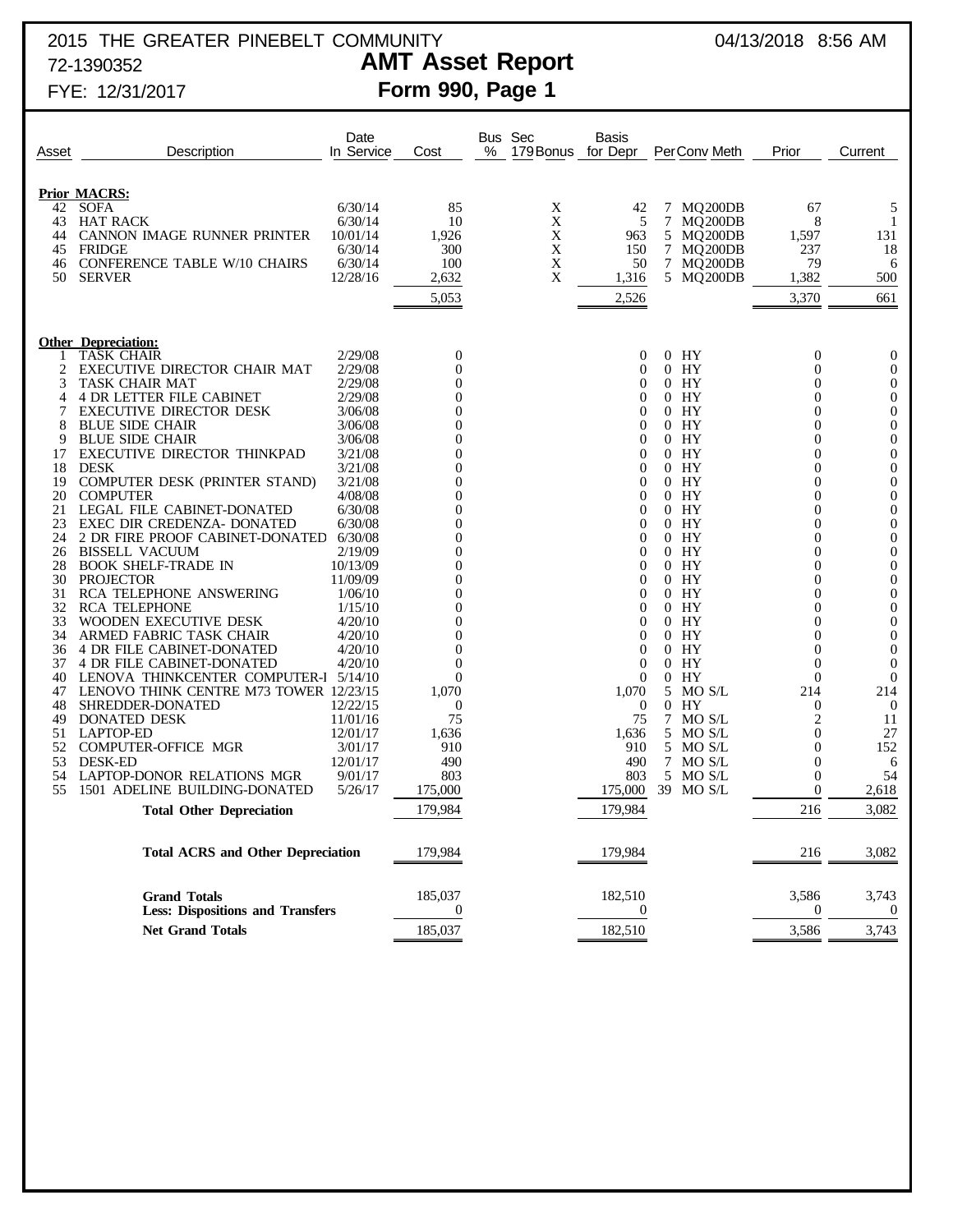2015 THE GREATER PINEBELT COMMUNITY
72-1390352
FYE: 12/31/2017

04/13/2018 8:56 AM

# AMT Asset Report
## Form 990, Page 1

| Asset | Description | Date In Service | Cost | Bus % | Sec 179 Bonus | Basis for Depr | Per | Conv Meth | Prior | Current |
|---|---|---|---|---|---|---|---|---|---|---|
| **Prior MACRS:** | | | | | | | | | | |
| 42 | SOFA | 6/30/14 | 85 | | X | 42 | 7 | MQ200DB | 67 | 5 |
| 43 | HAT RACK | 6/30/14 | 10 | | X | 5 | 7 | MQ200DB | 8 | 1 |
| 44 | CANNON IMAGE RUNNER PRINTER | 10/01/14 | 1,926 | | X | 963 | 5 | MQ200DB | 1,597 | 131 |
| 45 | FRIDGE | 6/30/14 | 300 | | X | 150 | 7 | MQ200DB | 237 | 18 |
| 46 | CONFERENCE TABLE W/10 CHAIRS | 6/30/14 | 100 | | X | 50 | 7 | MQ200DB | 79 | 6 |
| 50 | SERVER | 12/28/16 | 2,632 | | X | 1,316 | 5 | MQ200DB | 1,382 | 500 |
| | | | 5,053 | | | 2,526 | | | 3,370 | 661 |
| **Other Depreciation:** | | | | | | | | | | |
| 1 | TASK CHAIR | 2/29/08 | 0 | | | 0 | 0 | HY | 0 | 0 |
| 2 | EXECUTIVE DIRECTOR CHAIR MAT | 2/29/08 | 0 | | | 0 | 0 | HY | 0 | 0 |
| 3 | TASK CHAIR MAT | 2/29/08 | 0 | | | 0 | 0 | HY | 0 | 0 |
| 4 | 4 DR LETTER FILE CABINET | 2/29/08 | 0 | | | 0 | 0 | HY | 0 | 0 |
| 7 | EXECUTIVE DIRECTOR DESK | 3/06/08 | 0 | | | 0 | 0 | HY | 0 | 0 |
| 8 | BLUE SIDE CHAIR | 3/06/08 | 0 | | | 0 | 0 | HY | 0 | 0 |
| 9 | BLUE SIDE CHAIR | 3/06/08 | 0 | | | 0 | 0 | HY | 0 | 0 |
| 17 | EXECUTIVE DIRECTOR THINKPAD | 3/21/08 | 0 | | | 0 | 0 | HY | 0 | 0 |
| 18 | DESK | 3/21/08 | 0 | | | 0 | 0 | HY | 0 | 0 |
| 19 | COMPUTER DESK (PRINTER STAND) | 3/21/08 | 0 | | | 0 | 0 | HY | 0 | 0 |
| 20 | COMPUTER | 4/08/08 | 0 | | | 0 | 0 | HY | 0 | 0 |
| 21 | LEGAL FILE CABINET-DONATED | 6/30/08 | 0 | | | 0 | 0 | HY | 0 | 0 |
| 23 | EXEC DIR CREDENZA- DONATED | 6/30/08 | 0 | | | 0 | 0 | HY | 0 | 0 |
| 24 | 2 DR FIRE PROOF CABINET-DONATED | 6/30/08 | 0 | | | 0 | 0 | HY | 0 | 0 |
| 26 | BISSELL VACUUM | 2/19/09 | 0 | | | 0 | 0 | HY | 0 | 0 |
| 28 | BOOK SHELF-TRADE IN | 10/13/09 | 0 | | | 0 | 0 | HY | 0 | 0 |
| 30 | PROJECTOR | 11/09/09 | 0 | | | 0 | 0 | HY | 0 | 0 |
| 31 | RCA TELEPHONE ANSWERING | 1/06/10 | 0 | | | 0 | 0 | HY | 0 | 0 |
| 32 | RCA TELEPHONE | 1/15/10 | 0 | | | 0 | 0 | HY | 0 | 0 |
| 33 | WOODEN EXECUTIVE DESK | 4/20/10 | 0 | | | 0 | 0 | HY | 0 | 0 |
| 34 | ARMED FABRIC TASK CHAIR | 4/20/10 | 0 | | | 0 | 0 | HY | 0 | 0 |
| 36 | 4 DR FILE CABINET-DONATED | 4/20/10 | 0 | | | 0 | 0 | HY | 0 | 0 |
| 37 | 4 DR FILE CABINET-DONATED | 4/20/10 | 0 | | | 0 | 0 | HY | 0 | 0 |
| 40 | LENOVA THINKCENTER COMPUTER-I | 5/14/10 | 0 | | | 0 | 0 | HY | 0 | 0 |
| 47 | LENOVO THINK CENTRE M73 TOWER | 12/23/15 | 1,070 | | | 1,070 | 5 | MO S/L | 214 | 214 |
| 48 | SHREDDER-DONATED | 12/22/15 | 0 | | | 0 | 0 | HY | 0 | 0 |
| 49 | DONATED DESK | 11/01/16 | 75 | | | 75 | 7 | MO S/L | 2 | 11 |
| 51 | LAPTOP-ED | 12/01/17 | 1,636 | | | 1,636 | 5 | MO S/L | 0 | 27 |
| 52 | COMPUTER-OFFICE MGR | 3/01/17 | 910 | | | 910 | 5 | MO S/L | 0 | 152 |
| 53 | DESK-ED | 12/01/17 | 490 | | | 490 | 7 | MO S/L | 0 | 6 |
| 54 | LAPTOP-DONOR RELATIONS MGR | 9/01/17 | 803 | | | 803 | 5 | MO S/L | 0 | 54 |
| 55 | 1501 ADELINE BUILDING-DONATED | 5/26/17 | 175,000 | | | 175,000 | 39 | MO S/L | 0 | 2,618 |
| | **Total Other Depreciation** | | 179,984 | | | 179,984 | | | 216 | 3,082 |
| | **Total ACRS and Other Depreciation** | | 179,984 | | | 179,984 | | | 216 | 3,082 |
| | **Grand Totals** | | 185,037 | | | 182,510 | | | 3,586 | 3,743 |
| | **Less: Dispositions and Transfers** | | 0 | | | 0 | | | 0 | 0 |
| | **Net Grand Totals** | | 185,037 | | | 182,510 | | | 3,586 | 3,743 |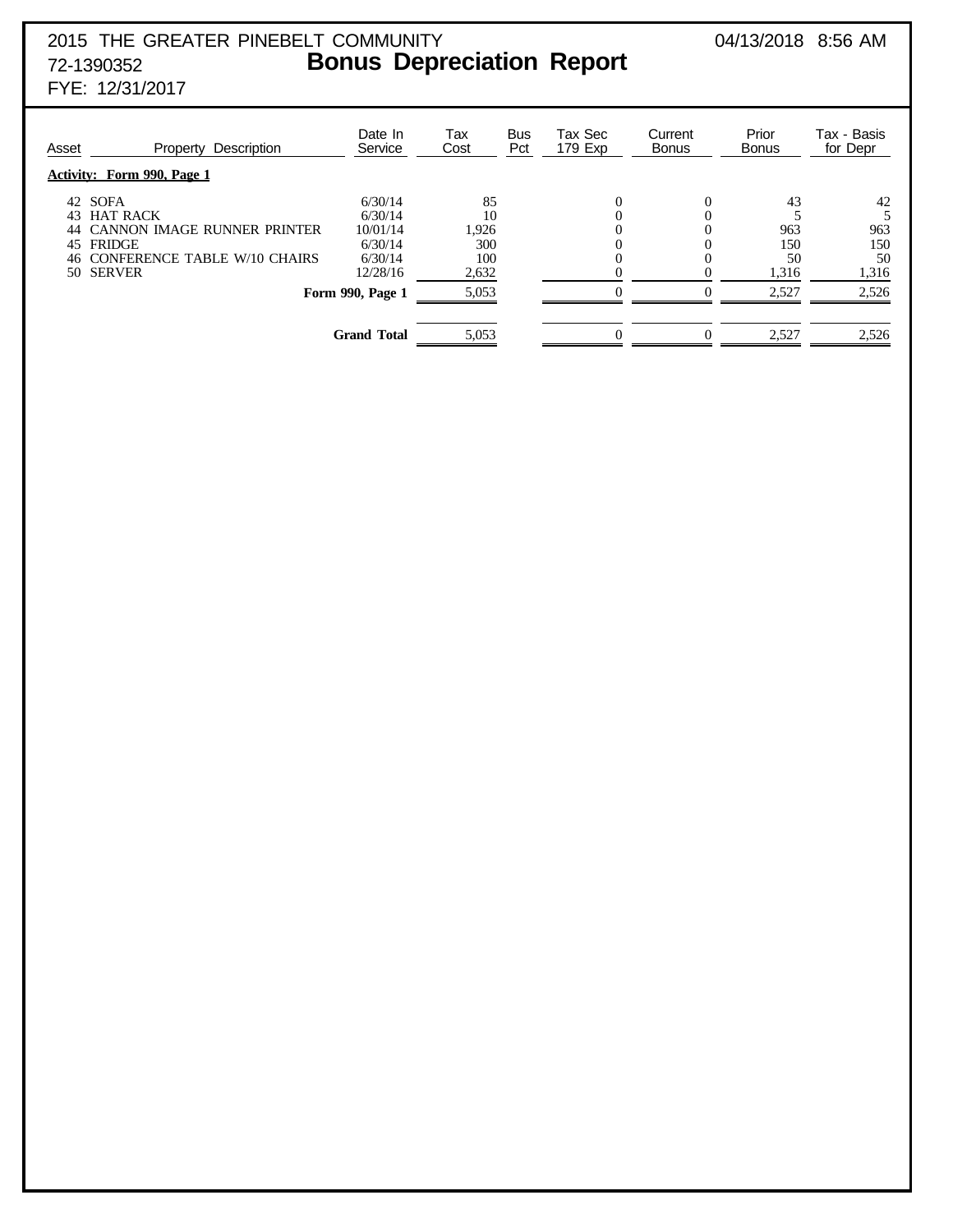2015 THE GREATER PINEBELT COMMUNITY 04/13/2018 8:56 AM

72-1390352

# Bonus Depreciation Report

FYE: 12/31/2017

| Asset | Property Description | Date In Service | Tax Cost | Bus Pct | Tax Sec 179 Exp | Current Bonus | Prior Bonus | Tax - Basis for Depr |
|---|---|---|---|---|---|---|---|---|
| **Activity: Form 990, Page 1** | | | | | | | | |
| 42 | SOFA | 6/30/14 | 85 | | 0 | 0 | 43 | 42 |
| 43 | HAT RACK | 6/30/14 | 10 | | 0 | 0 | 5 | 5 |
| 44 | CANNON IMAGE RUNNER PRINTER | 10/01/14 | 1,926 | | 0 | 0 | 963 | 963 |
| 45 | FRIDGE | 6/30/14 | 300 | | 0 | 0 | 150 | 150 |
| 46 | CONFERENCE TABLE W/10 CHAIRS | 6/30/14 | 100 | | 0 | 0 | 50 | 50 |
| 50 | SERVER | 12/28/16 | 2,632 | | 0 | 0 | 1,316 | 1,316 |
| | | **Form 990, Page 1** | 5,053 | | 0 | 0 | 2,527 | 2,526 |
| | | **Grand Total** | 5,053 | | 0 | 0 | 2,527 | 2,526 |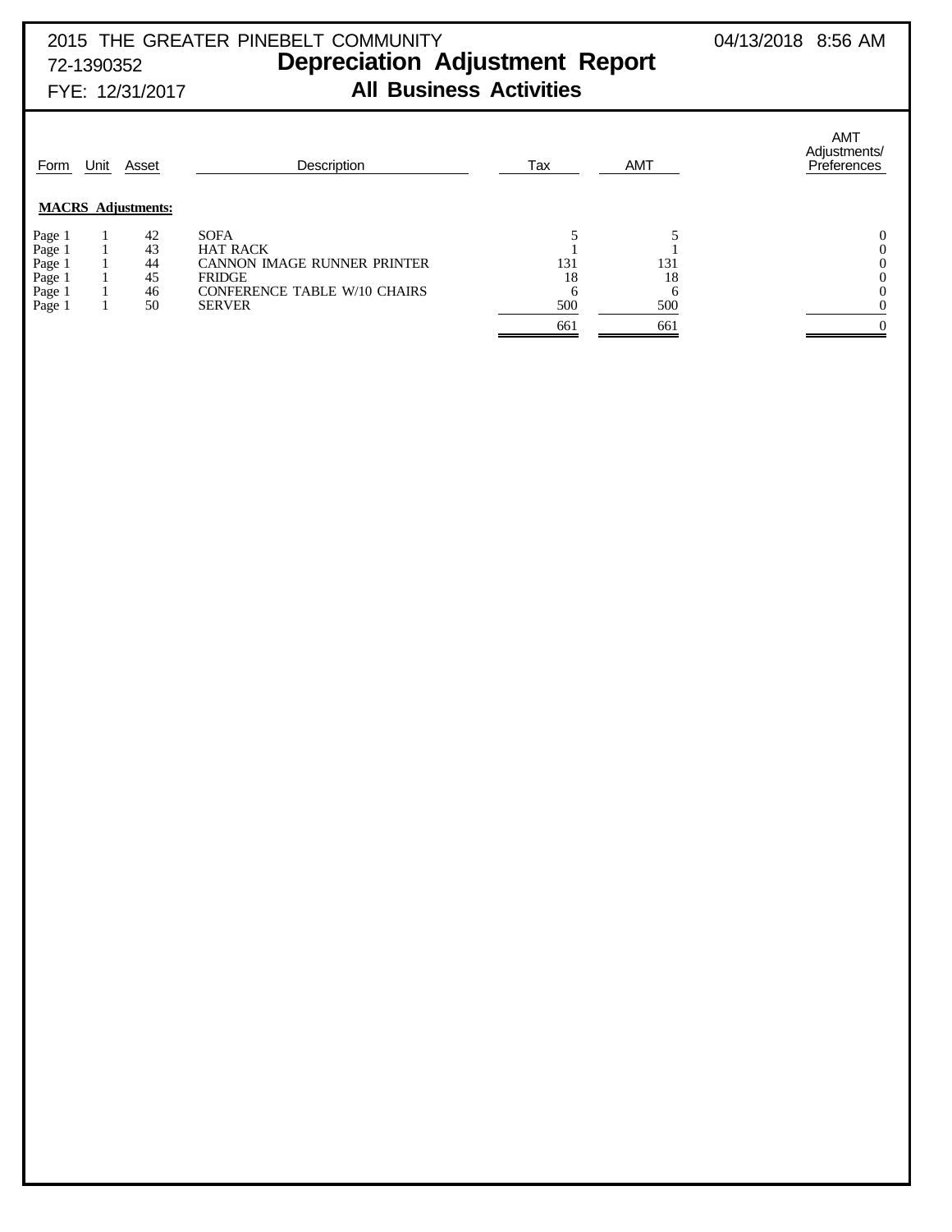2015 THE GREATER PINEBELT COMMUNITY
72-1390352
FYE: 12/31/2017

04/13/2018 8:56 AM

# Depreciation Adjustment Report

## All Business Activities

| Form | Unit | Asset | Description | Tax | AMT | AMT Adjustments/ Preferences |
|---|---|---|---|---|---|---|
| **MACRS Adjustments:** | | | | | | |
| Page 1 | 1 | 42 | SOFA | 5 | 5 | 0 |
| Page 1 | 1 | 43 | HAT RACK | 1 | 1 | 0 |
| Page 1 | 1 | 44 | CANNON IMAGE RUNNER PRINTER | 131 | 131 | 0 |
| Page 1 | 1 | 45 | FRIDGE | 18 | 18 | 0 |
| Page 1 | 1 | 46 | CONFERENCE TABLE W/10 CHAIRS | 6 | 6 | 0 |
| Page 1 | 1 | 50 | SERVER | 500 | 500 | 0 |
| | | | | 661 | 661 | 0 |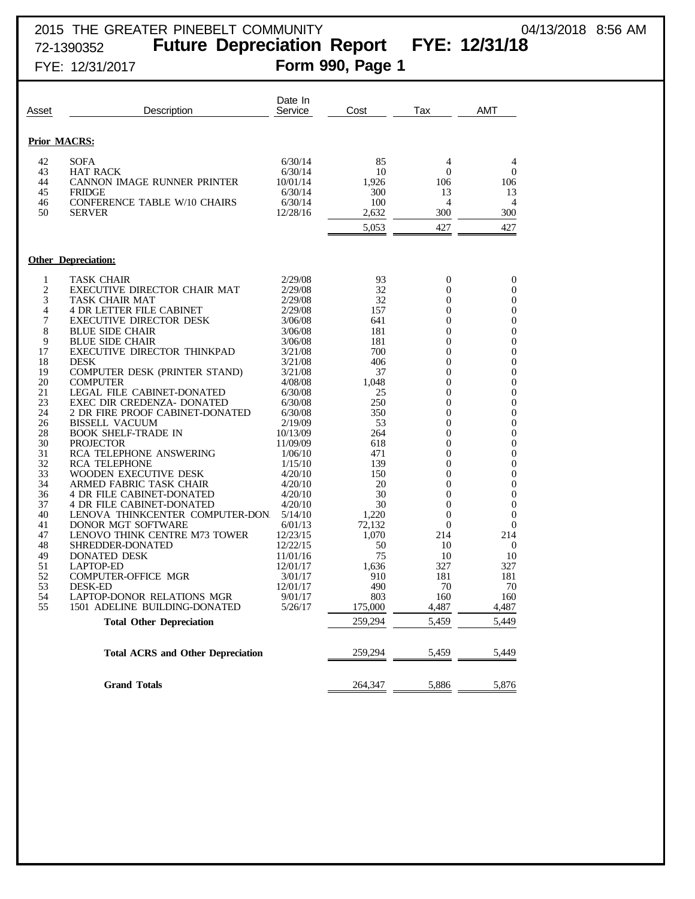2015 THE GREATER PINEBELT COMMUNITY 04/13/2018 8:56 AM
72-1390352 **Future Depreciation Report FYE: 12/31/18**
FYE: 12/31/2017 **Form 990, Page 1**

| Asset | Description | Date In Service | Cost | Tax | AMT |
|---|---|---|---|---|---|
| **Prior MACRS:** | | | | | |
| 42 | SOFA | 6/30/14 | 85 | 4 | 4 |
| 43 | HAT RACK | 6/30/14 | 10 | 0 | 0 |
| 44 | CANNON IMAGE RUNNER PRINTER | 10/01/14 | 1,926 | 106 | 106 |
| 45 | FRIDGE | 6/30/14 | 300 | 13 | 13 |
| 46 | CONFERENCE TABLE W/10 CHAIRS | 6/30/14 | 100 | 4 | 4 |
| 50 | SERVER | 12/28/16 | 2,632 | 300 | 300 |
| | | | 5,053 | 427 | 427 |
| **Other Depreciation:** | | | | | |
| 1 | TASK CHAIR | 2/29/08 | 93 | 0 | 0 |
| 2 | EXECUTIVE DIRECTOR CHAIR MAT | 2/29/08 | 32 | 0 | 0 |
| 3 | TASK CHAIR MAT | 2/29/08 | 32 | 0 | 0 |
| 4 | 4 DR LETTER FILE CABINET | 2/29/08 | 157 | 0 | 0 |
| 7 | EXECUTIVE DIRECTOR DESK | 3/06/08 | 641 | 0 | 0 |
| 8 | BLUE SIDE CHAIR | 3/06/08 | 181 | 0 | 0 |
| 9 | BLUE SIDE CHAIR | 3/06/08 | 181 | 0 | 0 |
| 17 | EXECUTIVE DIRECTOR THINKPAD | 3/21/08 | 700 | 0 | 0 |
| 18 | DESK | 3/21/08 | 406 | 0 | 0 |
| 19 | COMPUTER DESK (PRINTER STAND) | 3/21/08 | 37 | 0 | 0 |
| 20 | COMPUTER | 4/08/08 | 1,048 | 0 | 0 |
| 21 | LEGAL FILE CABINET-DONATED | 6/30/08 | 25 | 0 | 0 |
| 23 | EXEC DIR CREDENZA- DONATED | 6/30/08 | 250 | 0 | 0 |
| 24 | 2 DR FIRE PROOF CABINET-DONATED | 6/30/08 | 350 | 0 | 0 |
| 26 | BISSELL VACUUM | 2/19/09 | 53 | 0 | 0 |
| 28 | BOOK SHELF-TRADE IN | 10/13/09 | 264 | 0 | 0 |
| 30 | PROJECTOR | 11/09/09 | 618 | 0 | 0 |
| 31 | RCA TELEPHONE ANSWERING | 1/06/10 | 471 | 0 | 0 |
| 32 | RCA TELEPHONE | 1/15/10 | 139 | 0 | 0 |
| 33 | WOODEN EXECUTIVE DESK | 4/20/10 | 150 | 0 | 0 |
| 34 | ARMED FABRIC TASK CHAIR | 4/20/10 | 20 | 0 | 0 |
| 36 | 4 DR FILE CABINET-DONATED | 4/20/10 | 30 | 0 | 0 |
| 37 | 4 DR FILE CABINET-DONATED | 4/20/10 | 30 | 0 | 0 |
| 40 | LENOVA THINKCENTER COMPUTER-DON. | 5/14/10 | 1,220 | 0 | 0 |
| 41 | DONOR MGT SOFTWARE | 6/01/13 | 72,132 | 0 | 0 |
| 47 | LENOVO THINK CENTRE M73 TOWER | 12/23/15 | 1,070 | 214 | 214 |
| 48 | SHREDDER-DONATED | 12/22/15 | 50 | 10 | 0 |
| 49 | DONATED DESK | 11/01/16 | 75 | 10 | 10 |
| 51 | LAPTOP-ED | 12/01/17 | 1,636 | 327 | 327 |
| 52 | COMPUTER-OFFICE MGR | 3/01/17 | 910 | 181 | 181 |
| 53 | DESK-ED | 12/01/17 | 490 | 70 | 70 |
| 54 | LAPTOP-DONOR RELATIONS MGR | 9/01/17 | 803 | 160 | 160 |
| 55 | 1501 ADELINE BUILDING-DONATED | 5/26/17 | 175,000 | 4,487 | 4,487 |
| | **Total Other Depreciation** | | 259,294 | 5,459 | 5,449 |
| | **Total ACRS and Other Depreciation** | | 259,294 | 5,459 | 5,449 |
| | **Grand Totals** | | 264,347 | 5,886 | 5,876 |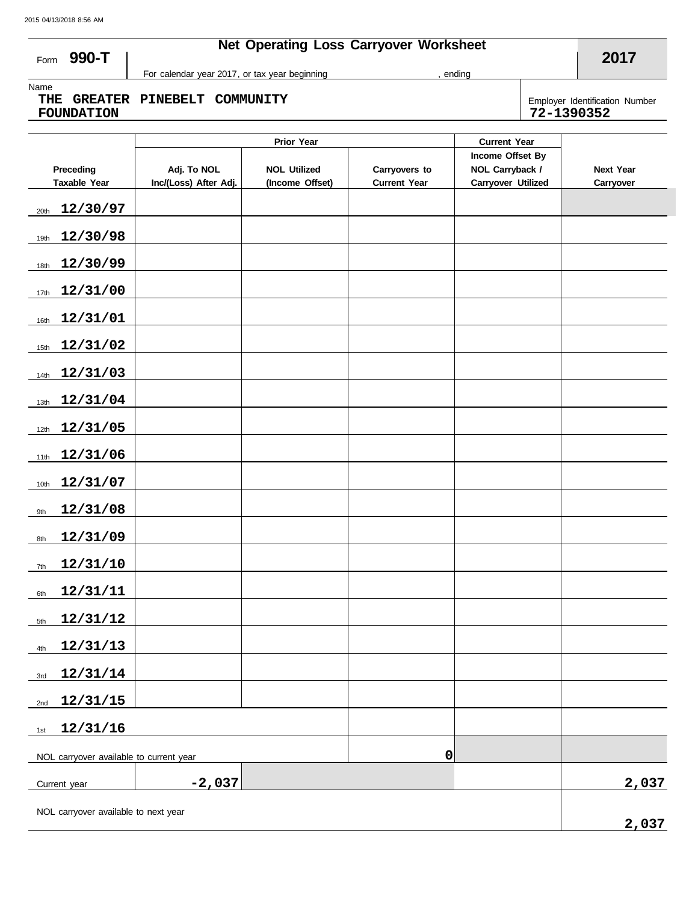Form **990-T**

# Net Operating Loss Carryover Worksheet

**2017**

For calendar year 2017, or tax year beginning , ending

Name
**THE GREATER PINEBELT COMMUNITY FOUNDATION**

Employer Identification Number
**72-1390352**

| | Prior Year | | | Current Year | |
|---|---|---|---|---|---|
| Preceding Taxable Year | Adj. To NOL Inc/(Loss) After Adj. | NOL Utilized (Income Offset) | Carryovers to Current Year | Income Offset By NOL Carryback / Carryover Utilized | Next Year Carryover |
| 20th **12/30/97** | | | | | |
| 19th **12/30/98** | | | | | |
| 18th **12/30/99** | | | | | |
| 17th **12/31/00** | | | | | |
| 16th **12/31/01** | | | | | |
| 15th **12/31/02** | | | | | |
| 14th **12/31/03** | | | | | |
| 13th **12/31/04** | | | | | |
| 12th **12/31/05** | | | | | |
| 11th **12/31/06** | | | | | |
| 10th **12/31/07** | | | | | |
| 9th **12/31/08** | | | | | |
| 8th **12/31/09** | | | | | |
| 7th **12/31/10** | | | | | |
| 6th **12/31/11** | | | | | |
| 5th **12/31/12** | | | | | |
| 4th **12/31/13** | | | | | |
| 3rd **12/31/14** | | | | | |
| 2nd **12/31/15** | | | | | |
| 1st **12/31/16** | | | | | |
| NOL carryover available to current year | | | **0** | | |
| Current year | **-2,037** | | | | **2,037** |
| NOL carryover available to next year | | | | | **2,037** |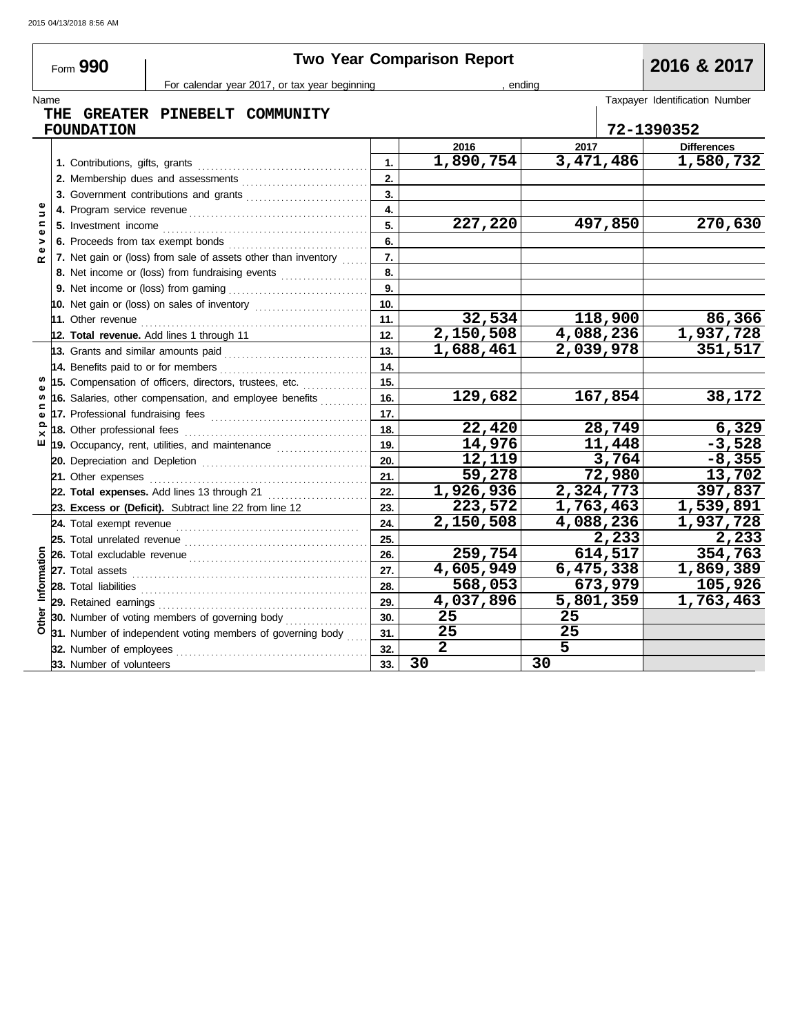Form **990**

# Two Year Comparison Report

**2016 & 2017**

For calendar year 2017, or tax year beginning , ending

Name: THE GREATER PINEBELT COMMUNITY FOUNDATION

Taxpayer Identification Number: 72-1390352

| | | | 2016 | 2017 | Differences |
|---|---|---|---|---|---|
| Revenue | 1. Contributions, gifts, grants | 1. | 1,890,754 | 3,471,486 | 1,580,732 |
| | 2. Membership dues and assessments | 2. | | | |
| | 3. Government contributions and grants | 3. | | | |
| | 4. Program service revenue | 4. | | | |
| | 5. Investment income | 5. | 227,220 | 497,850 | 270,630 |
| | 6. Proceeds from tax exempt bonds | 6. | | | |
| | 7. Net gain or (loss) from sale of assets other than inventory | 7. | | | |
| | 8. Net income or (loss) from fundraising events | 8. | | | |
| | 9. Net income or (loss) from gaming | 9. | | | |
| | 10. Net gain or (loss) on sales of inventory | 10. | | | |
| | 11. Other revenue | 11. | 32,534 | 118,900 | 86,366 |
| | 12. **Total revenue.** Add lines 1 through 11 | 12. | 2,150,508 | 4,088,236 | 1,937,728 |
| Expenses | 13. Grants and similar amounts paid | 13. | 1,688,461 | 2,039,978 | 351,517 |
| | 14. Benefits paid to or for members | 14. | | | |
| | 15. Compensation of officers, directors, trustees, etc. | 15. | | | |
| | 16. Salaries, other compensation, and employee benefits | 16. | 129,682 | 167,854 | 38,172 |
| | 17. Professional fundraising fees | 17. | | | |
| | 18. Other professional fees | 18. | 22,420 | 28,749 | 6,329 |
| | 19. Occupancy, rent, utilities, and maintenance | 19. | 14,976 | 11,448 | -3,528 |
| | 20. Depreciation and Depletion | 20. | 12,119 | 3,764 | -8,355 |
| | 21. Other expenses | 21. | 59,278 | 72,980 | 13,702 |
| | 22. **Total expenses.** Add lines 13 through 21 | 22. | 1,926,936 | 2,324,773 | 397,837 |
| | 23. **Excess or (Deficit).** Subtract line 22 from line 12 | 23. | 223,572 | 1,763,463 | 1,539,891 |
| Other Information | 24. Total exempt revenue | 24. | 2,150,508 | 4,088,236 | 1,937,728 |
| | 25. Total unrelated revenue | 25. | | 2,233 | 2,233 |
| | 26. Total excludable revenue | 26. | 259,754 | 614,517 | 354,763 |
| | 27. Total assets | 27. | 4,605,949 | 6,475,338 | 1,869,389 |
| | 28. Total liabilities | 28. | 568,053 | 673,979 | 105,926 |
| | 29. Retained earnings | 29. | 4,037,896 | 5,801,359 | 1,763,463 |
| | 30. Number of voting members of governing body | 30. | 25 | 25 | |
| | 31. Number of independent voting members of governing body | 31. | 25 | 25 | |
| | 32. Number of employees | 32. | 2 | 5 | |
| | 33. Number of volunteers | 33. | 30 | 30 | |